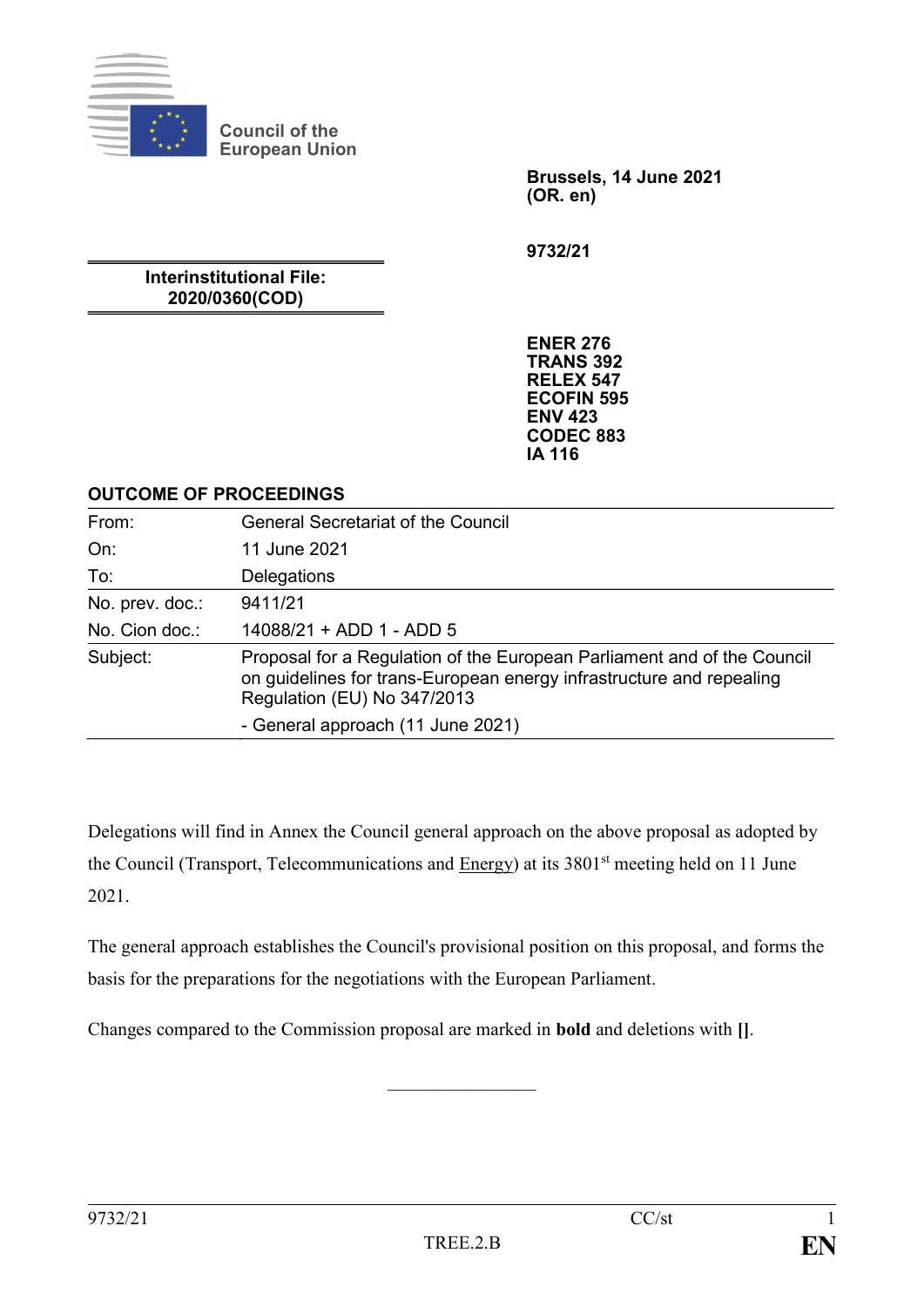Council of the European Union

**Brussels, 14 June 2021**
**(OR. en)**

**9732/21**

**Interinstitutional File:**
**2020/0360(COD)**

**ENER 276**
**TRANS 392**
**RELEX 547**
**ECOFIN 595**
**ENV 423**
**CODEC 883**
**IA 116**

**OUTCOME OF PROCEEDINGS**

| | |
|---|---|
| From: | General Secretariat of the Council |
| On: | 11 June 2021 |
| To: | Delegations |
| No. prev. doc.: | 9411/21 |
| No. Cion doc.: | 14088/21 + ADD 1 - ADD 5 |
| Subject: | Proposal for a Regulation of the European Parliament and of the Council on guidelines for trans-European energy infrastructure and repealing Regulation (EU) No 347/2013 |
| | - General approach (11 June 2021) |

Delegations will find in Annex the Council general approach on the above proposal as adopted by the Council (Transport, Telecommunications and Energy) at its 3801st meeting held on 11 June 2021.

The general approach establishes the Council's provisional position on this proposal, and forms the basis for the preparations for the negotiations with the European Parliament.

Changes compared to the Commission proposal are marked in **bold** and deletions with **[]**.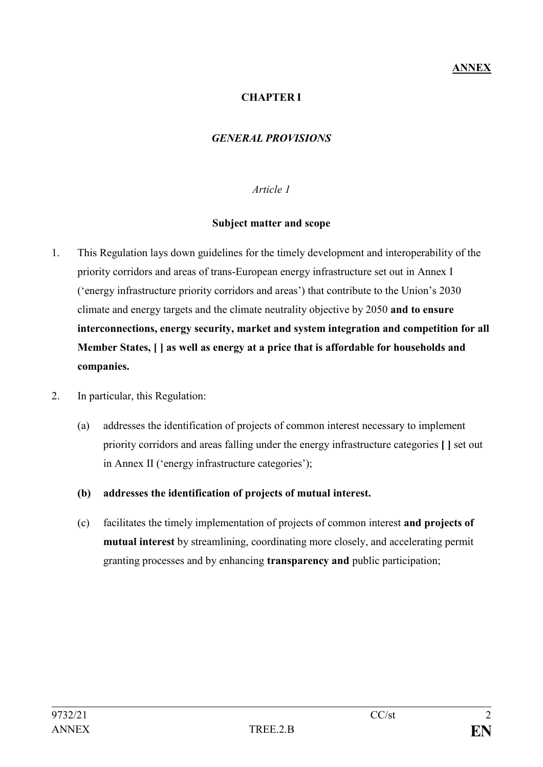**ANNEX**

# CHAPTER I

## *GENERAL PROVISIONS*

*Article 1*

**Subject matter and scope**

1. This Regulation lays down guidelines for the timely development and interoperability of the priority corridors and areas of trans-European energy infrastructure set out in Annex I ('energy infrastructure priority corridors and areas') that contribute to the Union's 2030 climate and energy targets and the climate neutrality objective by 2050 **and to ensure interconnections, energy security, market and system integration and competition for all Member States, [ ] as well as energy at a price that is affordable for households and companies.**

2. In particular, this Regulation:

   (a) addresses the identification of projects of common interest necessary to implement priority corridors and areas falling under the energy infrastructure categories **[ ]** set out in Annex II ('energy infrastructure categories');

   **(b) addresses the identification of projects of mutual interest.**

   (c) facilitates the timely implementation of projects of common interest **and projects of mutual interest** by streamlining, coordinating more closely, and accelerating permit granting processes and by enhancing **transparency and** public participation;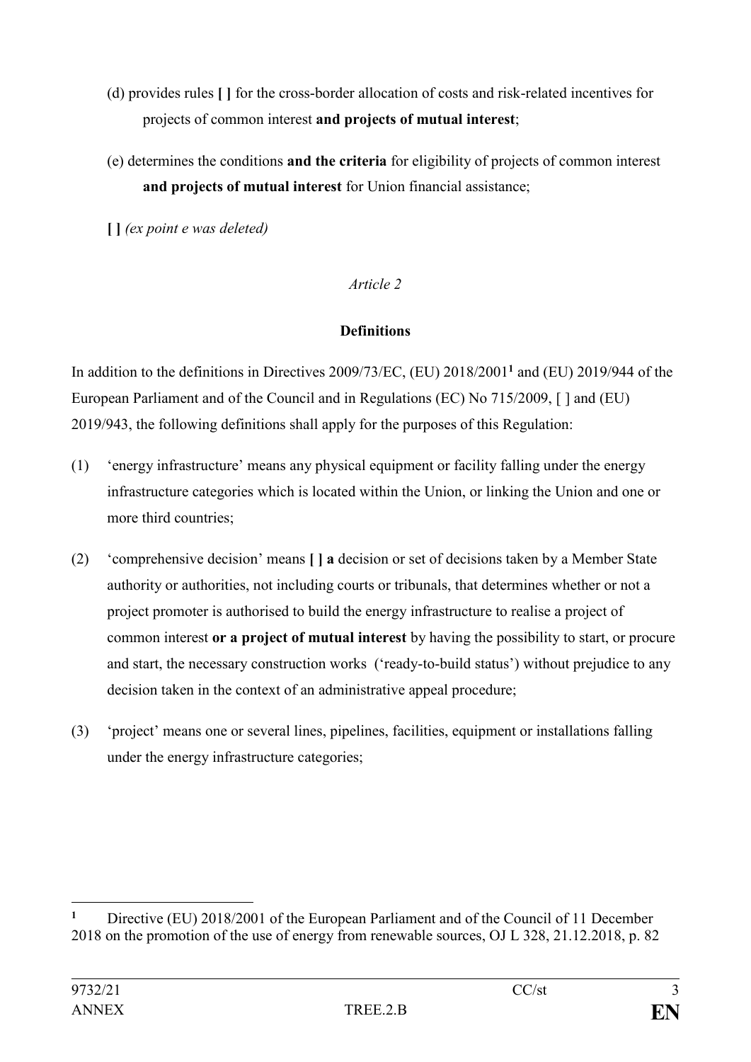(d) provides rules **[ ]** for the cross-border allocation of costs and risk-related incentives for projects of common interest **and projects of mutual interest**;

(e) determines the conditions **and the criteria** for eligibility of projects of common interest **and projects of mutual interest** for Union financial assistance;

**[ ]** *(ex point e was deleted)*

*Article 2*

**Definitions**

In addition to the definitions in Directives 2009/73/EC, (EU) 2018/2001[1] and (EU) 2019/944 of the European Parliament and of the Council and in Regulations (EC) No 715/2009, [ ] and (EU) 2019/943, the following definitions shall apply for the purposes of this Regulation:

(1) 'energy infrastructure' means any physical equipment or facility falling under the energy infrastructure categories which is located within the Union, or linking the Union and one or more third countries;

(2) 'comprehensive decision' means **[ ] a** decision or set of decisions taken by a Member State authority or authorities, not including courts or tribunals, that determines whether or not a project promoter is authorised to build the energy infrastructure to realise a project of common interest **or a project of mutual interest** by having the possibility to start, or procure and start, the necessary construction works ('ready-to-build status') without prejudice to any decision taken in the context of an administrative appeal procedure;

(3) 'project' means one or several lines, pipelines, facilities, equipment or installations falling under the energy infrastructure categories;

---

[1] Directive (EU) 2018/2001 of the European Parliament and of the Council of 11 December 2018 on the promotion of the use of energy from renewable sources, OJ L 328, 21.12.2018, p. 82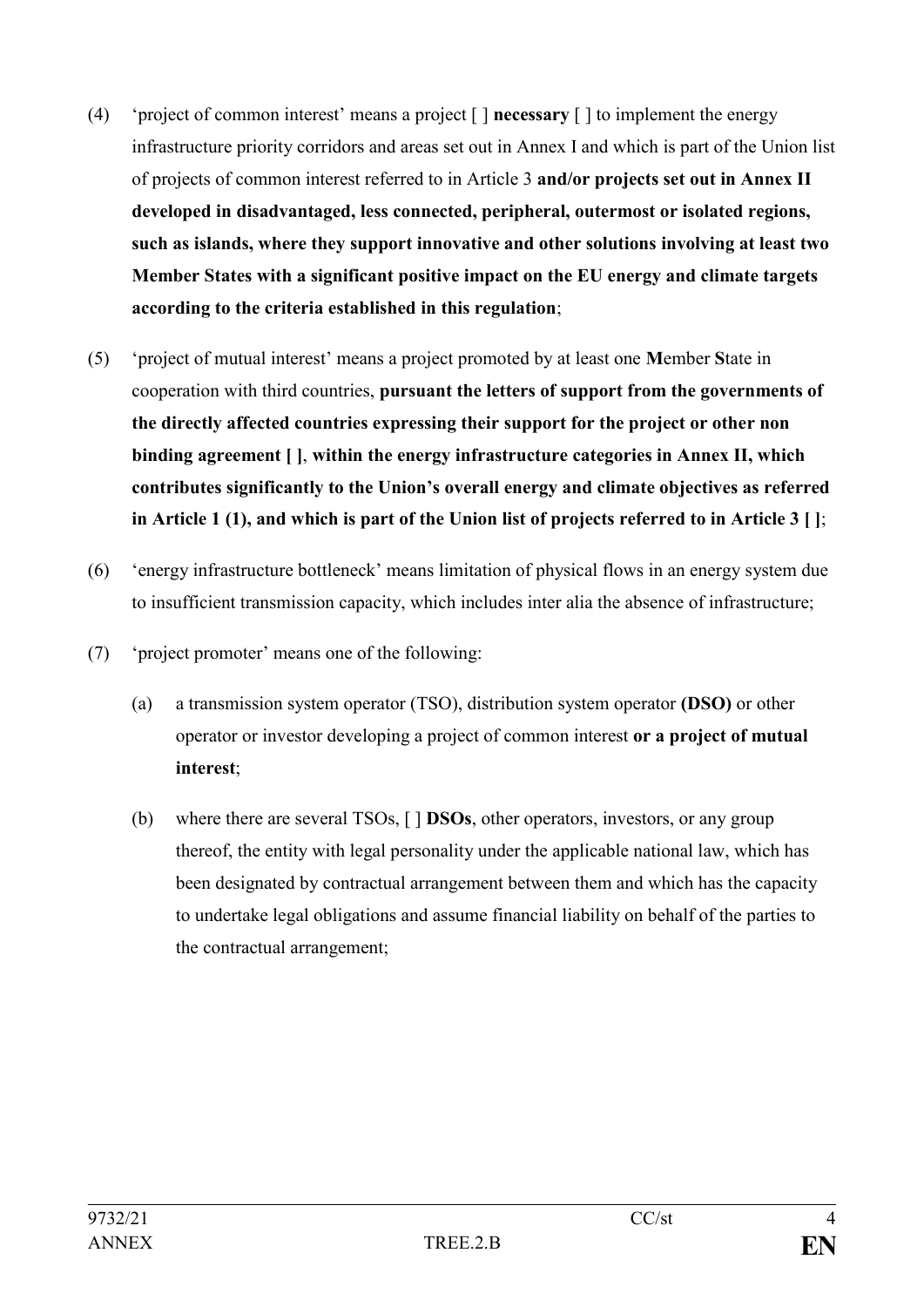(4) 'project of common interest' means a project [ ] **necessary** [ ] to implement the energy infrastructure priority corridors and areas set out in Annex I and which is part of the Union list of projects of common interest referred to in Article 3 **and/or projects set out in Annex II developed in disadvantaged, less connected, peripheral, outermost or isolated regions, such as islands, where they support innovative and other solutions involving at least two Member States with a significant positive impact on the EU energy and climate targets according to the criteria established in this regulation**;

(5) 'project of mutual interest' means a project promoted by at least one **M**ember **S**tate in cooperation with third countries, **pursuant the letters of support from the governments of the directly affected countries expressing their support for the project or other non binding agreement [ ]**, **within the energy infrastructure categories in Annex II, which contributes significantly to the Union's overall energy and climate objectives as referred in Article 1 (1), and which is part of the Union list of projects referred to in Article 3 [ ]**;

(6) 'energy infrastructure bottleneck' means limitation of physical flows in an energy system due to insufficient transmission capacity, which includes inter alia the absence of infrastructure;

(7) 'project promoter' means one of the following:

   (a) a transmission system operator (TSO), distribution system operator **(DSO)** or other operator or investor developing a project of common interest **or a project of mutual interest**;

   (b) where there are several TSOs, [ ] **DSOs**, other operators, investors, or any group thereof, the entity with legal personality under the applicable national law, which has been designated by contractual arrangement between them and which has the capacity to undertake legal obligations and assume financial liability on behalf of the parties to the contractual arrangement;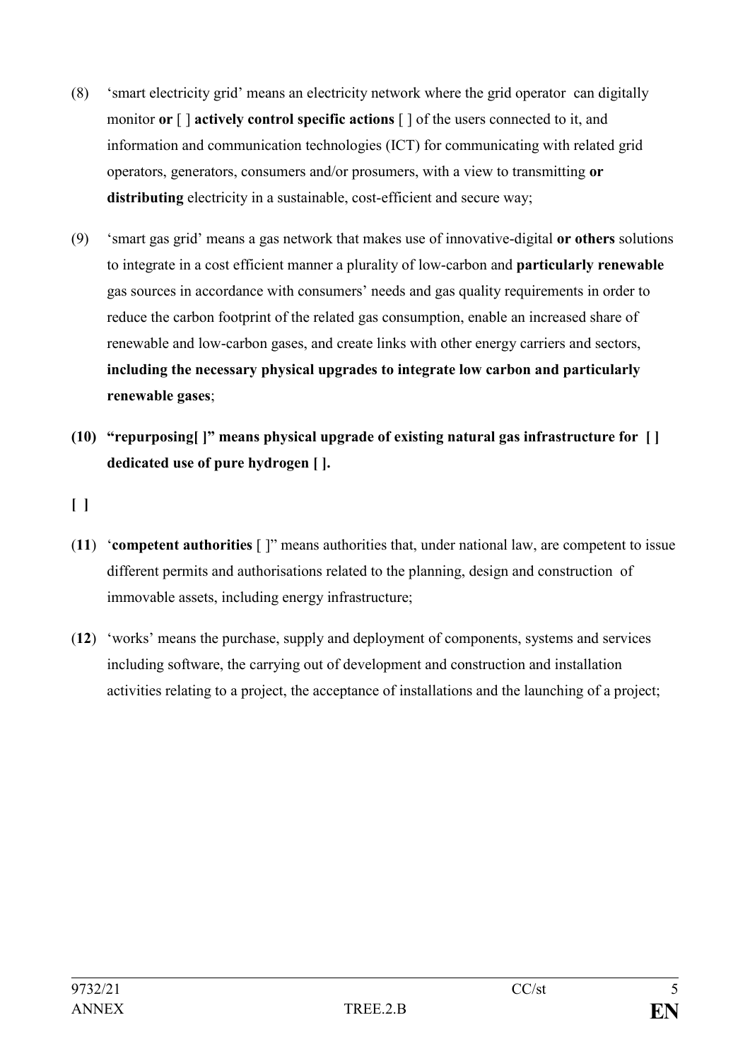(8) 'smart electricity grid' means an electricity network where the grid operator can digitally monitor **or** [ ] **actively control specific actions** [ ] of the users connected to it, and information and communication technologies (ICT) for communicating with related grid operators, generators, consumers and/or prosumers, with a view to transmitting **or distributing** electricity in a sustainable, cost-efficient and secure way;

(9) 'smart gas grid' means a gas network that makes use of innovative-digital **or others** solutions to integrate in a cost efficient manner a plurality of low-carbon and **particularly renewable** gas sources in accordance with consumers' needs and gas quality requirements in order to reduce the carbon footprint of the related gas consumption, enable an increased share of renewable and low-carbon gases, and create links with other energy carriers and sectors, **including the necessary physical upgrades to integrate low carbon and particularly renewable gases**;

**(10) "repurposing[ ]" means physical upgrade of existing natural gas infrastructure for [ ] dedicated use of pure hydrogen [ ].**

**[ ]**

(**11**) '**competent authorities** [ ]" means authorities that, under national law, are competent to issue different permits and authorisations related to the planning, design and construction of immovable assets, including energy infrastructure;

(**12**) 'works' means the purchase, supply and deployment of components, systems and services including software, the carrying out of development and construction and installation activities relating to a project, the acceptance of installations and the launching of a project;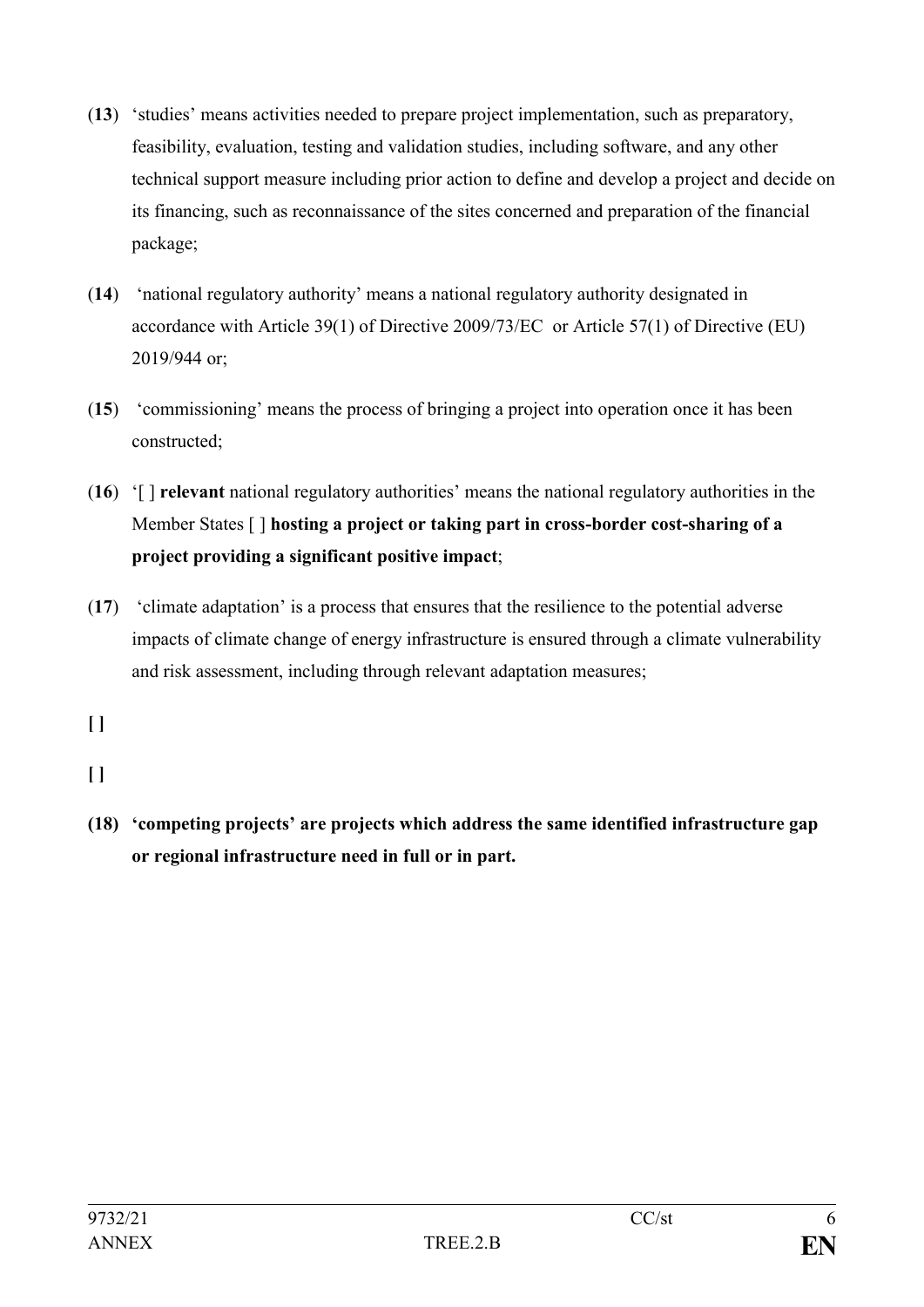(**13**) 'studies' means activities needed to prepare project implementation, such as preparatory, feasibility, evaluation, testing and validation studies, including software, and any other technical support measure including prior action to define and develop a project and decide on its financing, such as reconnaissance of the sites concerned and preparation of the financial package;

(**14**) 'national regulatory authority' means a national regulatory authority designated in accordance with Article 39(1) of Directive 2009/73/EC or Article 57(1) of Directive (EU) 2019/944 or;

(**15**) 'commissioning' means the process of bringing a project into operation once it has been constructed;

(**16**) '[ ] **relevant** national regulatory authorities' means the national regulatory authorities in the Member States [ ] **hosting a project or taking part in cross-border cost-sharing of a project providing a significant positive impact**;

(**17**) 'climate adaptation' is a process that ensures that the resilience to the potential adverse impacts of climate change of energy infrastructure is ensured through a climate vulnerability and risk assessment, including through relevant adaptation measures;

**[ ]**

**[ ]**

**(18) 'competing projects' are projects which address the same identified infrastructure gap or regional infrastructure need in full or in part.**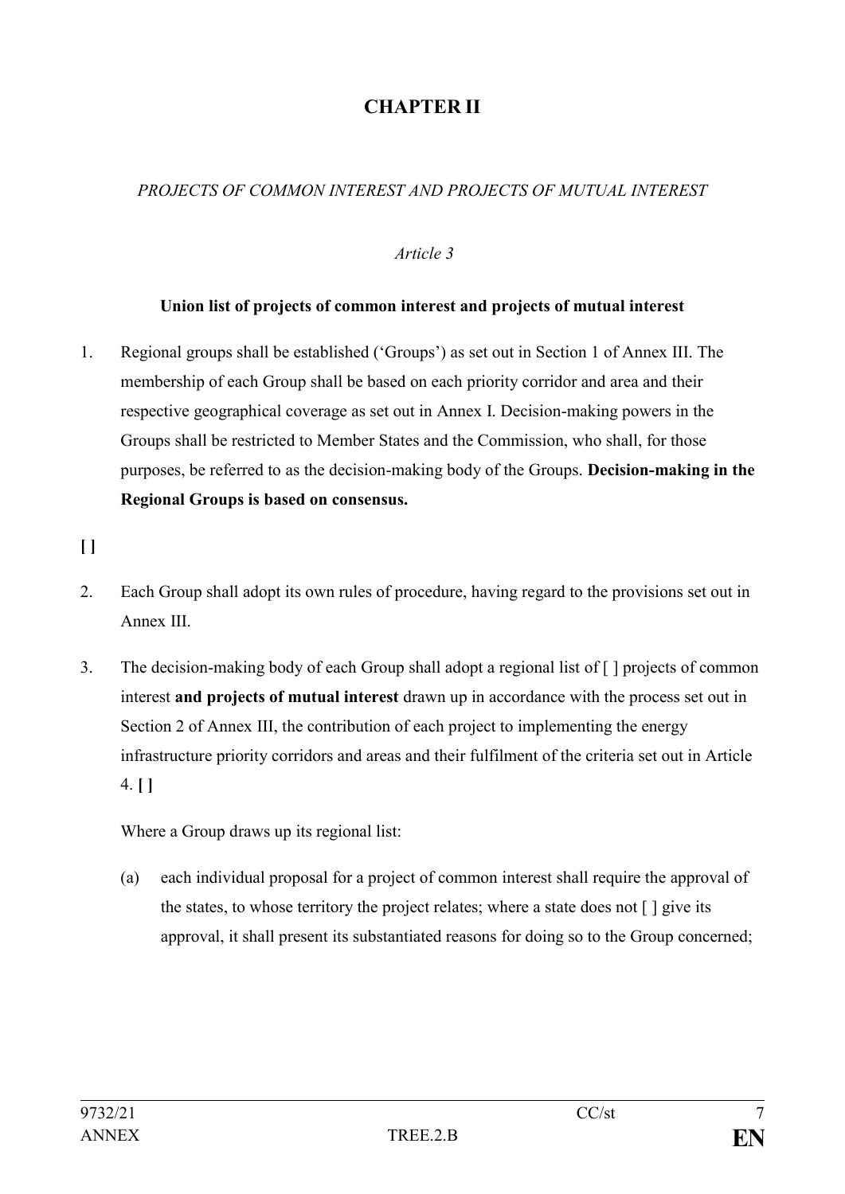# CHAPTER II

*PROJECTS OF COMMON INTEREST AND PROJECTS OF MUTUAL INTEREST*

*Article 3*

**Union list of projects of common interest and projects of mutual interest**

1. Regional groups shall be established ('Groups') as set out in Section 1 of Annex III. The membership of each Group shall be based on each priority corridor and area and their respective geographical coverage as set out in Annex I. Decision-making powers in the Groups shall be restricted to Member States and the Commission, who shall, for those purposes, be referred to as the decision-making body of the Groups. **Decision-making in the Regional Groups is based on consensus.**

**[ ]**

2. Each Group shall adopt its own rules of procedure, having regard to the provisions set out in Annex III.

3. The decision-making body of each Group shall adopt a regional list of [ ] projects of common interest **and projects of mutual interest** drawn up in accordance with the process set out in Section 2 of Annex III, the contribution of each project to implementing the energy infrastructure priority corridors and areas and their fulfilment of the criteria set out in Article 4. **[ ]**

   Where a Group draws up its regional list:

   (a) each individual proposal for a project of common interest shall require the approval of the states, to whose territory the project relates; where a state does not [ ] give its approval, it shall present its substantiated reasons for doing so to the Group concerned;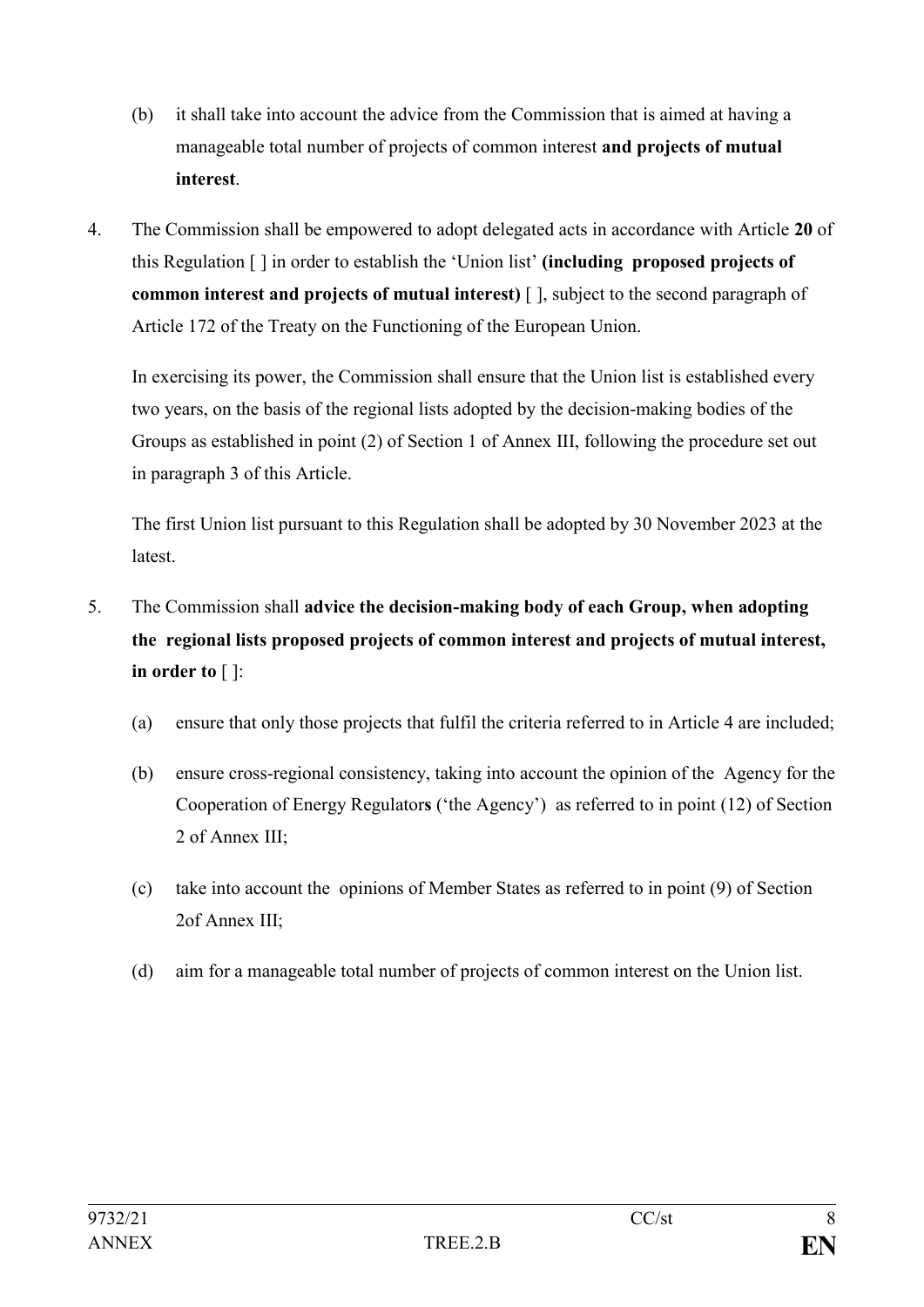(b) it shall take into account the advice from the Commission that is aimed at having a manageable total number of projects of common interest **and projects of mutual interest**.

4. The Commission shall be empowered to adopt delegated acts in accordance with Article **20** of this Regulation [ ] in order to establish the 'Union list' **(including proposed projects of common interest and projects of mutual interest)** [ ], subject to the second paragraph of Article 172 of the Treaty on the Functioning of the European Union.

   In exercising its power, the Commission shall ensure that the Union list is established every two years, on the basis of the regional lists adopted by the decision-making bodies of the Groups as established in point (2) of Section 1 of Annex III, following the procedure set out in paragraph 3 of this Article.

   The first Union list pursuant to this Regulation shall be adopted by 30 November 2023 at the latest.

5. The Commission shall **advice the decision-making body of each Group, when adopting the regional lists proposed projects of common interest and projects of mutual interest, in order to** [ ]:

   (a) ensure that only those projects that fulfil the criteria referred to in Article 4 are included;

   (b) ensure cross-regional consistency, taking into account the opinion of the Agency for the Cooperation of Energy Regulator**s** ('the Agency') as referred to in point (12) of Section 2 of Annex III;

   (c) take into account the opinions of Member States as referred to in point (9) of Section 2of Annex III;

   (d) aim for a manageable total number of projects of common interest on the Union list.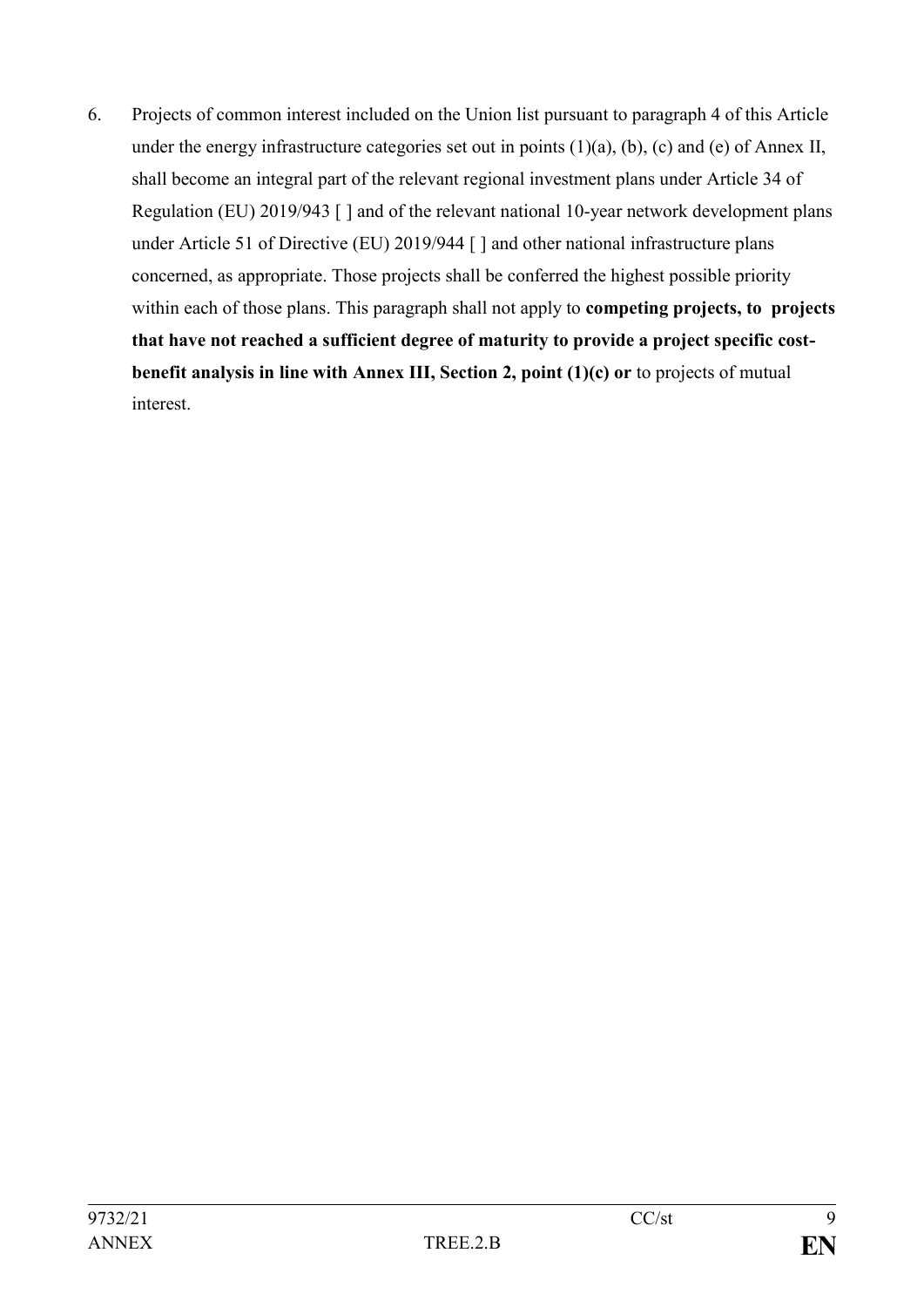6. Projects of common interest included on the Union list pursuant to paragraph 4 of this Article under the energy infrastructure categories set out in points (1)(a), (b), (c) and (e) of Annex II, shall become an integral part of the relevant regional investment plans under Article 34 of Regulation (EU) 2019/943 [ ] and of the relevant national 10-year network development plans under Article 51 of Directive (EU) 2019/944 [ ] and other national infrastructure plans concerned, as appropriate. Those projects shall be conferred the highest possible priority within each of those plans. This paragraph shall not apply to **competing projects, to projects that have not reached a sufficient degree of maturity to provide a project specific cost-benefit analysis in line with Annex III, Section 2, point (1)(c) or** to projects of mutual interest.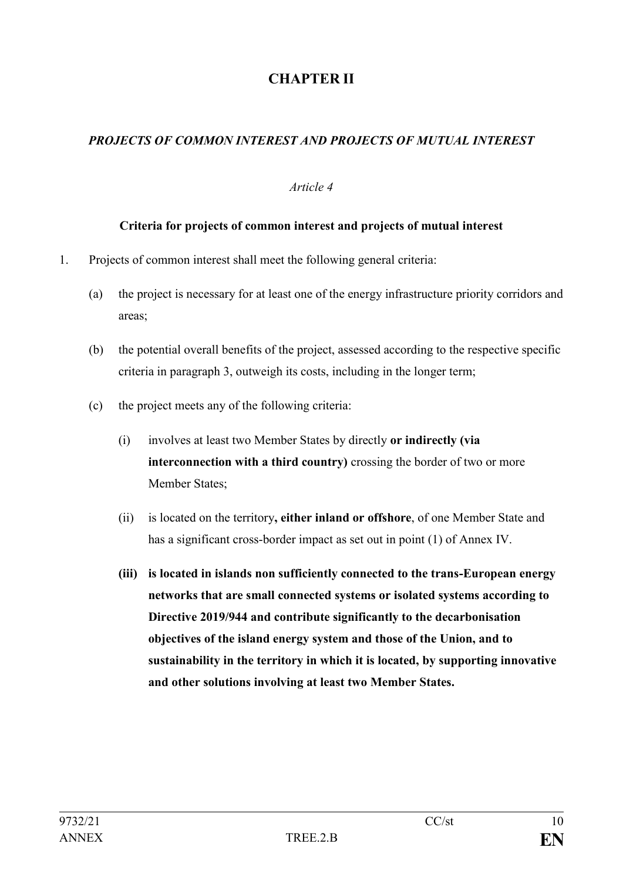# CHAPTER II

## *PROJECTS OF COMMON INTEREST AND PROJECTS OF MUTUAL INTEREST*

*Article 4*

**Criteria for projects of common interest and projects of mutual interest**

1. Projects of common interest shall meet the following general criteria:

   (a) the project is necessary for at least one of the energy infrastructure priority corridors and areas;

   (b) the potential overall benefits of the project, assessed according to the respective specific criteria in paragraph 3, outweigh its costs, including in the longer term;

   (c) the project meets any of the following criteria:

      (i) involves at least two Member States by directly **or indirectly (via interconnection with a third country)** crossing the border of two or more Member States;

      (ii) is located on the territory**, either inland or offshore**, of one Member State and has a significant cross-border impact as set out in point (1) of Annex IV.

      **(iii) is located in islands non sufficiently connected to the trans-European energy networks that are small connected systems or isolated systems according to Directive 2019/944 and contribute significantly to the decarbonisation objectives of the island energy system and those of the Union, and to sustainability in the territory in which it is located, by supporting innovative and other solutions involving at least two Member States.**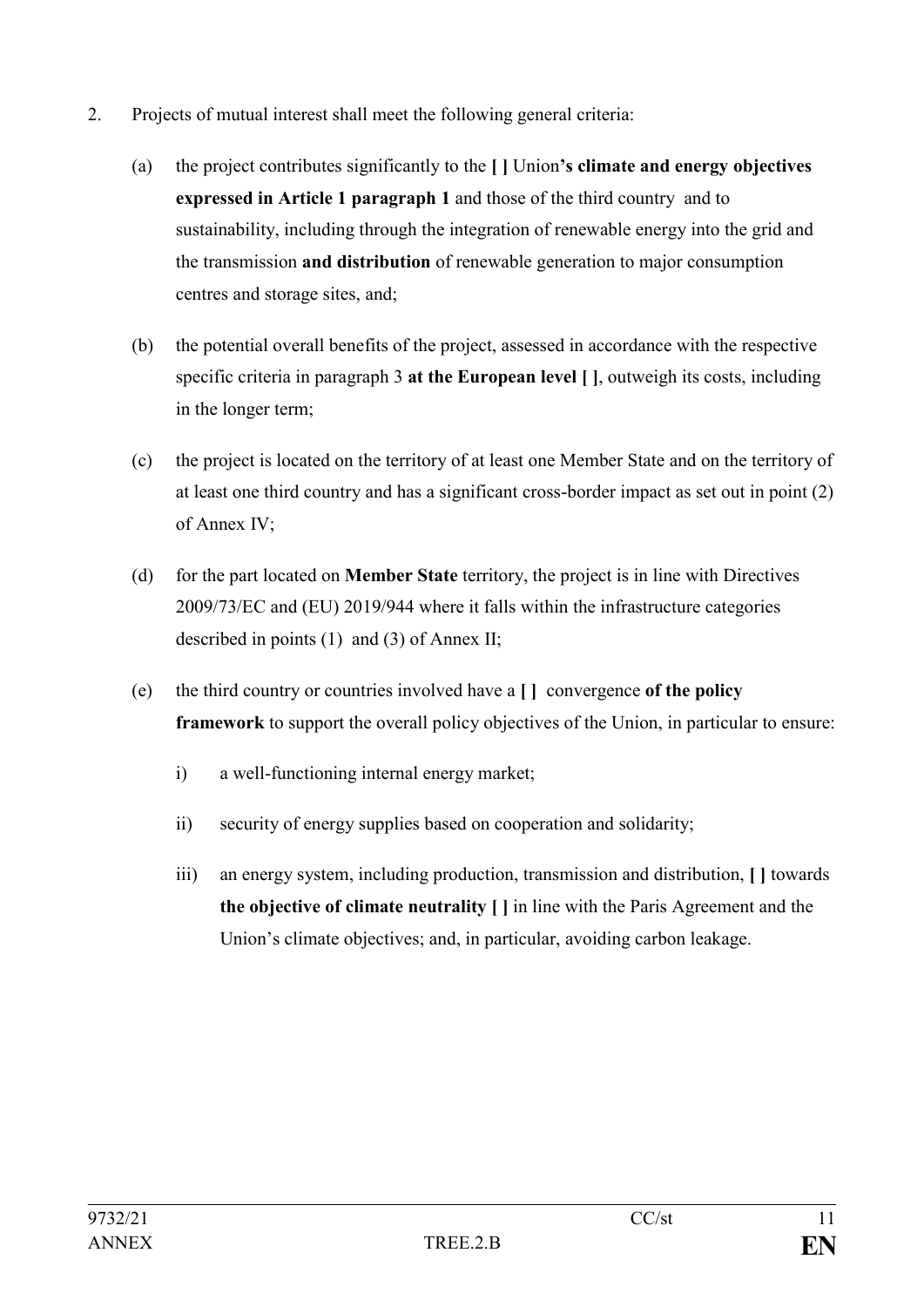2. Projects of mutual interest shall meet the following general criteria:

   (a) the project contributes significantly to the **[ ]** Union**'s climate and energy objectives expressed in Article 1 paragraph 1** and those of the third country and to sustainability, including through the integration of renewable energy into the grid and the transmission **and distribution** of renewable generation to major consumption centres and storage sites, and;

   (b) the potential overall benefits of the project, assessed in accordance with the respective specific criteria in paragraph 3 **at the European level [ ]**, outweigh its costs, including in the longer term;

   (c) the project is located on the territory of at least one Member State and on the territory of at least one third country and has a significant cross-border impact as set out in point (2) of Annex IV;

   (d) for the part located on **Member State** territory, the project is in line with Directives 2009/73/EC and (EU) 2019/944 where it falls within the infrastructure categories described in points (1) and (3) of Annex II;

   (e) the third country or countries involved have a **[ ]** convergence **of the policy framework** to support the overall policy objectives of the Union, in particular to ensure:

      i) a well-functioning internal energy market;

      ii) security of energy supplies based on cooperation and solidarity;

      iii) an energy system, including production, transmission and distribution, **[ ]** towards **the objective of climate neutrality [ ]** in line with the Paris Agreement and the Union's climate objectives; and, in particular, avoiding carbon leakage.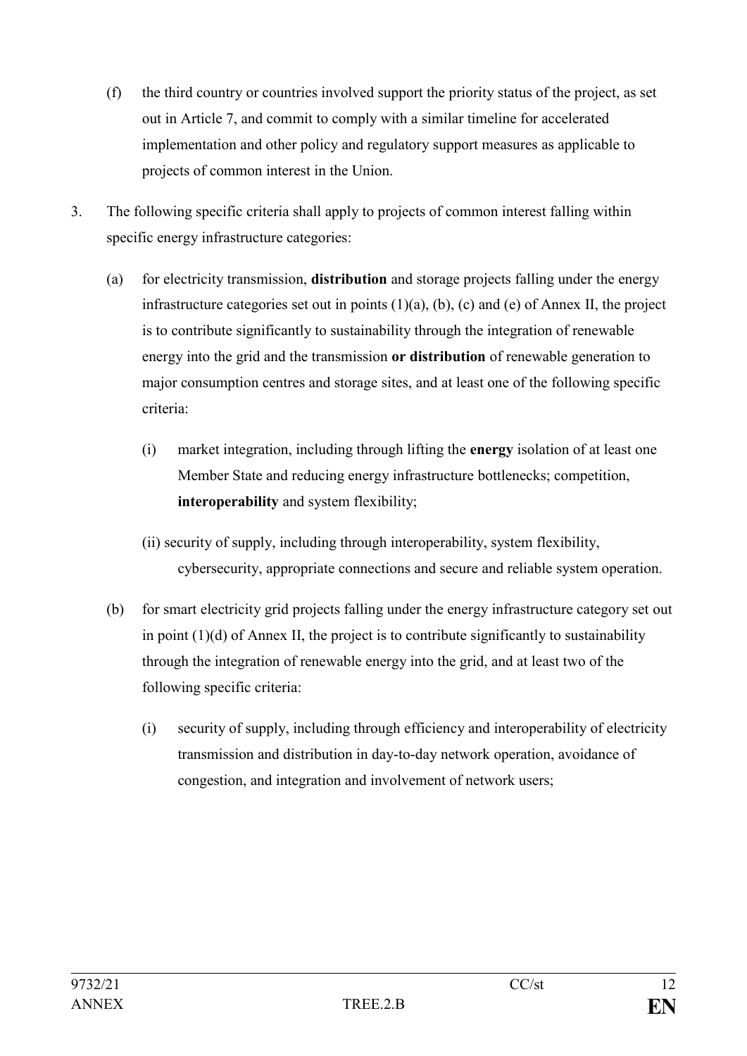(f) the third country or countries involved support the priority status of the project, as set out in Article 7, and commit to comply with a similar timeline for accelerated implementation and other policy and regulatory support measures as applicable to projects of common interest in the Union.

3. The following specific criteria shall apply to projects of common interest falling within specific energy infrastructure categories:

   (a) for electricity transmission, **distribution** and storage projects falling under the energy infrastructure categories set out in points (1)(a), (b), (c) and (e) of Annex II, the project is to contribute significantly to sustainability through the integration of renewable energy into the grid and the transmission **or distribution** of renewable generation to major consumption centres and storage sites, and at least one of the following specific criteria:

      (i) market integration, including through lifting the **energy** isolation of at least one Member State and reducing energy infrastructure bottlenecks; competition, **interoperability** and system flexibility;

      (ii) security of supply, including through interoperability, system flexibility, cybersecurity, appropriate connections and secure and reliable system operation.

   (b) for smart electricity grid projects falling under the energy infrastructure category set out in point (1)(d) of Annex II, the project is to contribute significantly to sustainability through the integration of renewable energy into the grid, and at least two of the following specific criteria:

      (i) security of supply, including through efficiency and interoperability of electricity transmission and distribution in day-to-day network operation, avoidance of congestion, and integration and involvement of network users;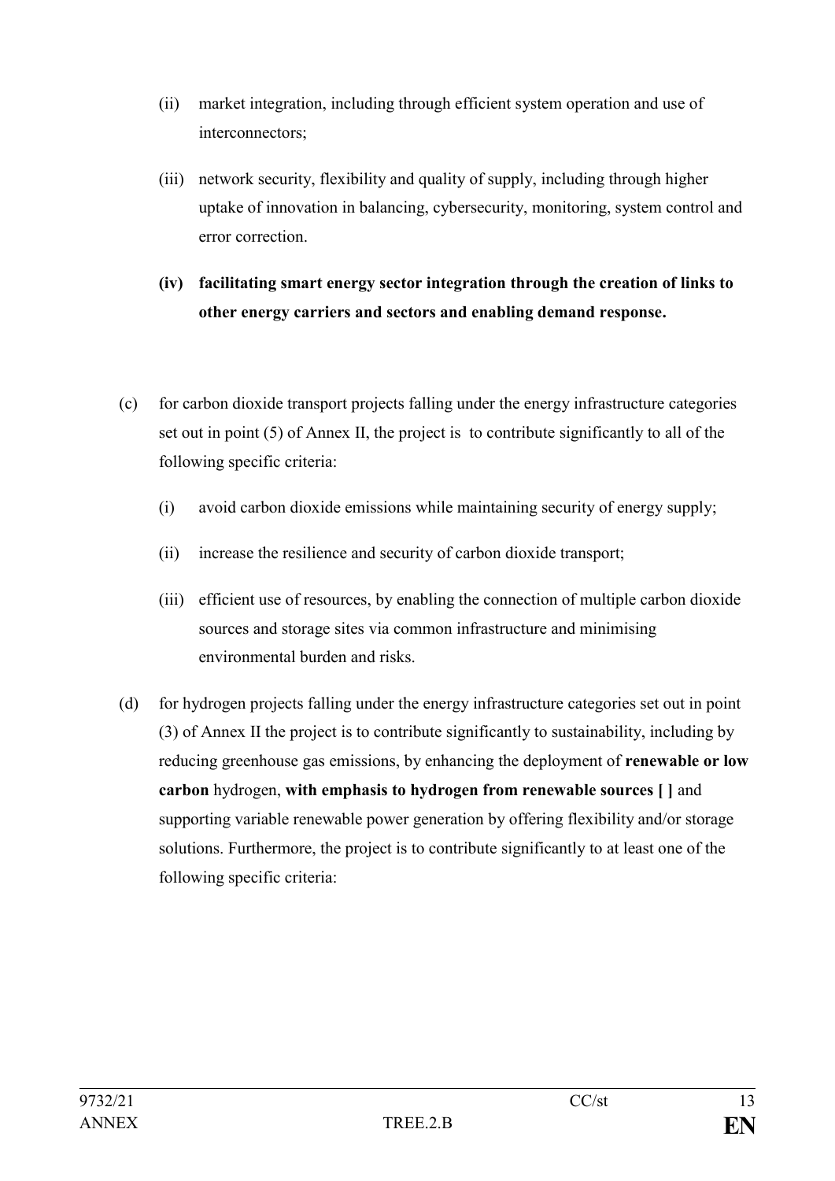(ii) market integration, including through efficient system operation and use of interconnectors;

(iii) network security, flexibility and quality of supply, including through higher uptake of innovation in balancing, cybersecurity, monitoring, system control and error correction.

**(iv) facilitating smart energy sector integration through the creation of links to other energy carriers and sectors and enabling demand response.**

(c) for carbon dioxide transport projects falling under the energy infrastructure categories set out in point (5) of Annex II, the project is to contribute significantly to all of the following specific criteria:

(i) avoid carbon dioxide emissions while maintaining security of energy supply;

(ii) increase the resilience and security of carbon dioxide transport;

(iii) efficient use of resources, by enabling the connection of multiple carbon dioxide sources and storage sites via common infrastructure and minimising environmental burden and risks.

(d) for hydrogen projects falling under the energy infrastructure categories set out in point (3) of Annex II the project is to contribute significantly to sustainability, including by reducing greenhouse gas emissions, by enhancing the deployment of **renewable or low carbon** hydrogen, **with emphasis to hydrogen from renewable sources [ ]** and supporting variable renewable power generation by offering flexibility and/or storage solutions. Furthermore, the project is to contribute significantly to at least one of the following specific criteria: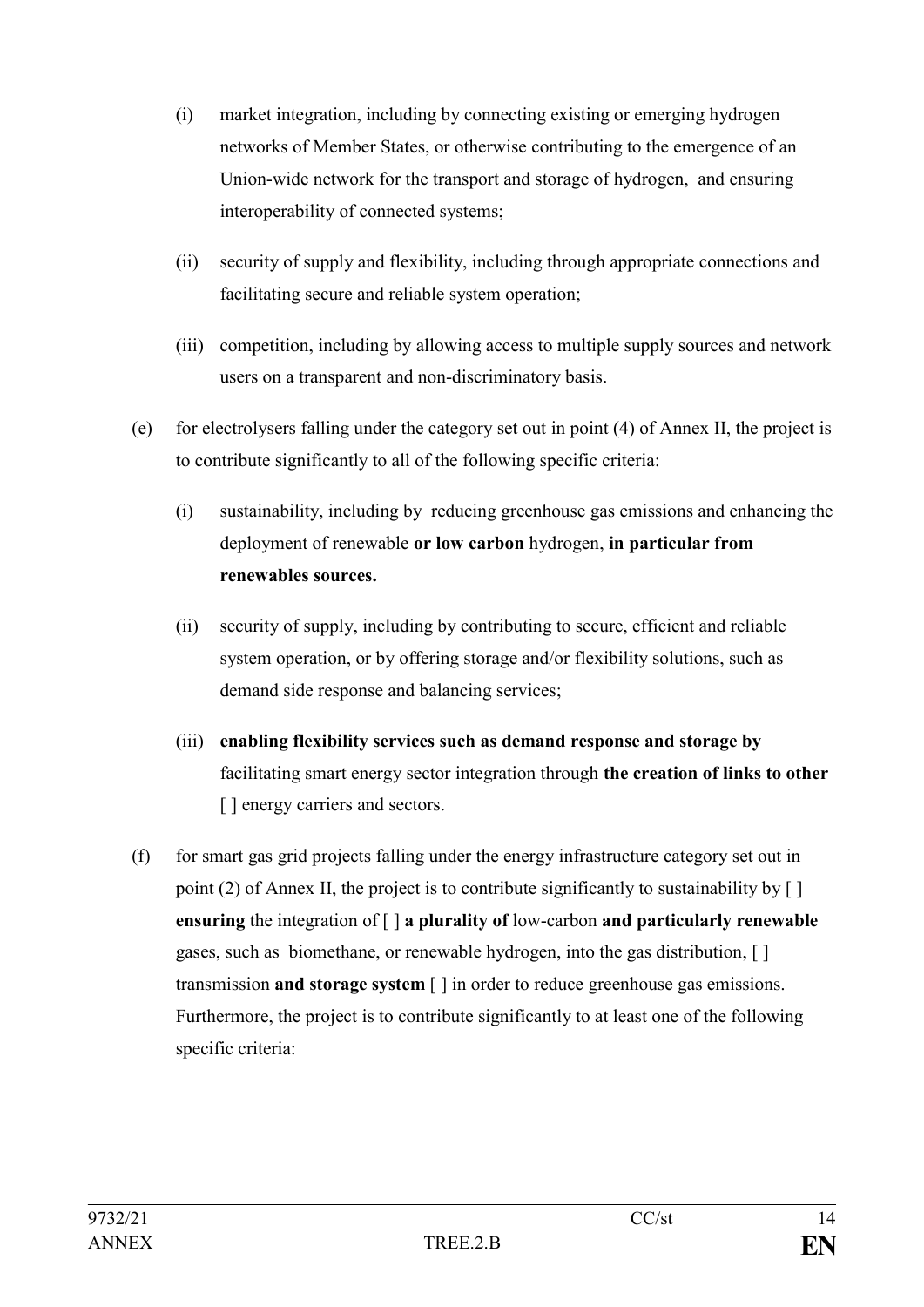(i) market integration, including by connecting existing or emerging hydrogen networks of Member States, or otherwise contributing to the emergence of an Union-wide network for the transport and storage of hydrogen, and ensuring interoperability of connected systems;

(ii) security of supply and flexibility, including through appropriate connections and facilitating secure and reliable system operation;

(iii) competition, including by allowing access to multiple supply sources and network users on a transparent and non-discriminatory basis.

(e) for electrolysers falling under the category set out in point (4) of Annex II, the project is to contribute significantly to all of the following specific criteria:

(i) sustainability, including by reducing greenhouse gas emissions and enhancing the deployment of renewable **or low carbon** hydrogen, **in particular from renewables sources.**

(ii) security of supply, including by contributing to secure, efficient and reliable system operation, or by offering storage and/or flexibility solutions, such as demand side response and balancing services;

(iii) **enabling flexibility services such as demand response and storage by** facilitating smart energy sector integration through **the creation of links to other** [ ] energy carriers and sectors.

(f) for smart gas grid projects falling under the energy infrastructure category set out in point (2) of Annex II, the project is to contribute significantly to sustainability by [ ] **ensuring** the integration of [ ] **a plurality of** low-carbon **and particularly renewable** gases, such as biomethane, or renewable hydrogen, into the gas distribution, [ ] transmission **and storage system** [ ] in order to reduce greenhouse gas emissions. Furthermore, the project is to contribute significantly to at least one of the following specific criteria: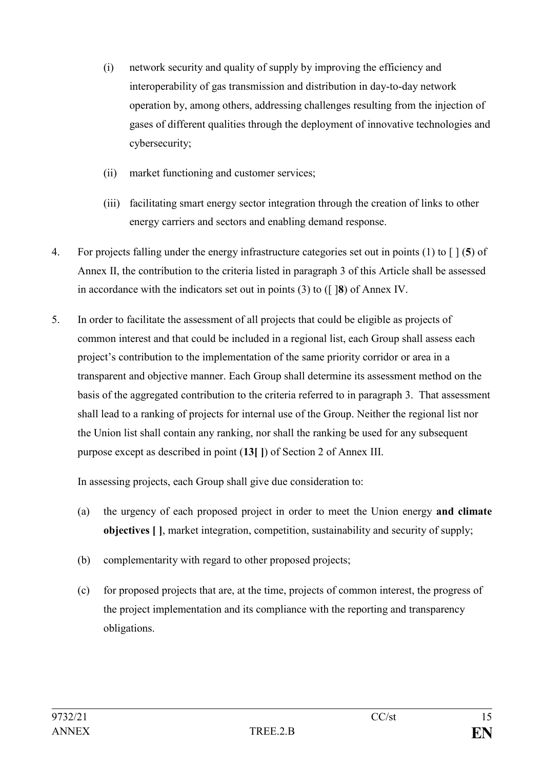(i) network security and quality of supply by improving the efficiency and interoperability of gas transmission and distribution in day-to-day network operation by, among others, addressing challenges resulting from the injection of gases of different qualities through the deployment of innovative technologies and cybersecurity;

(ii) market functioning and customer services;

(iii) facilitating smart energy sector integration through the creation of links to other energy carriers and sectors and enabling demand response.

4. For projects falling under the energy infrastructure categories set out in points (1) to [ ] (**5**) of Annex II, the contribution to the criteria listed in paragraph 3 of this Article shall be assessed in accordance with the indicators set out in points (3) to ([ ]**8**) of Annex IV.

5. In order to facilitate the assessment of all projects that could be eligible as projects of common interest and that could be included in a regional list, each Group shall assess each project's contribution to the implementation of the same priority corridor or area in a transparent and objective manner. Each Group shall determine its assessment method on the basis of the aggregated contribution to the criteria referred to in paragraph 3. That assessment shall lead to a ranking of projects for internal use of the Group. Neither the regional list nor the Union list shall contain any ranking, nor shall the ranking be used for any subsequent purpose except as described in point (**13[ ]**) of Section 2 of Annex III.

In assessing projects, each Group shall give due consideration to:

(a) the urgency of each proposed project in order to meet the Union energy **and climate objectives [ ]**, market integration, competition, sustainability and security of supply;

(b) complementarity with regard to other proposed projects;

(c) for proposed projects that are, at the time, projects of common interest, the progress of the project implementation and its compliance with the reporting and transparency obligations.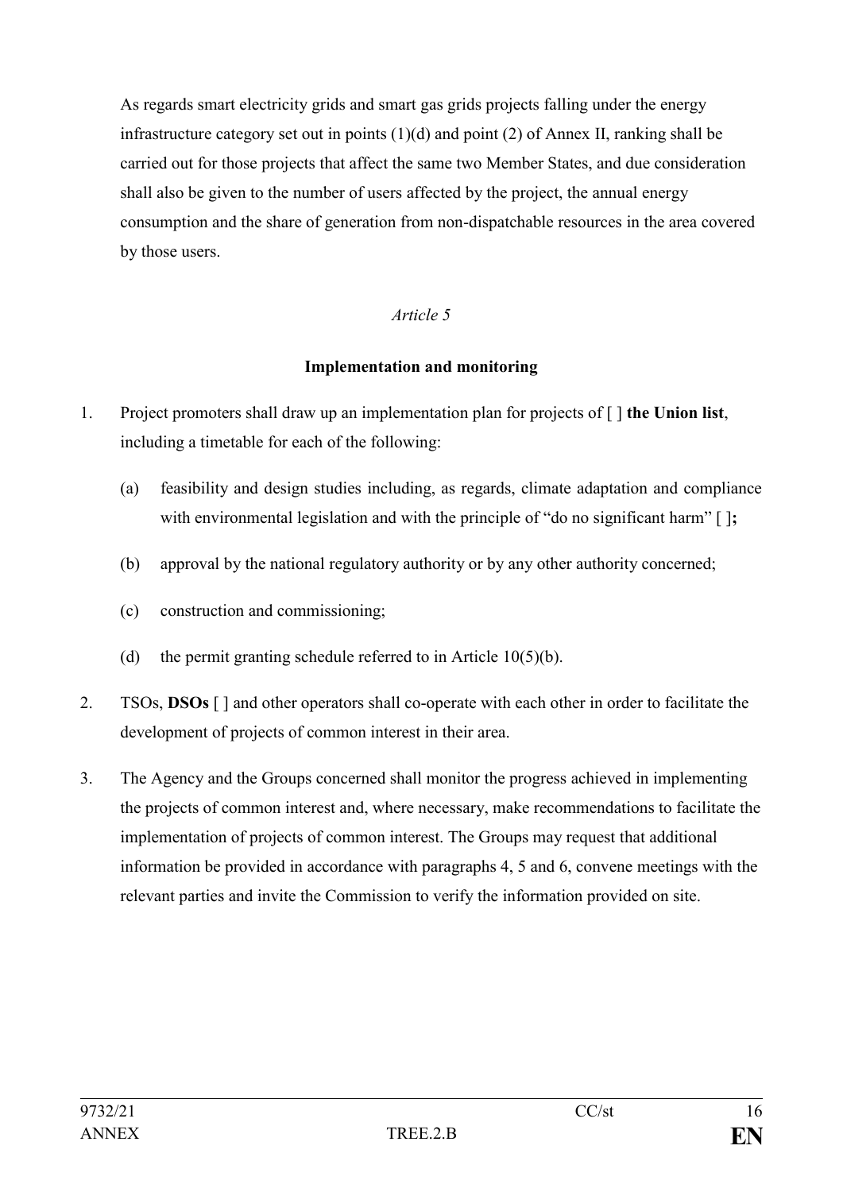As regards smart electricity grids and smart gas grids projects falling under the energy infrastructure category set out in points (1)(d) and point (2) of Annex II, ranking shall be carried out for those projects that affect the same two Member States, and due consideration shall also be given to the number of users affected by the project, the annual energy consumption and the share of generation from non-dispatchable resources in the area covered by those users.

*Article 5*

**Implementation and monitoring**

1. Project promoters shall draw up an implementation plan for projects of [ ] **the Union list**, including a timetable for each of the following:

   (a) feasibility and design studies including, as regards, climate adaptation and compliance with environmental legislation and with the principle of "do no significant harm" [ ]**;**

   (b) approval by the national regulatory authority or by any other authority concerned;

   (c) construction and commissioning;

   (d) the permit granting schedule referred to in Article 10(5)(b).

2. TSOs, **DSOs** [ ] and other operators shall co-operate with each other in order to facilitate the development of projects of common interest in their area.

3. The Agency and the Groups concerned shall monitor the progress achieved in implementing the projects of common interest and, where necessary, make recommendations to facilitate the implementation of projects of common interest. The Groups may request that additional information be provided in accordance with paragraphs 4, 5 and 6, convene meetings with the relevant parties and invite the Commission to verify the information provided on site.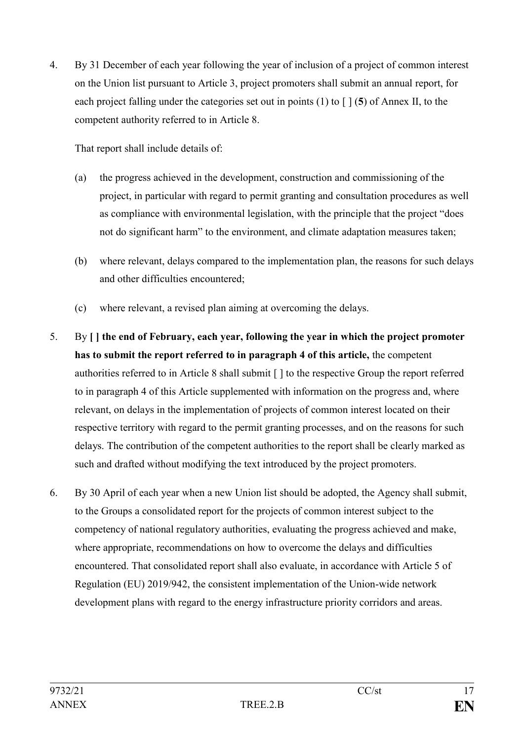4. By 31 December of each year following the year of inclusion of a project of common interest on the Union list pursuant to Article 3, project promoters shall submit an annual report, for each project falling under the categories set out in points (1) to [ ] (**5**) of Annex II, to the competent authority referred to in Article 8.

   That report shall include details of:

   (a) the progress achieved in the development, construction and commissioning of the project, in particular with regard to permit granting and consultation procedures as well as compliance with environmental legislation, with the principle that the project "does not do significant harm" to the environment, and climate adaptation measures taken;

   (b) where relevant, delays compared to the implementation plan, the reasons for such delays and other difficulties encountered;

   (c) where relevant, a revised plan aiming at overcoming the delays.

5. By **[ ] the end of February, each year, following the year in which the project promoter has to submit the report referred to in paragraph 4 of this article,** the competent authorities referred to in Article 8 shall submit [ ] to the respective Group the report referred to in paragraph 4 of this Article supplemented with information on the progress and, where relevant, on delays in the implementation of projects of common interest located on their respective territory with regard to the permit granting processes, and on the reasons for such delays. The contribution of the competent authorities to the report shall be clearly marked as such and drafted without modifying the text introduced by the project promoters.

6. By 30 April of each year when a new Union list should be adopted, the Agency shall submit, to the Groups a consolidated report for the projects of common interest subject to the competency of national regulatory authorities, evaluating the progress achieved and make, where appropriate, recommendations on how to overcome the delays and difficulties encountered. That consolidated report shall also evaluate, in accordance with Article 5 of Regulation (EU) 2019/942, the consistent implementation of the Union-wide network development plans with regard to the energy infrastructure priority corridors and areas.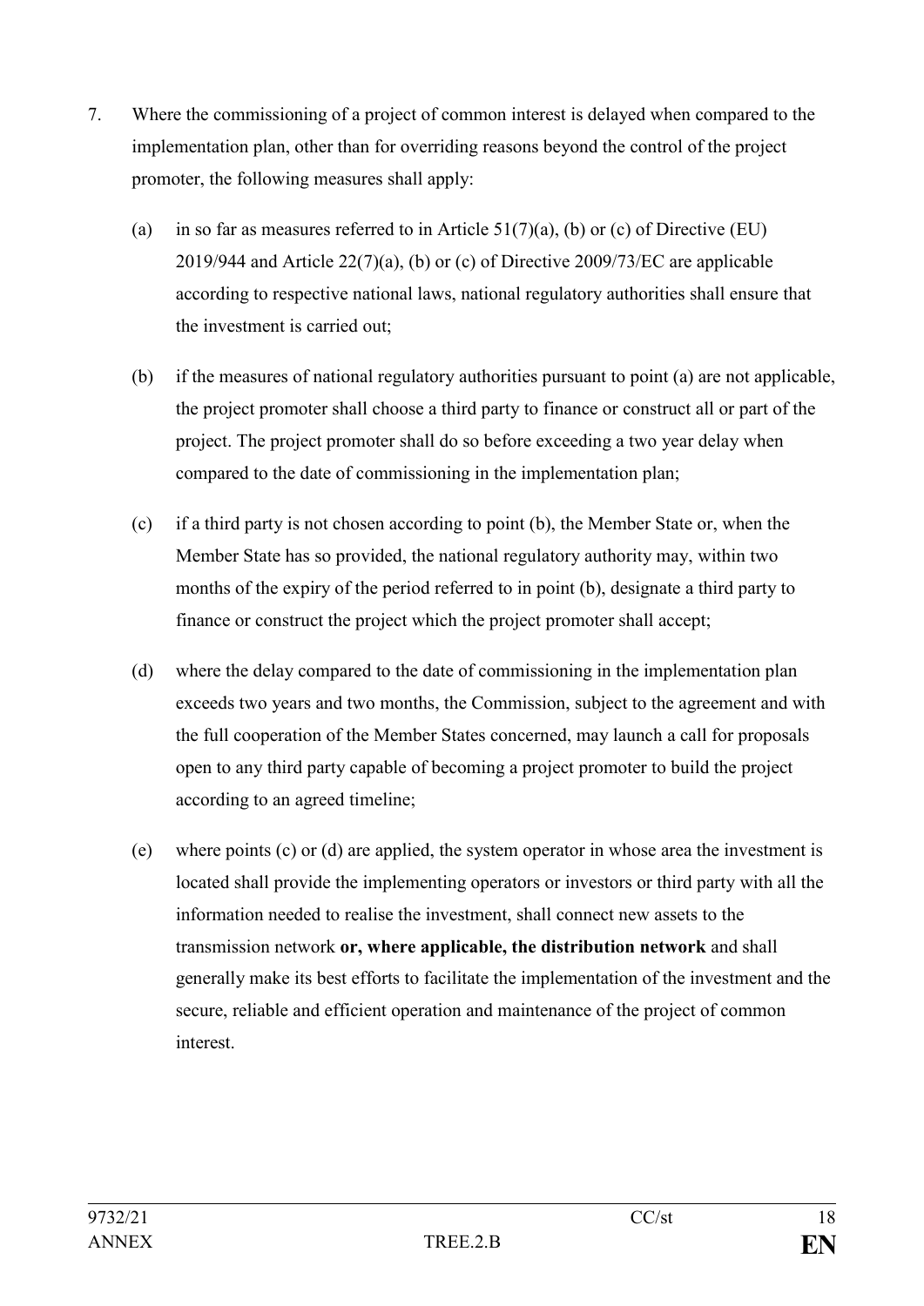7. Where the commissioning of a project of common interest is delayed when compared to the implementation plan, other than for overriding reasons beyond the control of the project promoter, the following measures shall apply:

   (a) in so far as measures referred to in Article 51(7)(a), (b) or (c) of Directive (EU) 2019/944 and Article 22(7)(a), (b) or (c) of Directive 2009/73/EC are applicable according to respective national laws, national regulatory authorities shall ensure that the investment is carried out;

   (b) if the measures of national regulatory authorities pursuant to point (a) are not applicable, the project promoter shall choose a third party to finance or construct all or part of the project. The project promoter shall do so before exceeding a two year delay when compared to the date of commissioning in the implementation plan;

   (c) if a third party is not chosen according to point (b), the Member State or, when the Member State has so provided, the national regulatory authority may, within two months of the expiry of the period referred to in point (b), designate a third party to finance or construct the project which the project promoter shall accept;

   (d) where the delay compared to the date of commissioning in the implementation plan exceeds two years and two months, the Commission, subject to the agreement and with the full cooperation of the Member States concerned, may launch a call for proposals open to any third party capable of becoming a project promoter to build the project according to an agreed timeline;

   (e) where points (c) or (d) are applied, the system operator in whose area the investment is located shall provide the implementing operators or investors or third party with all the information needed to realise the investment, shall connect new assets to the transmission network **or, where applicable, the distribution network** and shall generally make its best efforts to facilitate the implementation of the investment and the secure, reliable and efficient operation and maintenance of the project of common interest.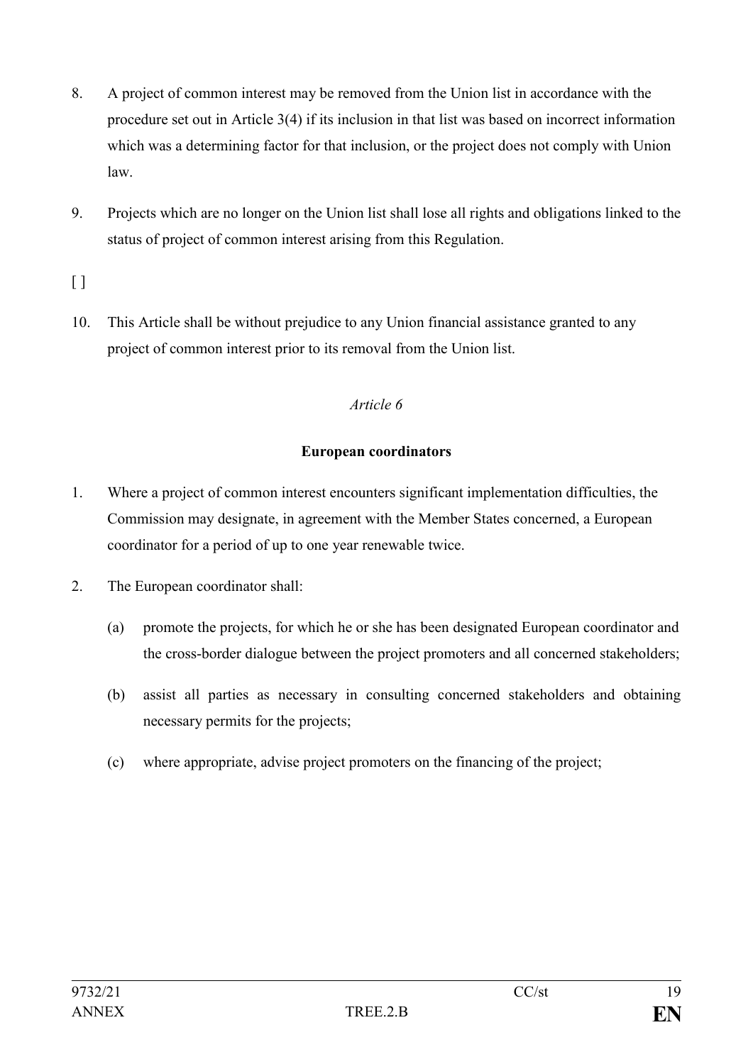8. A project of common interest may be removed from the Union list in accordance with the procedure set out in Article 3(4) if its inclusion in that list was based on incorrect information which was a determining factor for that inclusion, or the project does not comply with Union law.

9. Projects which are no longer on the Union list shall lose all rights and obligations linked to the status of project of common interest arising from this Regulation.

[ ]

10. This Article shall be without prejudice to any Union financial assistance granted to any project of common interest prior to its removal from the Union list.

*Article 6*

**European coordinators**

1. Where a project of common interest encounters significant implementation difficulties, the Commission may designate, in agreement with the Member States concerned, a European coordinator for a period of up to one year renewable twice.

2. The European coordinator shall:

   (a) promote the projects, for which he or she has been designated European coordinator and the cross-border dialogue between the project promoters and all concerned stakeholders;

   (b) assist all parties as necessary in consulting concerned stakeholders and obtaining necessary permits for the projects;

   (c) where appropriate, advise project promoters on the financing of the project;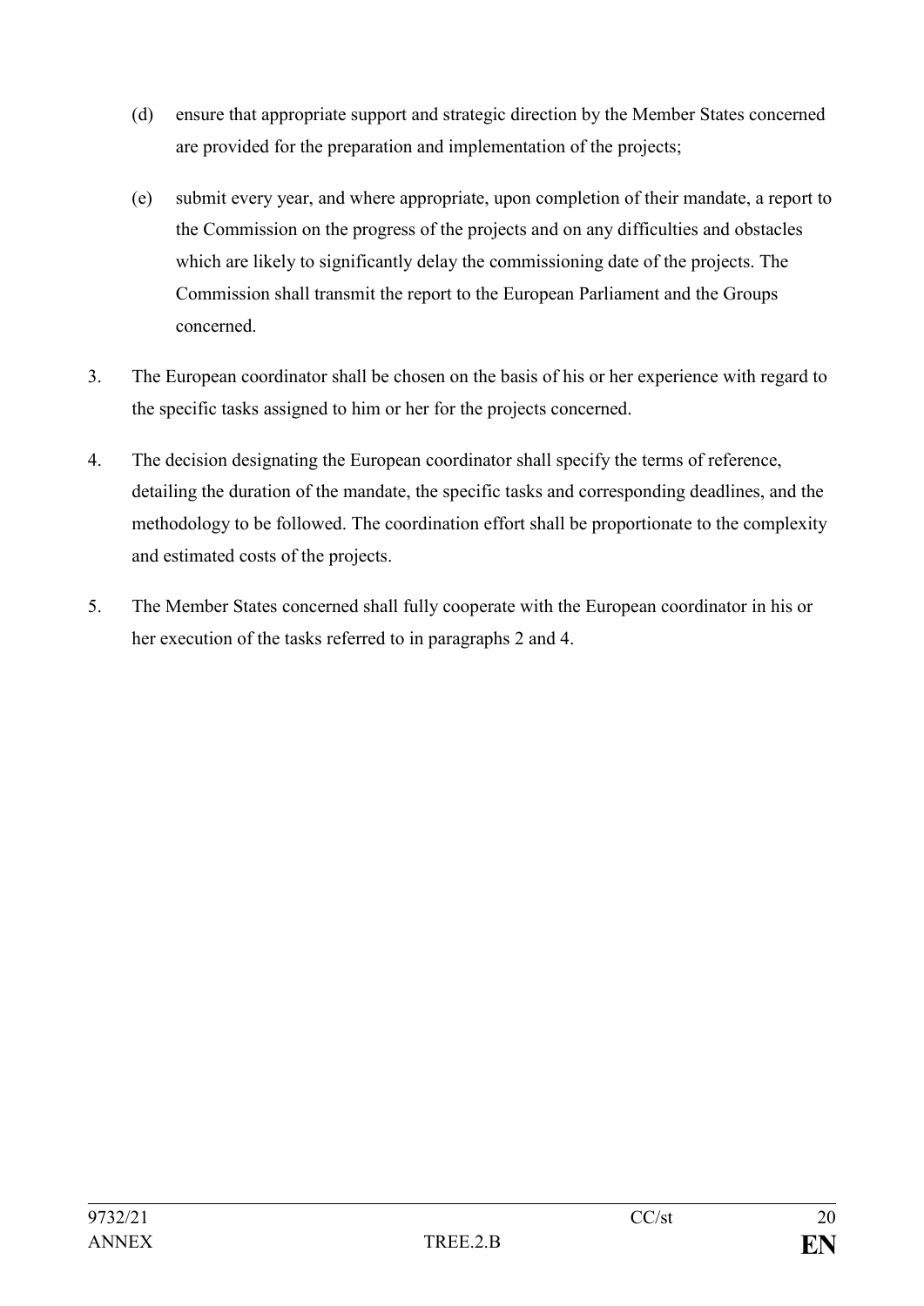(d) ensure that appropriate support and strategic direction by the Member States concerned are provided for the preparation and implementation of the projects;

(e) submit every year, and where appropriate, upon completion of their mandate, a report to the Commission on the progress of the projects and on any difficulties and obstacles which are likely to significantly delay the commissioning date of the projects. The Commission shall transmit the report to the European Parliament and the Groups concerned.

3. The European coordinator shall be chosen on the basis of his or her experience with regard to the specific tasks assigned to him or her for the projects concerned.

4. The decision designating the European coordinator shall specify the terms of reference, detailing the duration of the mandate, the specific tasks and corresponding deadlines, and the methodology to be followed. The coordination effort shall be proportionate to the complexity and estimated costs of the projects.

5. The Member States concerned shall fully cooperate with the European coordinator in his or her execution of the tasks referred to in paragraphs 2 and 4.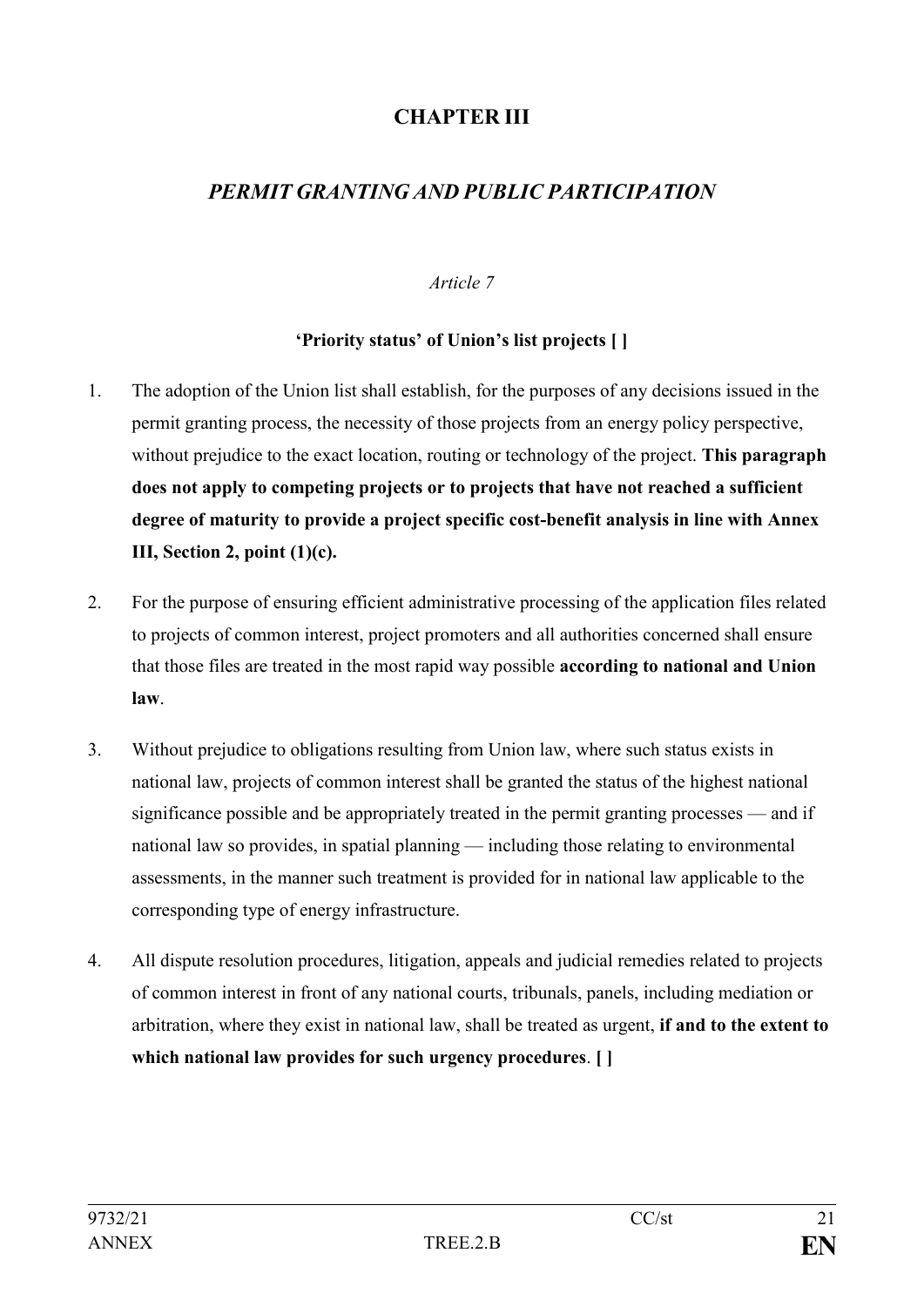# CHAPTER III

## *PERMIT GRANTING AND PUBLIC PARTICIPATION*

*Article 7*

**'Priority status' of Union's list projects [ ]**

1. The adoption of the Union list shall establish, for the purposes of any decisions issued in the permit granting process, the necessity of those projects from an energy policy perspective, without prejudice to the exact location, routing or technology of the project. **This paragraph does not apply to competing projects or to projects that have not reached a sufficient degree of maturity to provide a project specific cost-benefit analysis in line with Annex III, Section 2, point (1)(c).**

2. For the purpose of ensuring efficient administrative processing of the application files related to projects of common interest, project promoters and all authorities concerned shall ensure that those files are treated in the most rapid way possible **according to national and Union law**.

3. Without prejudice to obligations resulting from Union law, where such status exists in national law, projects of common interest shall be granted the status of the highest national significance possible and be appropriately treated in the permit granting processes — and if national law so provides, in spatial planning — including those relating to environmental assessments, in the manner such treatment is provided for in national law applicable to the corresponding type of energy infrastructure.

4. All dispute resolution procedures, litigation, appeals and judicial remedies related to projects of common interest in front of any national courts, tribunals, panels, including mediation or arbitration, where they exist in national law, shall be treated as urgent, **if and to the extent to which national law provides for such urgency procedures**. **[ ]**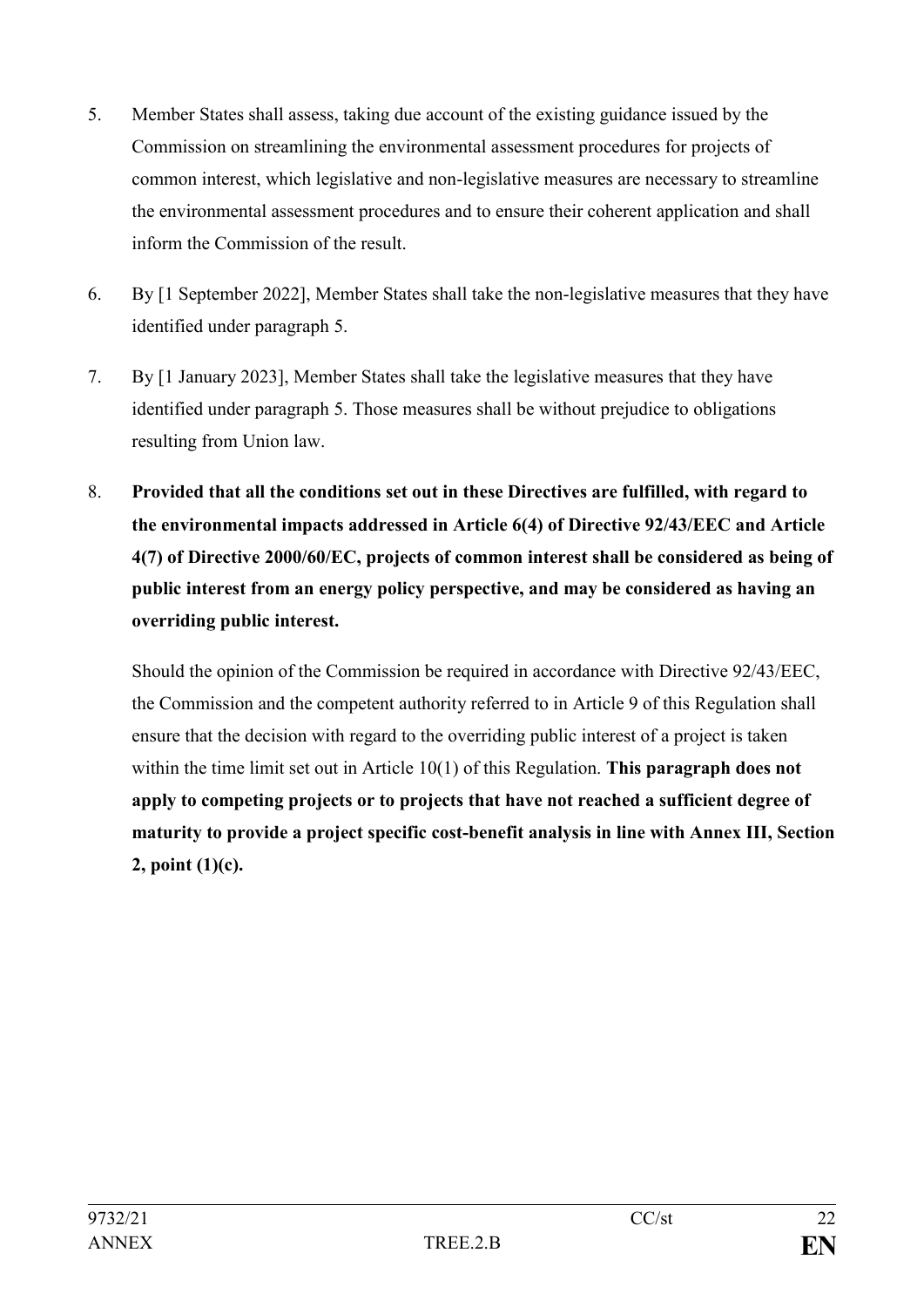5. Member States shall assess, taking due account of the existing guidance issued by the Commission on streamlining the environmental assessment procedures for projects of common interest, which legislative and non-legislative measures are necessary to streamline the environmental assessment procedures and to ensure their coherent application and shall inform the Commission of the result.

6. By [1 September 2022], Member States shall take the non-legislative measures that they have identified under paragraph 5.

7. By [1 January 2023], Member States shall take the legislative measures that they have identified under paragraph 5. Those measures shall be without prejudice to obligations resulting from Union law.

8. **Provided that all the conditions set out in these Directives are fulfilled, with regard to the environmental impacts addressed in Article 6(4) of Directive 92/43/EEC and Article 4(7) of Directive 2000/60/EC, projects of common interest shall be considered as being of public interest from an energy policy perspective, and may be considered as having an overriding public interest.**

   Should the opinion of the Commission be required in accordance with Directive 92/43/EEC, the Commission and the competent authority referred to in Article 9 of this Regulation shall ensure that the decision with regard to the overriding public interest of a project is taken within the time limit set out in Article 10(1) of this Regulation. **This paragraph does not apply to competing projects or to projects that have not reached a sufficient degree of maturity to provide a project specific cost-benefit analysis in line with Annex III, Section 2, point (1)(c).**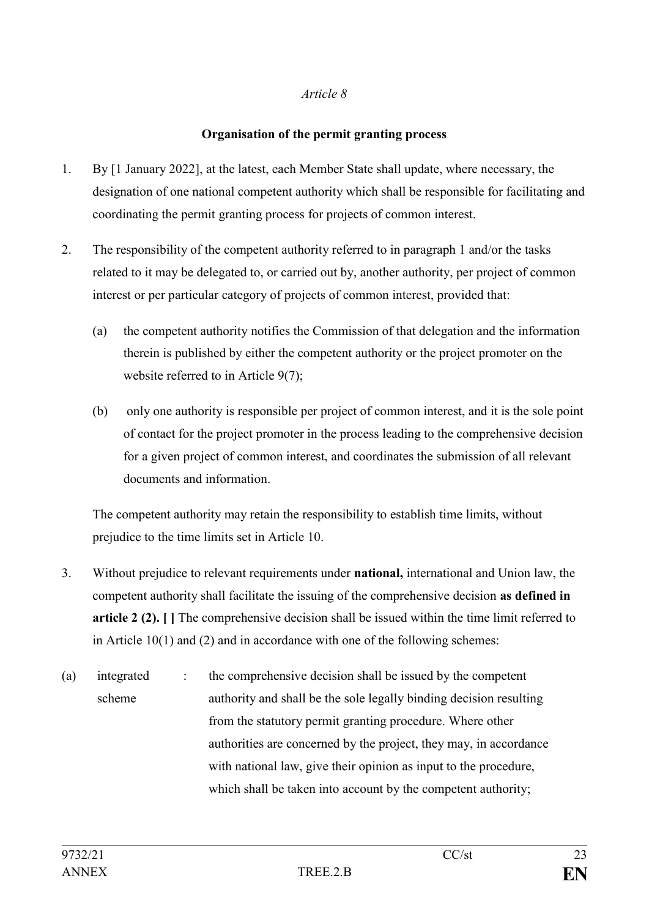*Article 8*

**Organisation of the permit granting process**

1. By [1 January 2022], at the latest, each Member State shall update, where necessary, the designation of one national competent authority which shall be responsible for facilitating and coordinating the permit granting process for projects of common interest.

2. The responsibility of the competent authority referred to in paragraph 1 and/or the tasks related to it may be delegated to, or carried out by, another authority, per project of common interest or per particular category of projects of common interest, provided that:

   (a) the competent authority notifies the Commission of that delegation and the information therein is published by either the competent authority or the project promoter on the website referred to in Article 9(7);

   (b) only one authority is responsible per project of common interest, and it is the sole point of contact for the project promoter in the process leading to the comprehensive decision for a given project of common interest, and coordinates the submission of all relevant documents and information.

   The competent authority may retain the responsibility to establish time limits, without prejudice to the time limits set in Article 10.

3. Without prejudice to relevant requirements under **national,** international and Union law, the competent authority shall facilitate the issuing of the comprehensive decision **as defined in article 2 (2). [ ]** The comprehensive decision shall be issued within the time limit referred to in Article 10(1) and (2) and in accordance with one of the following schemes:

(a) integrated scheme : the comprehensive decision shall be issued by the competent authority and shall be the sole legally binding decision resulting from the statutory permit granting procedure. Where other authorities are concerned by the project, they may, in accordance with national law, give their opinion as input to the procedure, which shall be taken into account by the competent authority;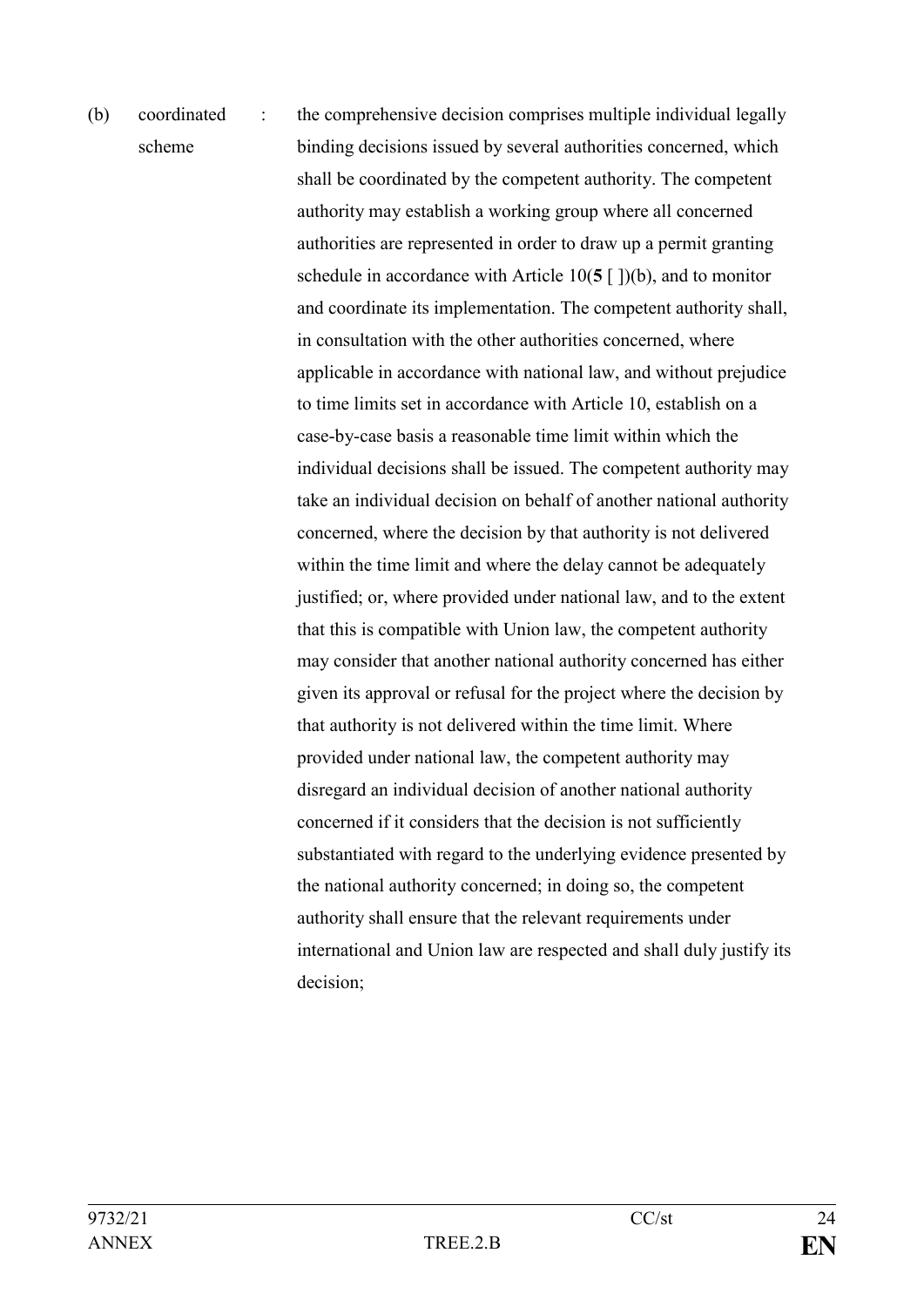(b) coordinated scheme : the comprehensive decision comprises multiple individual legally binding decisions issued by several authorities concerned, which shall be coordinated by the competent authority. The competent authority may establish a working group where all concerned authorities are represented in order to draw up a permit granting schedule in accordance with Article 10(**5** [ ])(b), and to monitor and coordinate its implementation. The competent authority shall, in consultation with the other authorities concerned, where applicable in accordance with national law, and without prejudice to time limits set in accordance with Article 10, establish on a case-by-case basis a reasonable time limit within which the individual decisions shall be issued. The competent authority may take an individual decision on behalf of another national authority concerned, where the decision by that authority is not delivered within the time limit and where the delay cannot be adequately justified; or, where provided under national law, and to the extent that this is compatible with Union law, the competent authority may consider that another national authority concerned has either given its approval or refusal for the project where the decision by that authority is not delivered within the time limit. Where provided under national law, the competent authority may disregard an individual decision of another national authority concerned if it considers that the decision is not sufficiently substantiated with regard to the underlying evidence presented by the national authority concerned; in doing so, the competent authority shall ensure that the relevant requirements under international and Union law are respected and shall duly justify its decision;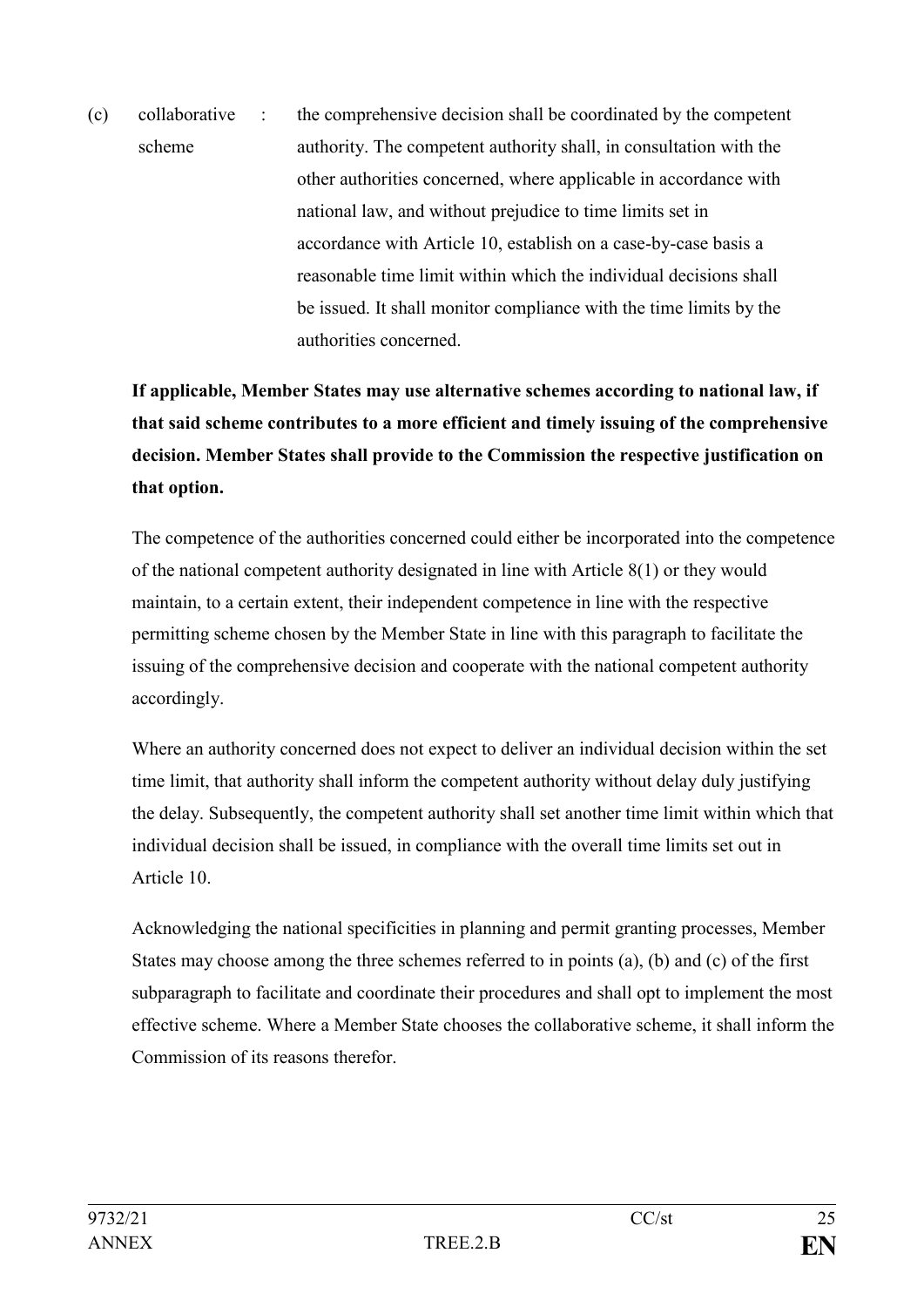(c) collaborative scheme : the comprehensive decision shall be coordinated by the competent authority. The competent authority shall, in consultation with the other authorities concerned, where applicable in accordance with national law, and without prejudice to time limits set in accordance with Article 10, establish on a case-by-case basis a reasonable time limit within which the individual decisions shall be issued. It shall monitor compliance with the time limits by the authorities concerned.

**If applicable, Member States may use alternative schemes according to national law, if that said scheme contributes to a more efficient and timely issuing of the comprehensive decision. Member States shall provide to the Commission the respective justification on that option.**

The competence of the authorities concerned could either be incorporated into the competence of the national competent authority designated in line with Article 8(1) or they would maintain, to a certain extent, their independent competence in line with the respective permitting scheme chosen by the Member State in line with this paragraph to facilitate the issuing of the comprehensive decision and cooperate with the national competent authority accordingly.

Where an authority concerned does not expect to deliver an individual decision within the set time limit, that authority shall inform the competent authority without delay duly justifying the delay. Subsequently, the competent authority shall set another time limit within which that individual decision shall be issued, in compliance with the overall time limits set out in Article 10.

Acknowledging the national specificities in planning and permit granting processes, Member States may choose among the three schemes referred to in points (a), (b) and (c) of the first subparagraph to facilitate and coordinate their procedures and shall opt to implement the most effective scheme. Where a Member State chooses the collaborative scheme, it shall inform the Commission of its reasons therefor.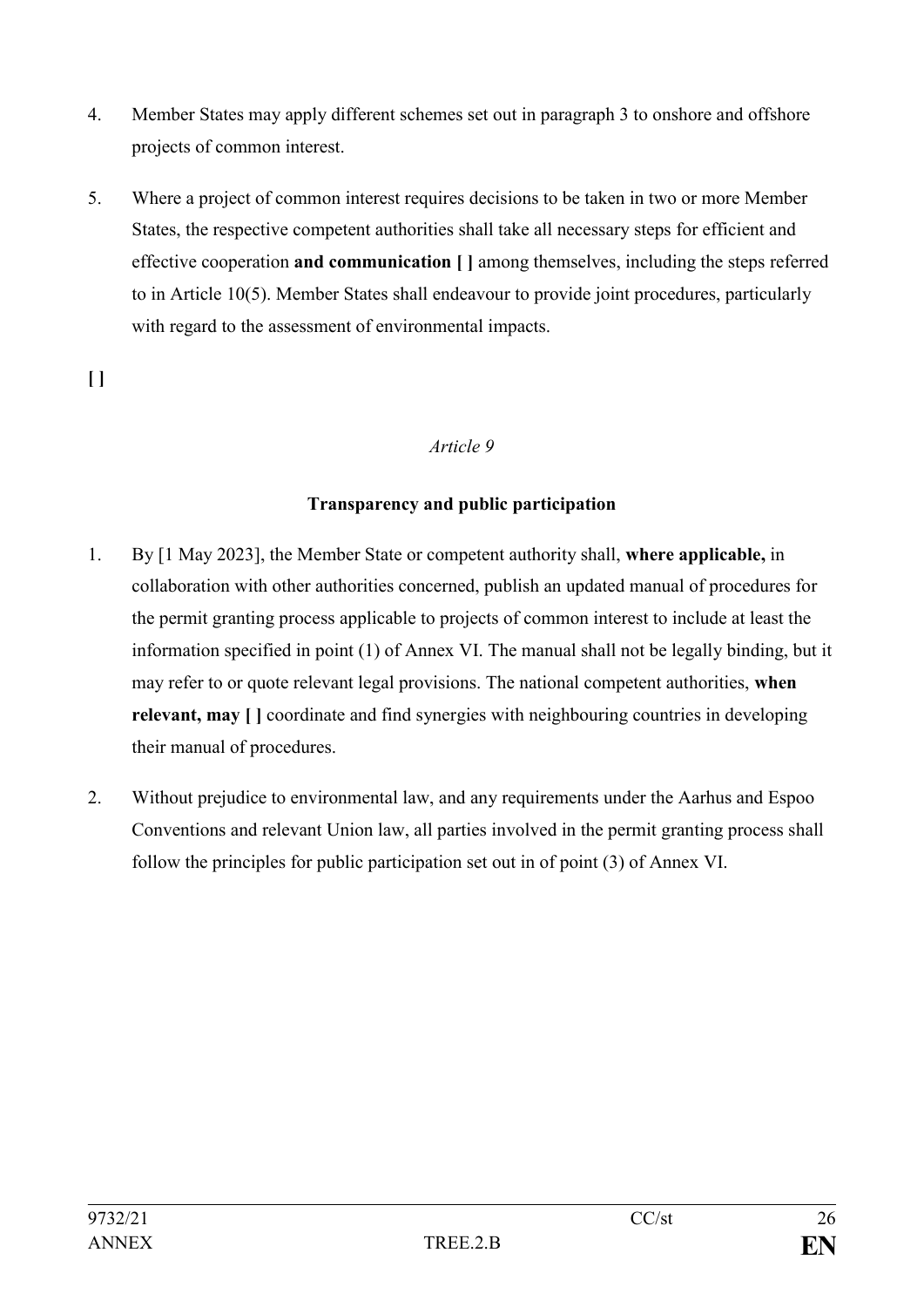4. Member States may apply different schemes set out in paragraph 3 to onshore and offshore projects of common interest.

5. Where a project of common interest requires decisions to be taken in two or more Member States, the respective competent authorities shall take all necessary steps for efficient and effective cooperation **and communication [ ]** among themselves, including the steps referred to in Article 10(5). Member States shall endeavour to provide joint procedures, particularly with regard to the assessment of environmental impacts.

**[ ]**

*Article 9*

**Transparency and public participation**

1. By [1 May 2023], the Member State or competent authority shall, **where applicable,** in collaboration with other authorities concerned, publish an updated manual of procedures for the permit granting process applicable to projects of common interest to include at least the information specified in point (1) of Annex VI. The manual shall not be legally binding, but it may refer to or quote relevant legal provisions. The national competent authorities, **when relevant, may [ ]** coordinate and find synergies with neighbouring countries in developing their manual of procedures.

2. Without prejudice to environmental law, and any requirements under the Aarhus and Espoo Conventions and relevant Union law, all parties involved in the permit granting process shall follow the principles for public participation set out in of point (3) of Annex VI.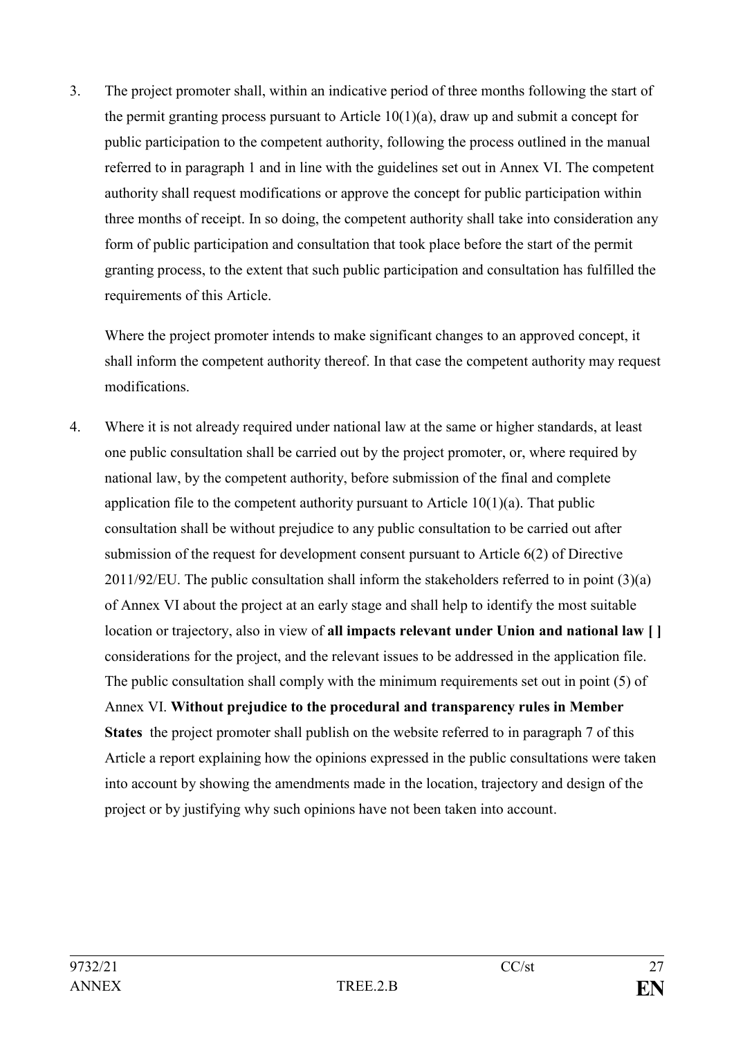3. The project promoter shall, within an indicative period of three months following the start of the permit granting process pursuant to Article 10(1)(a), draw up and submit a concept for public participation to the competent authority, following the process outlined in the manual referred to in paragraph 1 and in line with the guidelines set out in Annex VI. The competent authority shall request modifications or approve the concept for public participation within three months of receipt. In so doing, the competent authority shall take into consideration any form of public participation and consultation that took place before the start of the permit granting process, to the extent that such public participation and consultation has fulfilled the requirements of this Article.

   Where the project promoter intends to make significant changes to an approved concept, it shall inform the competent authority thereof. In that case the competent authority may request modifications.

4. Where it is not already required under national law at the same or higher standards, at least one public consultation shall be carried out by the project promoter, or, where required by national law, by the competent authority, before submission of the final and complete application file to the competent authority pursuant to Article 10(1)(a). That public consultation shall be without prejudice to any public consultation to be carried out after submission of the request for development consent pursuant to Article 6(2) of Directive 2011/92/EU. The public consultation shall inform the stakeholders referred to in point (3)(a) of Annex VI about the project at an early stage and shall help to identify the most suitable location or trajectory, also in view of **all impacts relevant under Union and national law [ ]** considerations for the project, and the relevant issues to be addressed in the application file. The public consultation shall comply with the minimum requirements set out in point (5) of Annex VI. **Without prejudice to the procedural and transparency rules in Member States** the project promoter shall publish on the website referred to in paragraph 7 of this Article a report explaining how the opinions expressed in the public consultations were taken into account by showing the amendments made in the location, trajectory and design of the project or by justifying why such opinions have not been taken into account.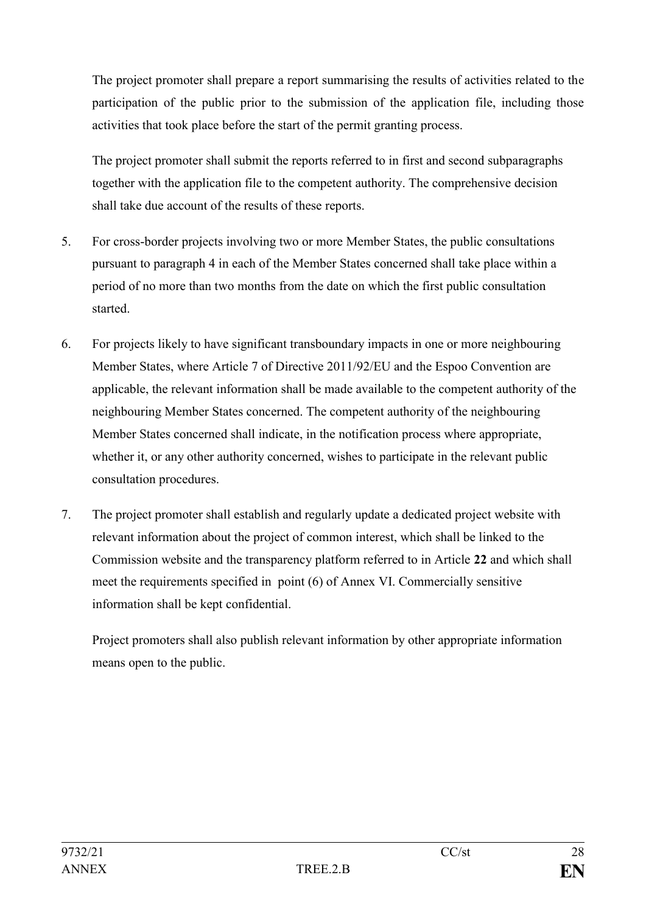The project promoter shall prepare a report summarising the results of activities related to the participation of the public prior to the submission of the application file, including those activities that took place before the start of the permit granting process.

The project promoter shall submit the reports referred to in first and second subparagraphs together with the application file to the competent authority. The comprehensive decision shall take due account of the results of these reports.

5. For cross-border projects involving two or more Member States, the public consultations pursuant to paragraph 4 in each of the Member States concerned shall take place within a period of no more than two months from the date on which the first public consultation started.

6. For projects likely to have significant transboundary impacts in one or more neighbouring Member States, where Article 7 of Directive 2011/92/EU and the Espoo Convention are applicable, the relevant information shall be made available to the competent authority of the neighbouring Member States concerned. The competent authority of the neighbouring Member States concerned shall indicate, in the notification process where appropriate, whether it, or any other authority concerned, wishes to participate in the relevant public consultation procedures.

7. The project promoter shall establish and regularly update a dedicated project website with relevant information about the project of common interest, which shall be linked to the Commission website and the transparency platform referred to in Article **22** and which shall meet the requirements specified in point (6) of Annex VI. Commercially sensitive information shall be kept confidential.

   Project promoters shall also publish relevant information by other appropriate information means open to the public.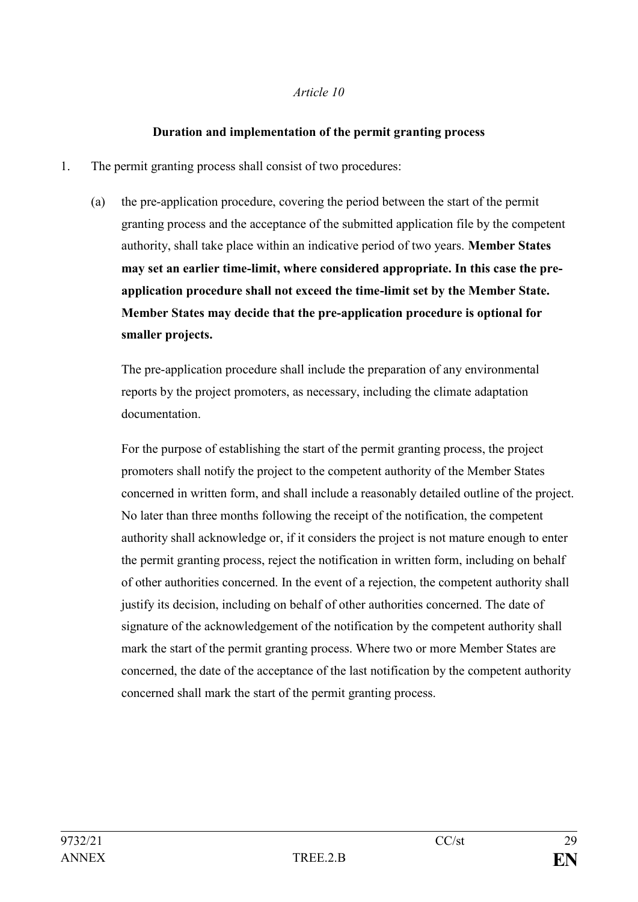*Article 10*

**Duration and implementation of the permit granting process**

1. The permit granting process shall consist of two procedures:

   (a) the pre-application procedure, covering the period between the start of the permit granting process and the acceptance of the submitted application file by the competent authority, shall take place within an indicative period of two years. **Member States may set an earlier time-limit, where considered appropriate. In this case the pre-application procedure shall not exceed the time-limit set by the Member State. Member States may decide that the pre-application procedure is optional for smaller projects.**

   The pre-application procedure shall include the preparation of any environmental reports by the project promoters, as necessary, including the climate adaptation documentation.

   For the purpose of establishing the start of the permit granting process, the project promoters shall notify the project to the competent authority of the Member States concerned in written form, and shall include a reasonably detailed outline of the project. No later than three months following the receipt of the notification, the competent authority shall acknowledge or, if it considers the project is not mature enough to enter the permit granting process, reject the notification in written form, including on behalf of other authorities concerned. In the event of a rejection, the competent authority shall justify its decision, including on behalf of other authorities concerned. The date of signature of the acknowledgement of the notification by the competent authority shall mark the start of the permit granting process. Where two or more Member States are concerned, the date of the acceptance of the last notification by the competent authority concerned shall mark the start of the permit granting process.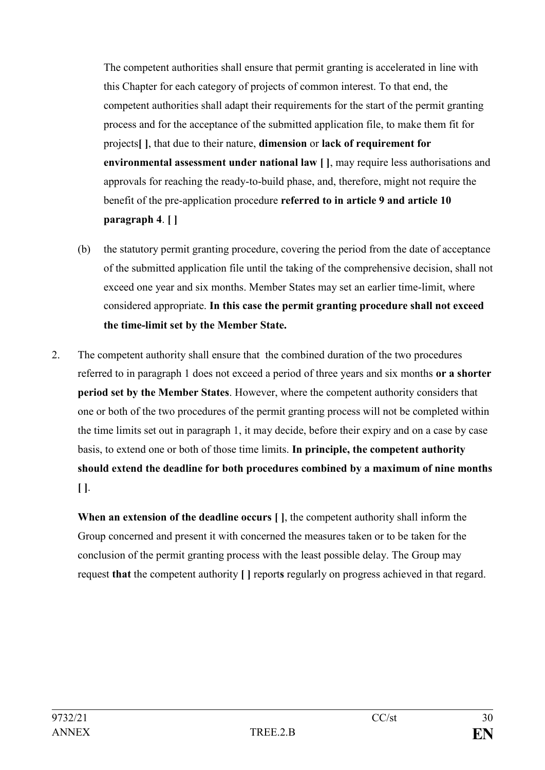The competent authorities shall ensure that permit granting is accelerated in line with this Chapter for each category of projects of common interest. To that end, the competent authorities shall adapt their requirements for the start of the permit granting process and for the acceptance of the submitted application file, to make them fit for projects**[ ]**, that due to their nature, **dimension** or **lack of requirement for environmental assessment under national law [ ]**, may require less authorisations and approvals for reaching the ready-to-build phase, and, therefore, might not require the benefit of the pre-application procedure **referred to in article 9 and article 10 paragraph 4**. **[ ]**

(b) the statutory permit granting procedure, covering the period from the date of acceptance of the submitted application file until the taking of the comprehensive decision, shall not exceed one year and six months. Member States may set an earlier time-limit, where considered appropriate. **In this case the permit granting procedure shall not exceed the time-limit set by the Member State.**

2. The competent authority shall ensure that the combined duration of the two procedures referred to in paragraph 1 does not exceed a period of three years and six months **or a shorter period set by the Member States**. However, where the competent authority considers that one or both of the two procedures of the permit granting process will not be completed within the time limits set out in paragraph 1, it may decide, before their expiry and on a case by case basis, to extend one or both of those time limits. **In principle, the competent authority should extend the deadline for both procedures combined by a maximum of nine months [ ]**.

   **When an extension of the deadline occurs [ ]**, the competent authority shall inform the Group concerned and present it with concerned the measures taken or to be taken for the conclusion of the permit granting process with the least possible delay. The Group may request **that** the competent authority **[ ]** report**s** regularly on progress achieved in that regard.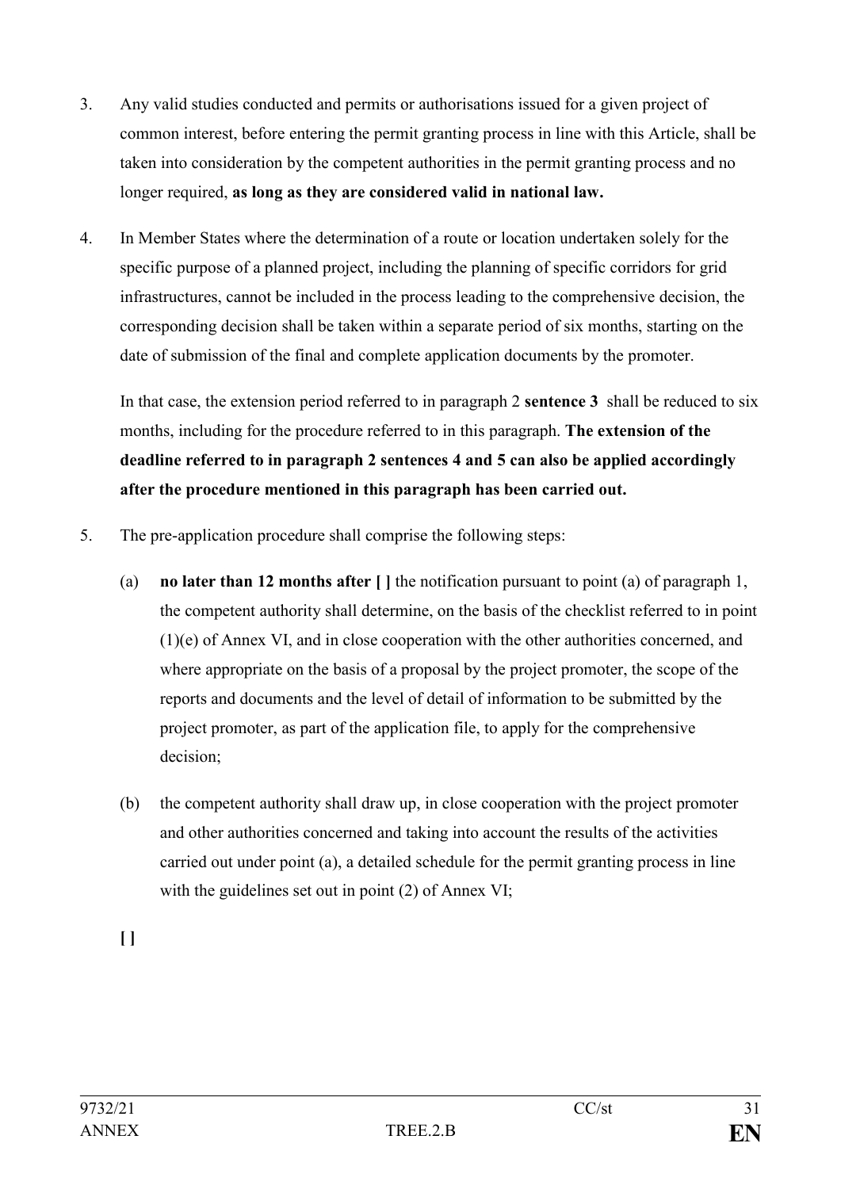3. Any valid studies conducted and permits or authorisations issued for a given project of common interest, before entering the permit granting process in line with this Article, shall be taken into consideration by the competent authorities in the permit granting process and no longer required, **as long as they are considered valid in national law.**

4. In Member States where the determination of a route or location undertaken solely for the specific purpose of a planned project, including the planning of specific corridors for grid infrastructures, cannot be included in the process leading to the comprehensive decision, the corresponding decision shall be taken within a separate period of six months, starting on the date of submission of the final and complete application documents by the promoter.

   In that case, the extension period referred to in paragraph 2 **sentence 3** shall be reduced to six months, including for the procedure referred to in this paragraph. **The extension of the deadline referred to in paragraph 2 sentences 4 and 5 can also be applied accordingly after the procedure mentioned in this paragraph has been carried out.**

5. The pre-application procedure shall comprise the following steps:

   (a) **no later than 12 months after [ ]** the notification pursuant to point (a) of paragraph 1, the competent authority shall determine, on the basis of the checklist referred to in point (1)(e) of Annex VI, and in close cooperation with the other authorities concerned, and where appropriate on the basis of a proposal by the project promoter, the scope of the reports and documents and the level of detail of information to be submitted by the project promoter, as part of the application file, to apply for the comprehensive decision;

   (b) the competent authority shall draw up, in close cooperation with the project promoter and other authorities concerned and taking into account the results of the activities carried out under point (a), a detailed schedule for the permit granting process in line with the guidelines set out in point (2) of Annex VI;

   **[ ]**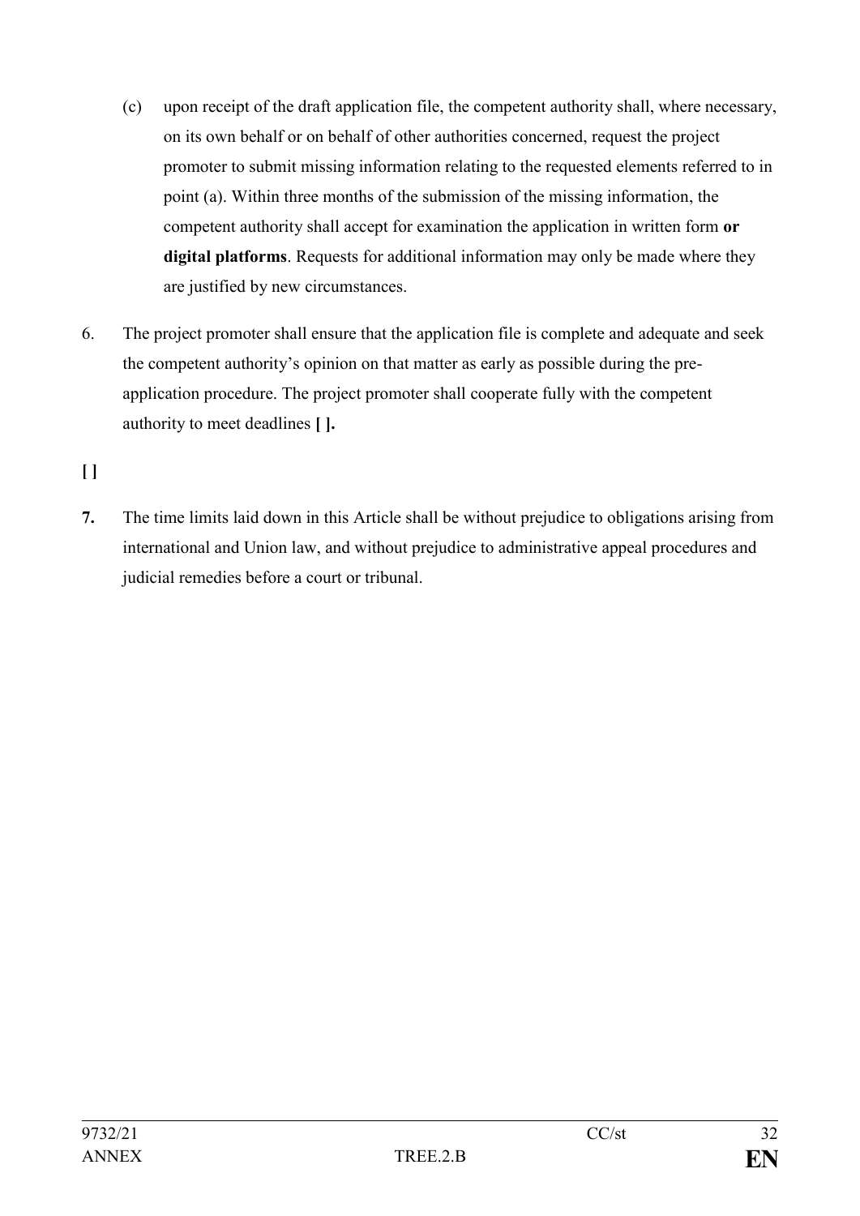(c) upon receipt of the draft application file, the competent authority shall, where necessary, on its own behalf or on behalf of other authorities concerned, request the project promoter to submit missing information relating to the requested elements referred to in point (a). Within three months of the submission of the missing information, the competent authority shall accept for examination the application in written form **or digital platforms**. Requests for additional information may only be made where they are justified by new circumstances.

6. The project promoter shall ensure that the application file is complete and adequate and seek the competent authority's opinion on that matter as early as possible during the pre-application procedure. The project promoter shall cooperate fully with the competent authority to meet deadlines **[ ].**

**[ ]**

**7.** The time limits laid down in this Article shall be without prejudice to obligations arising from international and Union law, and without prejudice to administrative appeal procedures and judicial remedies before a court or tribunal.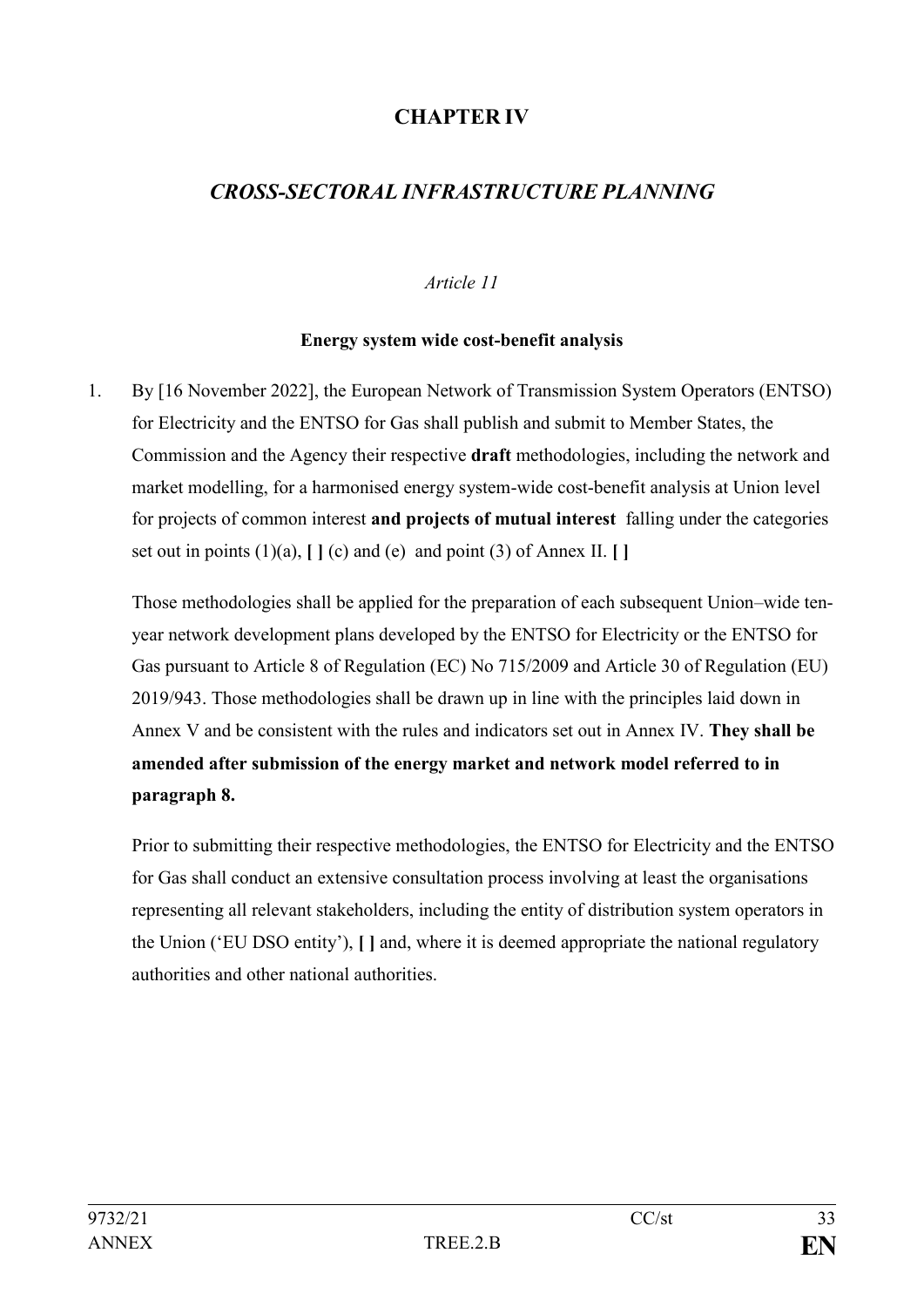# CHAPTER IV

## *CROSS-SECTORAL INFRASTRUCTURE PLANNING*

*Article 11*

**Energy system wide cost-benefit analysis**

1. By [16 November 2022], the European Network of Transmission System Operators (ENTSO) for Electricity and the ENTSO for Gas shall publish and submit to Member States, the Commission and the Agency their respective **draft** methodologies, including the network and market modelling, for a harmonised energy system-wide cost-benefit analysis at Union level for projects of common interest **and projects of mutual interest** falling under the categories set out in points (1)(a), **[ ]** (c) and (e) and point (3) of Annex II. **[ ]**

   Those methodologies shall be applied for the preparation of each subsequent Union–wide ten-year network development plans developed by the ENTSO for Electricity or the ENTSO for Gas pursuant to Article 8 of Regulation (EC) No 715/2009 and Article 30 of Regulation (EU) 2019/943. Those methodologies shall be drawn up in line with the principles laid down in Annex V and be consistent with the rules and indicators set out in Annex IV. **They shall be amended after submission of the energy market and network model referred to in paragraph 8.**

   Prior to submitting their respective methodologies, the ENTSO for Electricity and the ENTSO for Gas shall conduct an extensive consultation process involving at least the organisations representing all relevant stakeholders, including the entity of distribution system operators in the Union ('EU DSO entity'), **[ ]** and, where it is deemed appropriate the national regulatory authorities and other national authorities.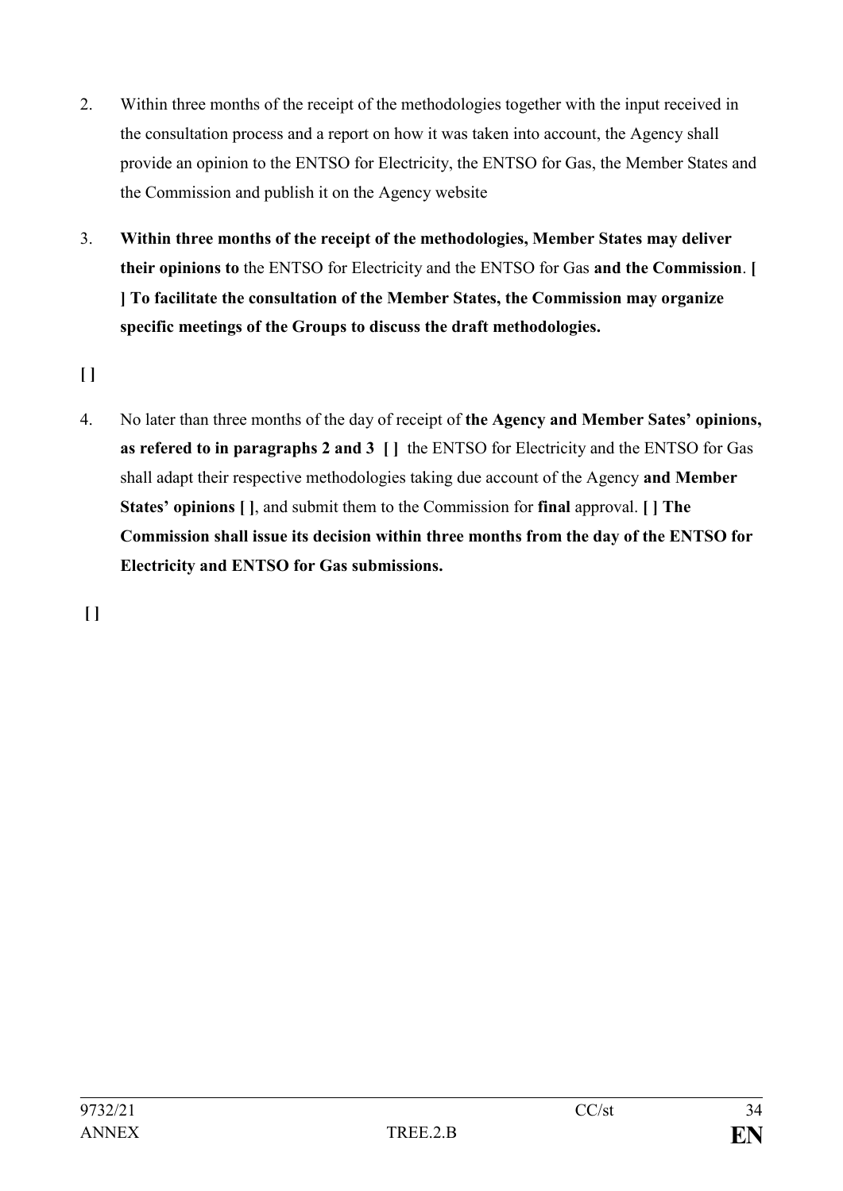2. Within three months of the receipt of the methodologies together with the input received in the consultation process and a report on how it was taken into account, the Agency shall provide an opinion to the ENTSO for Electricity, the ENTSO for Gas, the Member States and the Commission and publish it on the Agency website

3. **Within three months of the receipt of the methodologies, Member States may deliver their opinions to** the ENTSO for Electricity and the ENTSO for Gas **and the Commission**. **[ ] To facilitate the consultation of the Member States, the Commission may organize specific meetings of the Groups to discuss the draft methodologies.**

**[ ]**

4. No later than three months of the day of receipt of **the Agency and Member Sates' opinions, as refered to in paragraphs 2 and 3 [ ]** the ENTSO for Electricity and the ENTSO for Gas shall adapt their respective methodologies taking due account of the Agency **and Member States' opinions [ ]**, and submit them to the Commission for **final** approval. **[ ] The Commission shall issue its decision within three months from the day of the ENTSO for Electricity and ENTSO for Gas submissions.**

**[ ]**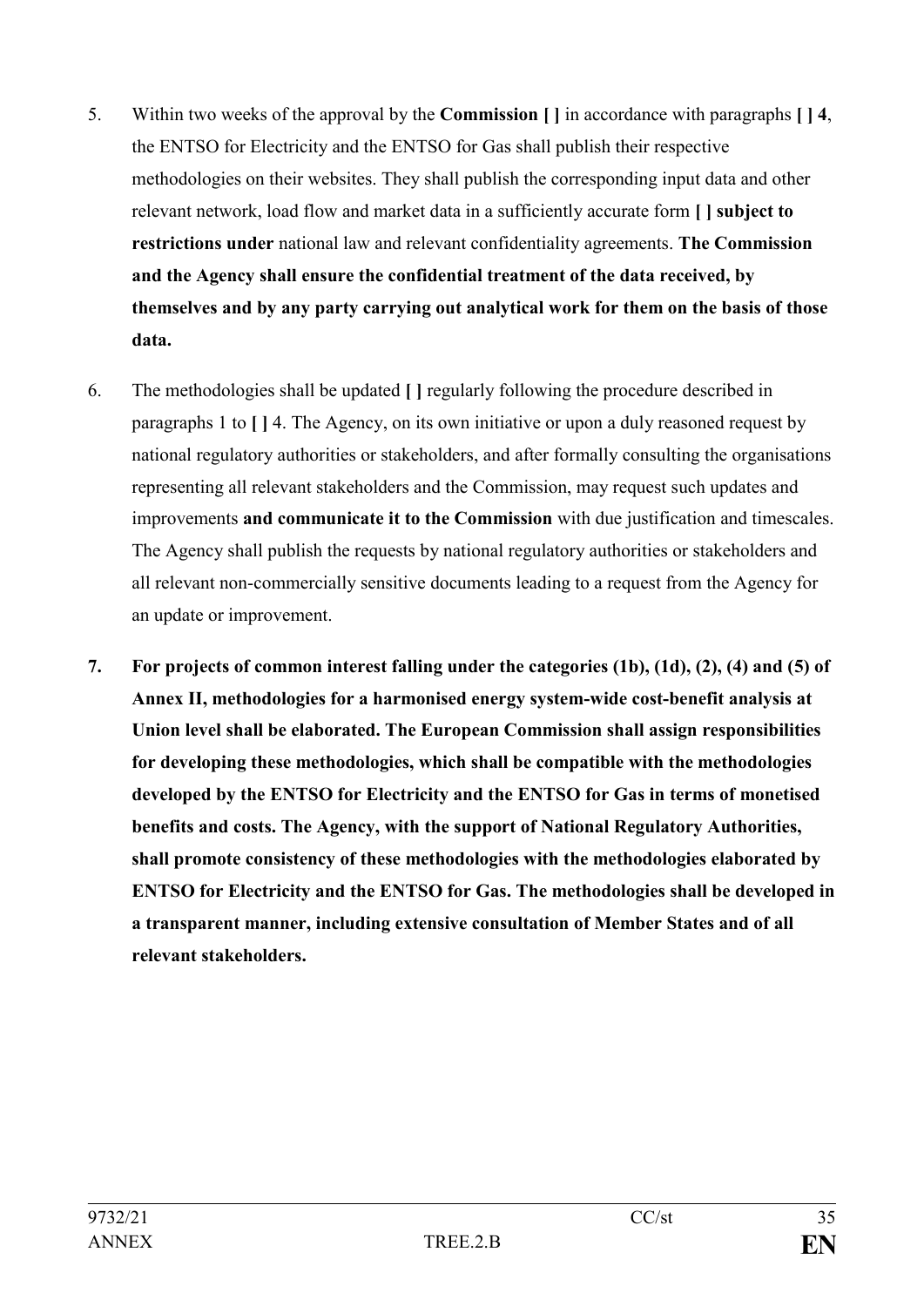5. Within two weeks of the approval by the **Commission [ ]** in accordance with paragraphs **[ ] 4**, the ENTSO for Electricity and the ENTSO for Gas shall publish their respective methodologies on their websites. They shall publish the corresponding input data and other relevant network, load flow and market data in a sufficiently accurate form **[ ] subject to restrictions under** national law and relevant confidentiality agreements. **The Commission and the Agency shall ensure the confidential treatment of the data received, by themselves and by any party carrying out analytical work for them on the basis of those data.**

6. The methodologies shall be updated **[ ]** regularly following the procedure described in paragraphs 1 to **[ ]** 4. The Agency, on its own initiative or upon a duly reasoned request by national regulatory authorities or stakeholders, and after formally consulting the organisations representing all relevant stakeholders and the Commission, may request such updates and improvements **and communicate it to the Commission** with due justification and timescales. The Agency shall publish the requests by national regulatory authorities or stakeholders and all relevant non-commercially sensitive documents leading to a request from the Agency for an update or improvement.

**7. For projects of common interest falling under the categories (1b), (1d), (2), (4) and (5) of Annex II, methodologies for a harmonised energy system-wide cost-benefit analysis at Union level shall be elaborated. The European Commission shall assign responsibilities for developing these methodologies, which shall be compatible with the methodologies developed by the ENTSO for Electricity and the ENTSO for Gas in terms of monetised benefits and costs. The Agency, with the support of National Regulatory Authorities, shall promote consistency of these methodologies with the methodologies elaborated by ENTSO for Electricity and the ENTSO for Gas. The methodologies shall be developed in a transparent manner, including extensive consultation of Member States and of all relevant stakeholders.**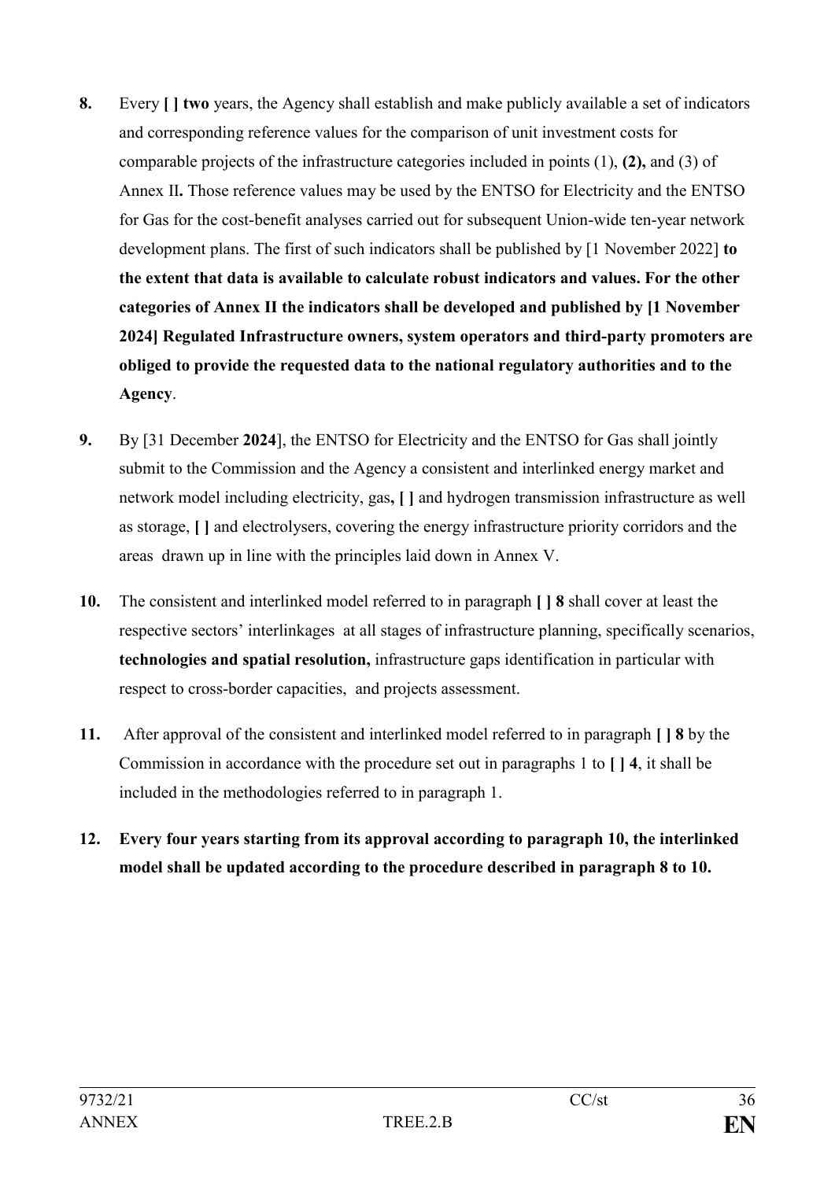**8.** Every **[ ] two** years, the Agency shall establish and make publicly available a set of indicators and corresponding reference values for the comparison of unit investment costs for comparable projects of the infrastructure categories included in points (1), **(2),** and (3) of Annex II**.** Those reference values may be used by the ENTSO for Electricity and the ENTSO for Gas for the cost-benefit analyses carried out for subsequent Union-wide ten-year network development plans. The first of such indicators shall be published by [1 November 2022] **to the extent that data is available to calculate robust indicators and values. For the other categories of Annex II the indicators shall be developed and published by [1 November 2024] Regulated Infrastructure owners, system operators and third-party promoters are obliged to provide the requested data to the national regulatory authorities and to the Agency**.

**9.** By [31 December **2024**], the ENTSO for Electricity and the ENTSO for Gas shall jointly submit to the Commission and the Agency a consistent and interlinked energy market and network model including electricity, gas**, [ ]** and hydrogen transmission infrastructure as well as storage, **[ ]** and electrolysers, covering the energy infrastructure priority corridors and the areas drawn up in line with the principles laid down in Annex V.

**10.** The consistent and interlinked model referred to in paragraph **[ ] 8** shall cover at least the respective sectors' interlinkages at all stages of infrastructure planning, specifically scenarios, **technologies and spatial resolution,** infrastructure gaps identification in particular with respect to cross-border capacities, and projects assessment.

**11.** After approval of the consistent and interlinked model referred to in paragraph **[ ] 8** by the Commission in accordance with the procedure set out in paragraphs 1 to **[ ] 4**, it shall be included in the methodologies referred to in paragraph 1.

**12. Every four years starting from its approval according to paragraph 10, the interlinked model shall be updated according to the procedure described in paragraph 8 to 10.**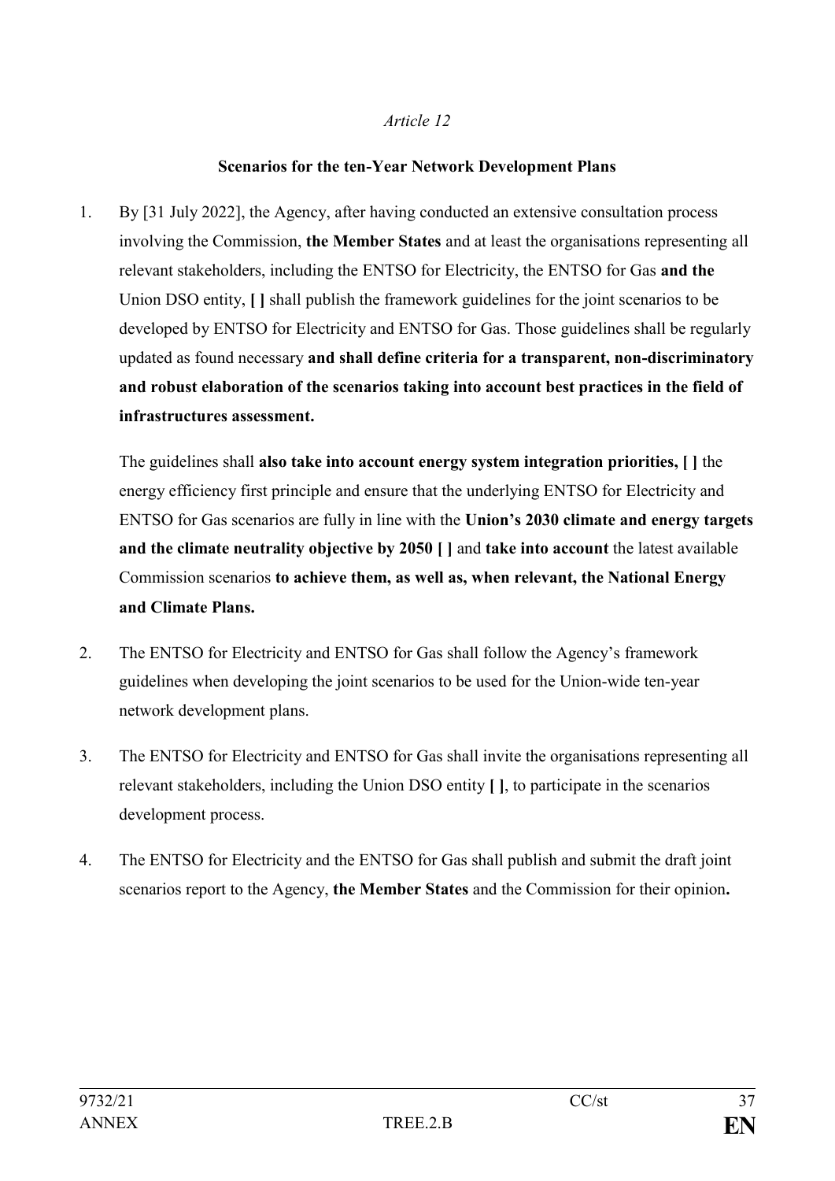*Article 12*

**Scenarios for the ten-Year Network Development Plans**

1. By [31 July 2022], the Agency, after having conducted an extensive consultation process involving the Commission, **the Member States** and at least the organisations representing all relevant stakeholders, including the ENTSO for Electricity, the ENTSO for Gas **and the** Union DSO entity, **[ ]** shall publish the framework guidelines for the joint scenarios to be developed by ENTSO for Electricity and ENTSO for Gas. Those guidelines shall be regularly updated as found necessary **and shall define criteria for a transparent, non-discriminatory and robust elaboration of the scenarios taking into account best practices in the field of infrastructures assessment.**

   The guidelines shall **also take into account energy system integration priorities, [ ]** the energy efficiency first principle and ensure that the underlying ENTSO for Electricity and ENTSO for Gas scenarios are fully in line with the **Union's 2030 climate and energy targets and the climate neutrality objective by 2050 [ ]** and **take into account** the latest available Commission scenarios **to achieve them, as well as, when relevant, the National Energy and Climate Plans.**

2. The ENTSO for Electricity and ENTSO for Gas shall follow the Agency's framework guidelines when developing the joint scenarios to be used for the Union-wide ten-year network development plans.

3. The ENTSO for Electricity and ENTSO for Gas shall invite the organisations representing all relevant stakeholders, including the Union DSO entity **[ ]**, to participate in the scenarios development process.

4. The ENTSO for Electricity and the ENTSO for Gas shall publish and submit the draft joint scenarios report to the Agency, **the Member States** and the Commission for their opinion**.**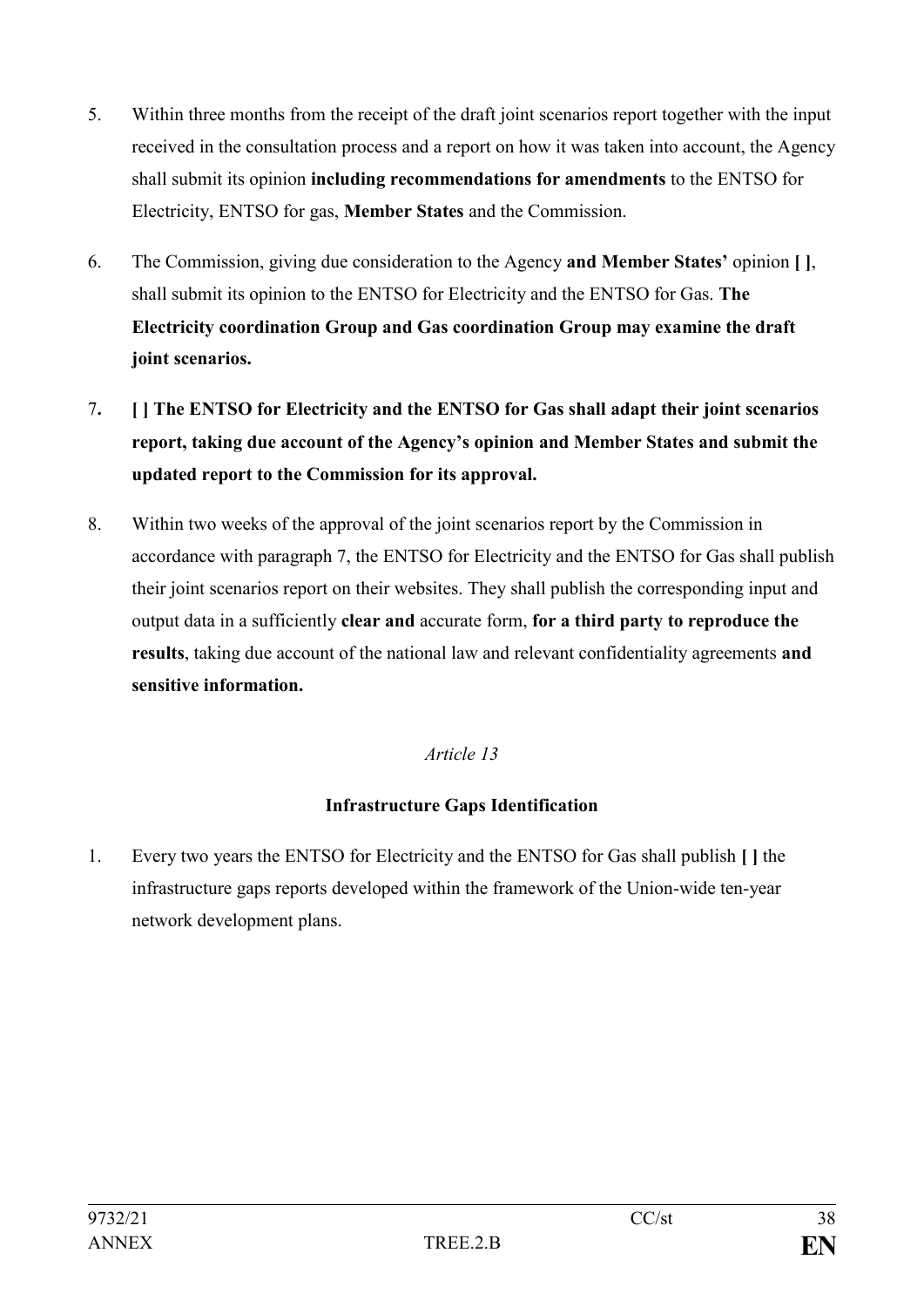5. Within three months from the receipt of the draft joint scenarios report together with the input received in the consultation process and a report on how it was taken into account, the Agency shall submit its opinion **including recommendations for amendments** to the ENTSO for Electricity, ENTSO for gas, **Member States** and the Commission.

6. The Commission, giving due consideration to the Agency **and Member States'** opinion **[ ]**, shall submit its opinion to the ENTSO for Electricity and the ENTSO for Gas. **The Electricity coordination Group and Gas coordination Group may examine the draft joint scenarios.**

7**. [ ] The ENTSO for Electricity and the ENTSO for Gas shall adapt their joint scenarios report, taking due account of the Agency's opinion and Member States and submit the updated report to the Commission for its approval.**

8. Within two weeks of the approval of the joint scenarios report by the Commission in accordance with paragraph 7, the ENTSO for Electricity and the ENTSO for Gas shall publish their joint scenarios report on their websites. They shall publish the corresponding input and output data in a sufficiently **clear and** accurate form, **for a third party to reproduce the results**, taking due account of the national law and relevant confidentiality agreements **and sensitive information.**

*Article 13*

**Infrastructure Gaps Identification**

1. Every two years the ENTSO for Electricity and the ENTSO for Gas shall publish **[ ]** the infrastructure gaps reports developed within the framework of the Union-wide ten-year network development plans.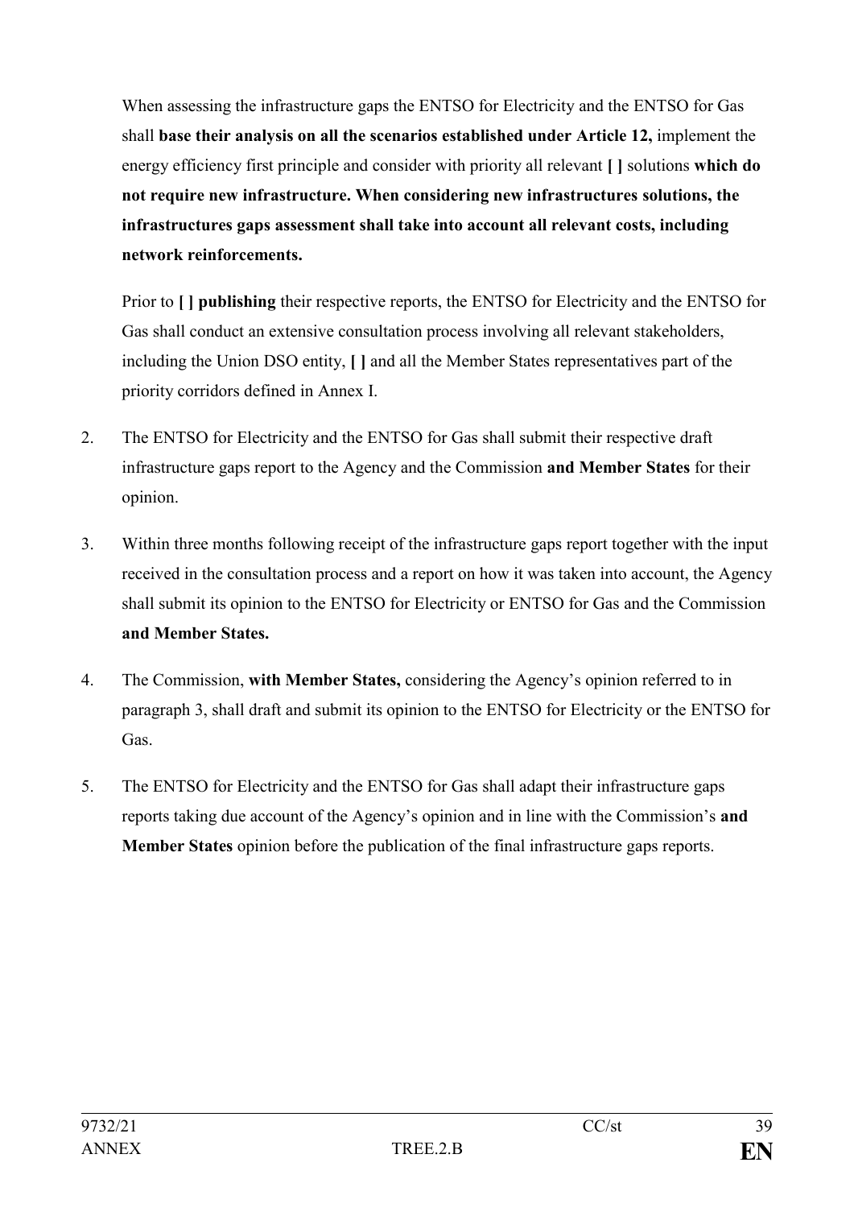When assessing the infrastructure gaps the ENTSO for Electricity and the ENTSO for Gas shall **base their analysis on all the scenarios established under Article 12,** implement the energy efficiency first principle and consider with priority all relevant **[ ]** solutions **which do not require new infrastructure. When considering new infrastructures solutions, the infrastructures gaps assessment shall take into account all relevant costs, including network reinforcements.**

Prior to **[ ] publishing** their respective reports, the ENTSO for Electricity and the ENTSO for Gas shall conduct an extensive consultation process involving all relevant stakeholders, including the Union DSO entity, **[ ]** and all the Member States representatives part of the priority corridors defined in Annex I.

2. The ENTSO for Electricity and the ENTSO for Gas shall submit their respective draft infrastructure gaps report to the Agency and the Commission **and Member States** for their opinion.

3. Within three months following receipt of the infrastructure gaps report together with the input received in the consultation process and a report on how it was taken into account, the Agency shall submit its opinion to the ENTSO for Electricity or ENTSO for Gas and the Commission **and Member States.**

4. The Commission, **with Member States,** considering the Agency's opinion referred to in paragraph 3, shall draft and submit its opinion to the ENTSO for Electricity or the ENTSO for Gas.

5. The ENTSO for Electricity and the ENTSO for Gas shall adapt their infrastructure gaps reports taking due account of the Agency's opinion and in line with the Commission's **and Member States** opinion before the publication of the final infrastructure gaps reports.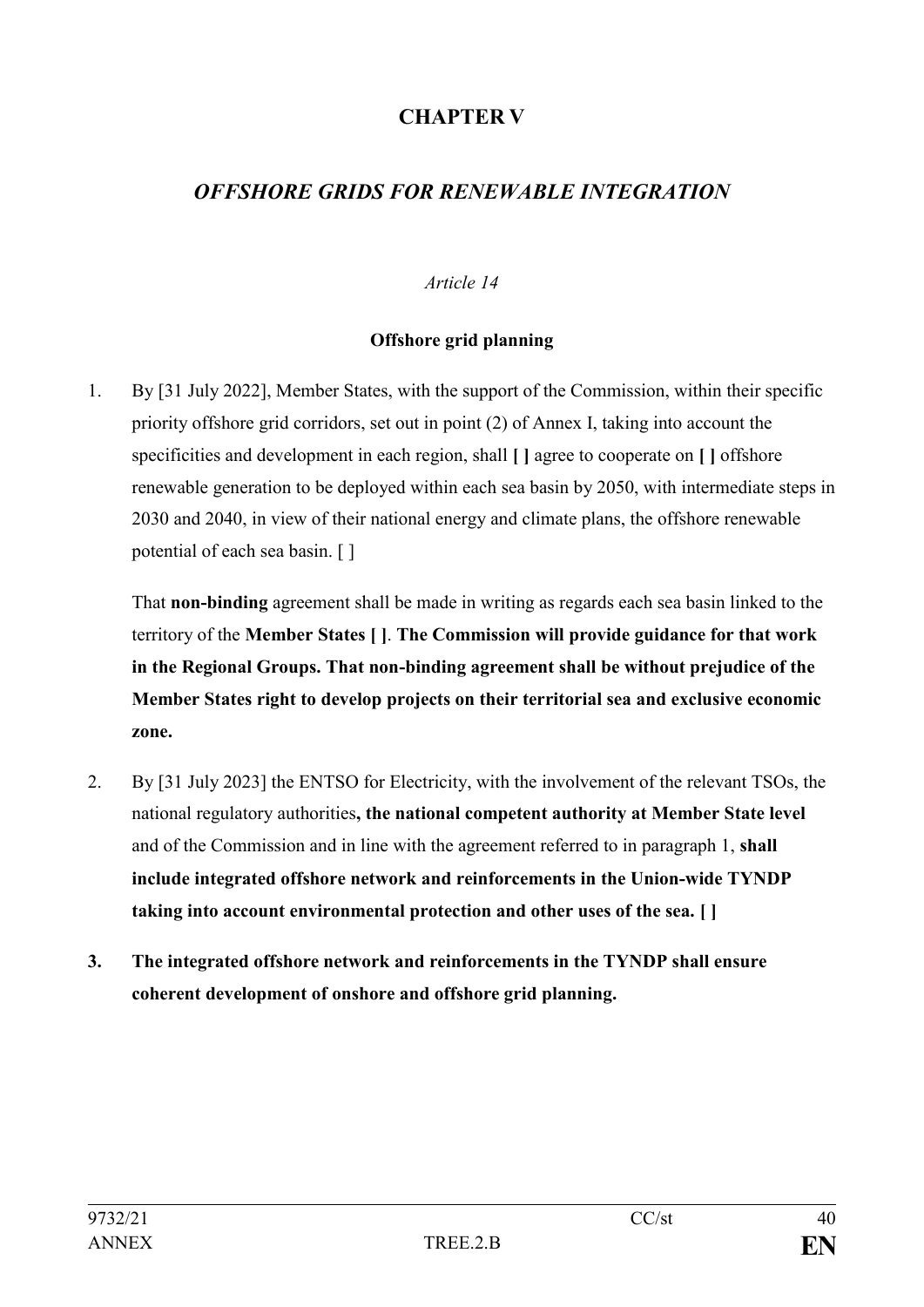# CHAPTER V

## *OFFSHORE GRIDS FOR RENEWABLE INTEGRATION*

*Article 14*

**Offshore grid planning**

1. By [31 July 2022], Member States, with the support of the Commission, within their specific priority offshore grid corridors, set out in point (2) of Annex I, taking into account the specificities and development in each region, shall **[ ]** agree to cooperate on **[ ]** offshore renewable generation to be deployed within each sea basin by 2050, with intermediate steps in 2030 and 2040, in view of their national energy and climate plans, the offshore renewable potential of each sea basin. [ ]

   That **non-binding** agreement shall be made in writing as regards each sea basin linked to the territory of the **Member States [ ]**. **The Commission will provide guidance for that work in the Regional Groups. That non-binding agreement shall be without prejudice of the Member States right to develop projects on their territorial sea and exclusive economic zone.**

2. By [31 July 2023] the ENTSO for Electricity, with the involvement of the relevant TSOs, the national regulatory authorities**, the national competent authority at Member State level** and of the Commission and in line with the agreement referred to in paragraph 1, **shall include integrated offshore network and reinforcements in the Union-wide TYNDP taking into account environmental protection and other uses of the sea. [ ]**

3. **The integrated offshore network and reinforcements in the TYNDP shall ensure coherent development of onshore and offshore grid planning.**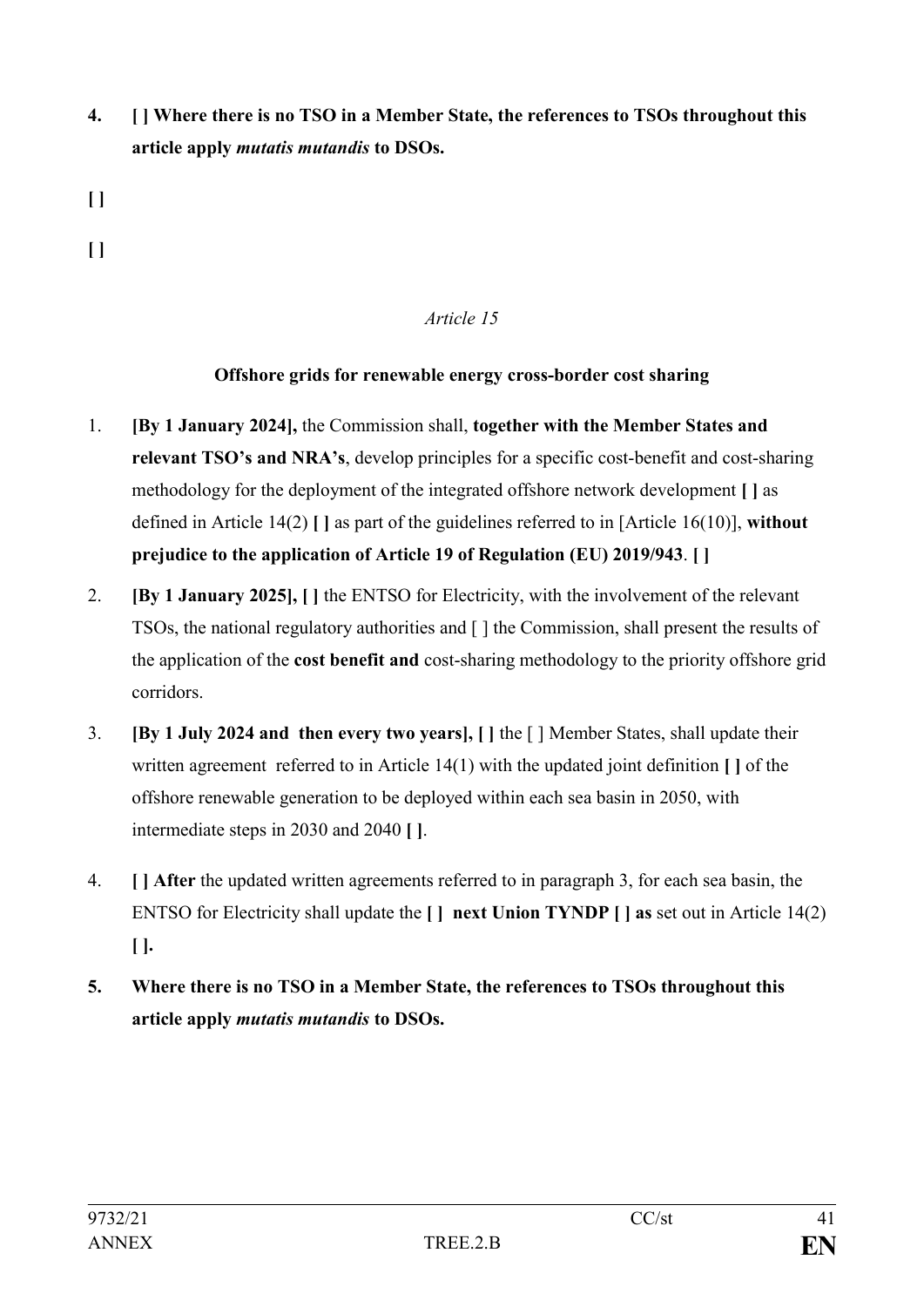**4. [ ] Where there is no TSO in a Member State, the references to TSOs throughout this article apply *mutatis mutandis* to DSOs.**

**[ ]**

**[ ]**

*Article 15*

**Offshore grids for renewable energy cross-border cost sharing**

1. **[By 1 January 2024],** the Commission shall, **together with the Member States and relevant TSO's and NRA's**, develop principles for a specific cost-benefit and cost-sharing methodology for the deployment of the integrated offshore network development **[ ]** as defined in Article 14(2) **[ ]** as part of the guidelines referred to in [Article 16(10)], **without prejudice to the application of Article 19 of Regulation (EU) 2019/943**. **[ ]**

2. **[By 1 January 2025], [ ]** the ENTSO for Electricity, with the involvement of the relevant TSOs, the national regulatory authorities and [ ] the Commission, shall present the results of the application of the **cost benefit and** cost-sharing methodology to the priority offshore grid corridors.

3. **[By 1 July 2024 and then every two years], [ ]** the [ ] Member States, shall update their written agreement referred to in Article 14(1) with the updated joint definition **[ ]** of the offshore renewable generation to be deployed within each sea basin in 2050, with intermediate steps in 2030 and 2040 **[ ]**.

4. **[ ] After** the updated written agreements referred to in paragraph 3, for each sea basin, the ENTSO for Electricity shall update the **[ ] next Union TYNDP [ ] as** set out in Article 14(2) **[ ].**

**5. Where there is no TSO in a Member State, the references to TSOs throughout this article apply *mutatis mutandis* to DSOs.**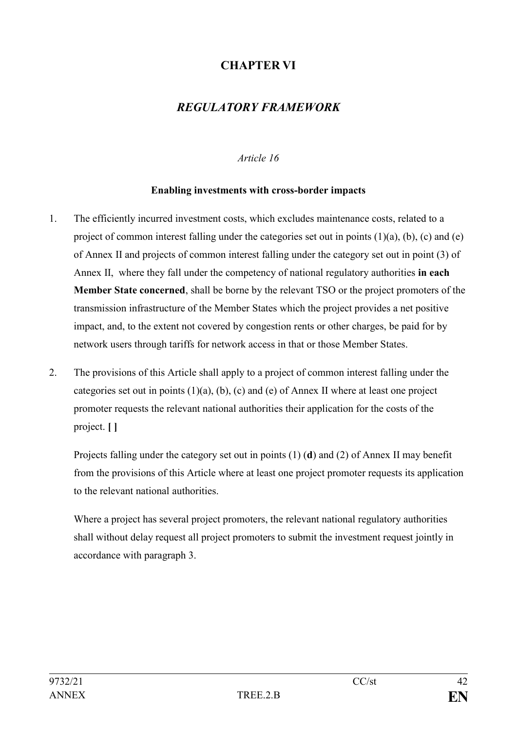# CHAPTER VI

## *REGULATORY FRAMEWORK*

*Article 16*

**Enabling investments with cross-border impacts**

1. The efficiently incurred investment costs, which excludes maintenance costs, related to a project of common interest falling under the categories set out in points (1)(a), (b), (c) and (e) of Annex II and projects of common interest falling under the category set out in point (3) of Annex II, where they fall under the competency of national regulatory authorities **in each Member State concerned**, shall be borne by the relevant TSO or the project promoters of the transmission infrastructure of the Member States which the project provides a net positive impact, and, to the extent not covered by congestion rents or other charges, be paid for by network users through tariffs for network access in that or those Member States.

2. The provisions of this Article shall apply to a project of common interest falling under the categories set out in points (1)(a), (b), (c) and (e) of Annex II where at least one project promoter requests the relevant national authorities their application for the costs of the project. **[ ]**

   Projects falling under the category set out in points (1) (**d**) and (2) of Annex II may benefit from the provisions of this Article where at least one project promoter requests its application to the relevant national authorities.

   Where a project has several project promoters, the relevant national regulatory authorities shall without delay request all project promoters to submit the investment request jointly in accordance with paragraph 3.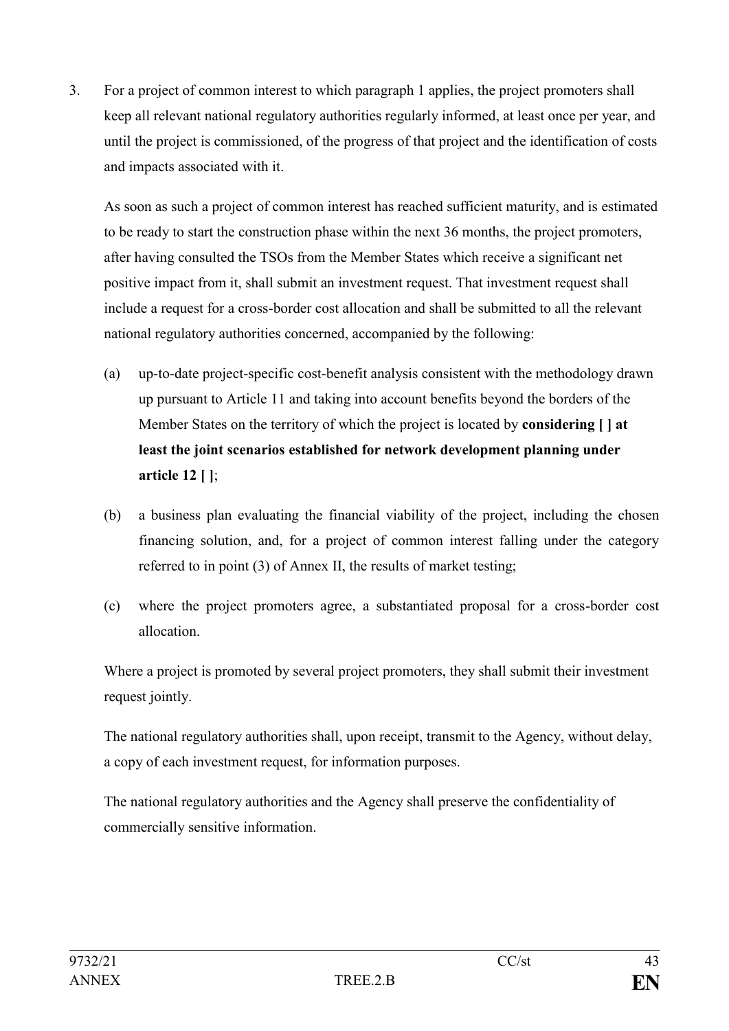3. For a project of common interest to which paragraph 1 applies, the project promoters shall keep all relevant national regulatory authorities regularly informed, at least once per year, and until the project is commissioned, of the progress of that project and the identification of costs and impacts associated with it.

   As soon as such a project of common interest has reached sufficient maturity, and is estimated to be ready to start the construction phase within the next 36 months, the project promoters, after having consulted the TSOs from the Member States which receive a significant net positive impact from it, shall submit an investment request. That investment request shall include a request for a cross-border cost allocation and shall be submitted to all the relevant national regulatory authorities concerned, accompanied by the following:

   (a) up-to-date project-specific cost-benefit analysis consistent with the methodology drawn up pursuant to Article 11 and taking into account benefits beyond the borders of the Member States on the territory of which the project is located by **considering [ ] at least the joint scenarios established for network development planning under article 12 [ ]**;

   (b) a business plan evaluating the financial viability of the project, including the chosen financing solution, and, for a project of common interest falling under the category referred to in point (3) of Annex II, the results of market testing;

   (c) where the project promoters agree, a substantiated proposal for a cross-border cost allocation.

   Where a project is promoted by several project promoters, they shall submit their investment request jointly.

   The national regulatory authorities shall, upon receipt, transmit to the Agency, without delay, a copy of each investment request, for information purposes.

   The national regulatory authorities and the Agency shall preserve the confidentiality of commercially sensitive information.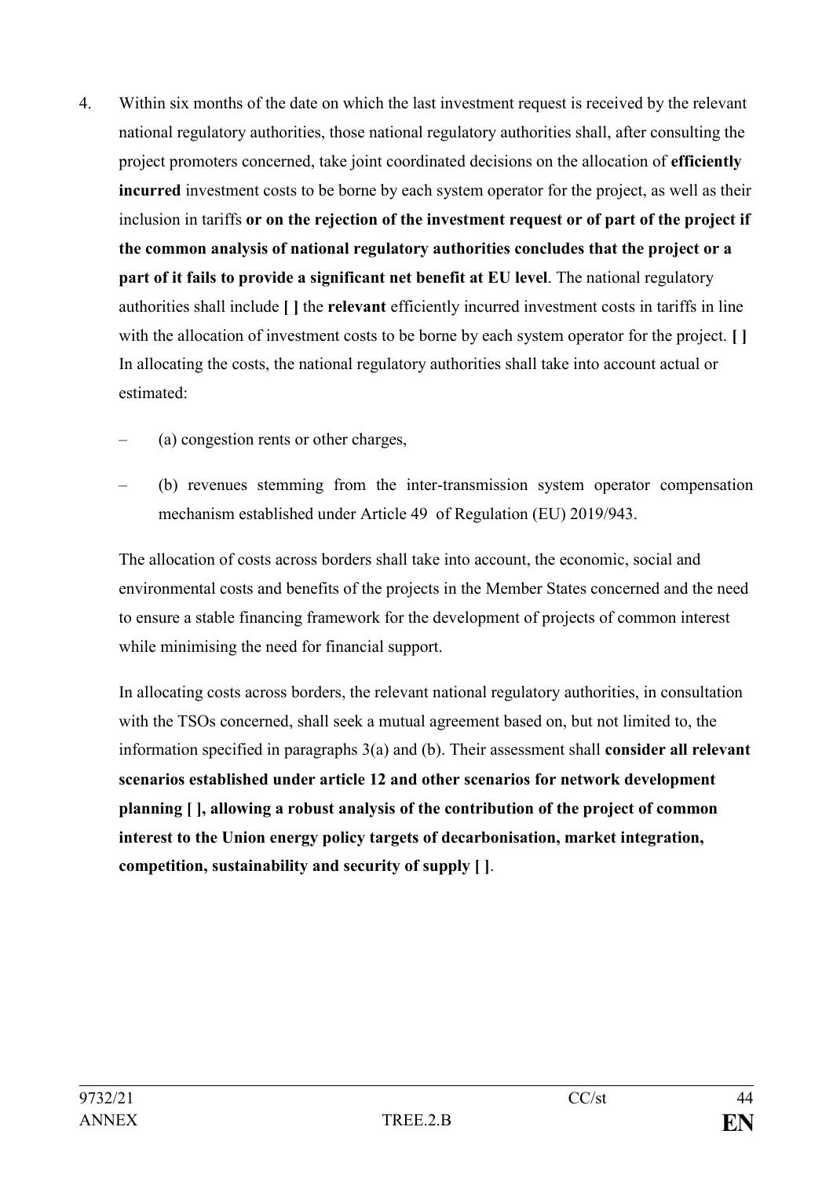4. Within six months of the date on which the last investment request is received by the relevant national regulatory authorities, those national regulatory authorities shall, after consulting the project promoters concerned, take joint coordinated decisions on the allocation of **efficiently incurred** investment costs to be borne by each system operator for the project, as well as their inclusion in tariffs **or on the rejection of the investment request or of part of the project if the common analysis of national regulatory authorities concludes that the project or a part of it fails to provide a significant net benefit at EU level**. The national regulatory authorities shall include **[ ]** the **relevant** efficiently incurred investment costs in tariffs in line with the allocation of investment costs to be borne by each system operator for the project. **[ ]** In allocating the costs, the national regulatory authorities shall take into account actual or estimated:

   – (a) congestion rents or other charges,

   – (b) revenues stemming from the inter-transmission system operator compensation mechanism established under Article 49 of Regulation (EU) 2019/943.

   The allocation of costs across borders shall take into account, the economic, social and environmental costs and benefits of the projects in the Member States concerned and the need to ensure a stable financing framework for the development of projects of common interest while minimising the need for financial support.

   In allocating costs across borders, the relevant national regulatory authorities, in consultation with the TSOs concerned, shall seek a mutual agreement based on, but not limited to, the information specified in paragraphs 3(a) and (b). Their assessment shall **consider all relevant scenarios established under article 12 and other scenarios for network development planning [ ], allowing a robust analysis of the contribution of the project of common interest to the Union energy policy targets of decarbonisation, market integration, competition, sustainability and security of supply [ ]**.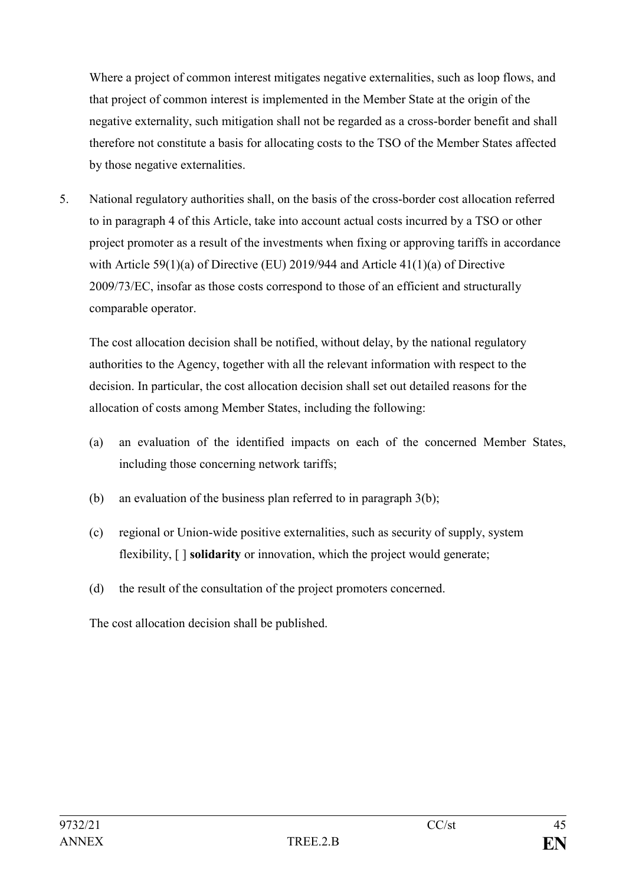Where a project of common interest mitigates negative externalities, such as loop flows, and that project of common interest is implemented in the Member State at the origin of the negative externality, such mitigation shall not be regarded as a cross-border benefit and shall therefore not constitute a basis for allocating costs to the TSO of the Member States affected by those negative externalities.

5. National regulatory authorities shall, on the basis of the cross-border cost allocation referred to in paragraph 4 of this Article, take into account actual costs incurred by a TSO or other project promoter as a result of the investments when fixing or approving tariffs in accordance with Article 59(1)(a) of Directive (EU) 2019/944 and Article 41(1)(a) of Directive 2009/73/EC, insofar as those costs correspond to those of an efficient and structurally comparable operator.

   The cost allocation decision shall be notified, without delay, by the national regulatory authorities to the Agency, together with all the relevant information with respect to the decision. In particular, the cost allocation decision shall set out detailed reasons for the allocation of costs among Member States, including the following:

   (a) an evaluation of the identified impacts on each of the concerned Member States, including those concerning network tariffs;

   (b) an evaluation of the business plan referred to in paragraph 3(b);

   (c) regional or Union-wide positive externalities, such as security of supply, system flexibility, [ ] **solidarity** or innovation, which the project would generate;

   (d) the result of the consultation of the project promoters concerned.

   The cost allocation decision shall be published.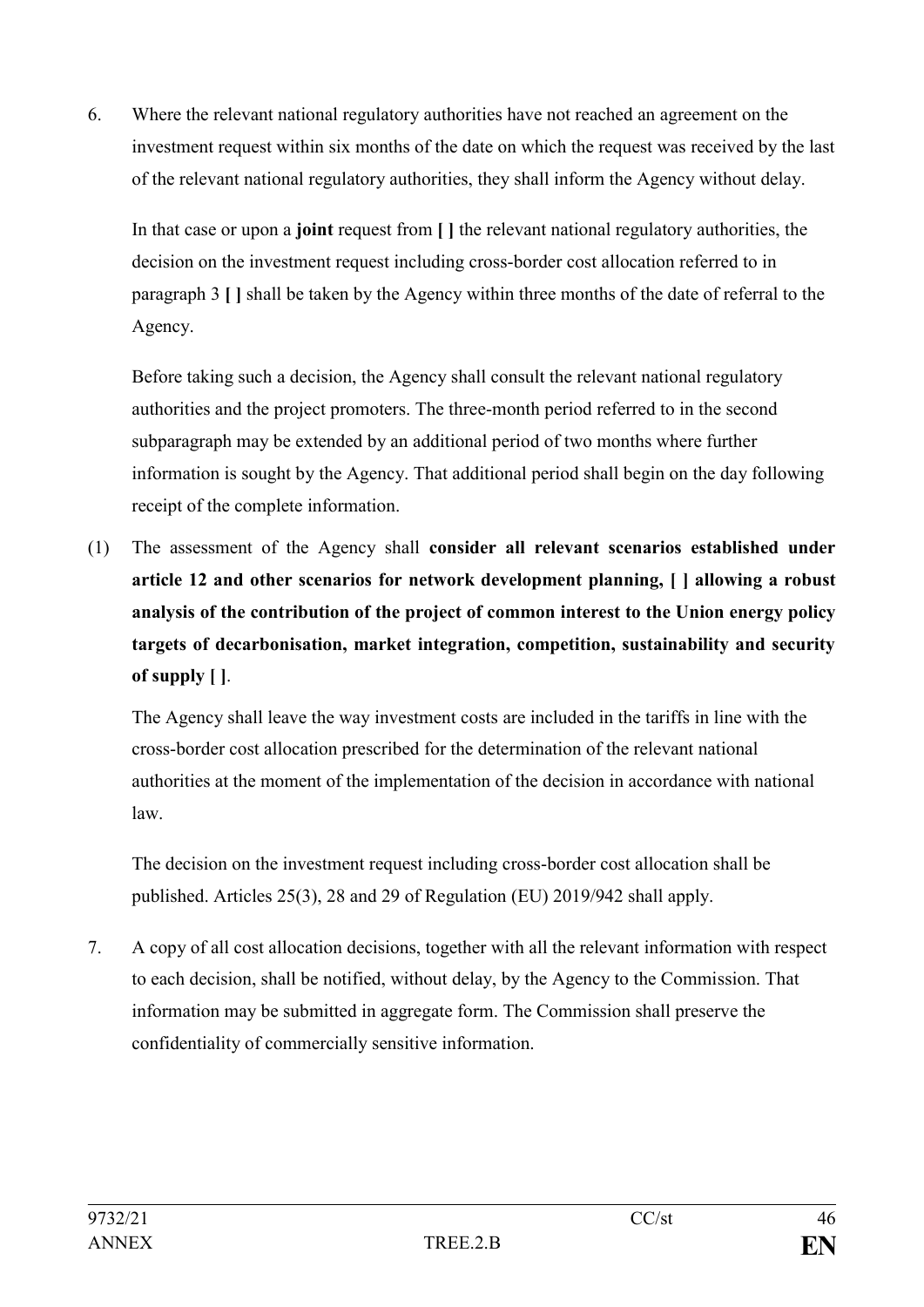6. Where the relevant national regulatory authorities have not reached an agreement on the investment request within six months of the date on which the request was received by the last of the relevant national regulatory authorities, they shall inform the Agency without delay.

   In that case or upon a **joint** request from **[ ]** the relevant national regulatory authorities, the decision on the investment request including cross-border cost allocation referred to in paragraph 3 **[ ]** shall be taken by the Agency within three months of the date of referral to the Agency.

   Before taking such a decision, the Agency shall consult the relevant national regulatory authorities and the project promoters. The three-month period referred to in the second subparagraph may be extended by an additional period of two months where further information is sought by the Agency. That additional period shall begin on the day following receipt of the complete information.

(1) The assessment of the Agency shall **consider all relevant scenarios established under article 12 and other scenarios for network development planning, [ ] allowing a robust analysis of the contribution of the project of common interest to the Union energy policy targets of decarbonisation, market integration, competition, sustainability and security of supply [ ]**.

   The Agency shall leave the way investment costs are included in the tariffs in line with the cross-border cost allocation prescribed for the determination of the relevant national authorities at the moment of the implementation of the decision in accordance with national law.

   The decision on the investment request including cross-border cost allocation shall be published. Articles 25(3), 28 and 29 of Regulation (EU) 2019/942 shall apply.

7. A copy of all cost allocation decisions, together with all the relevant information with respect to each decision, shall be notified, without delay, by the Agency to the Commission. That information may be submitted in aggregate form. The Commission shall preserve the confidentiality of commercially sensitive information.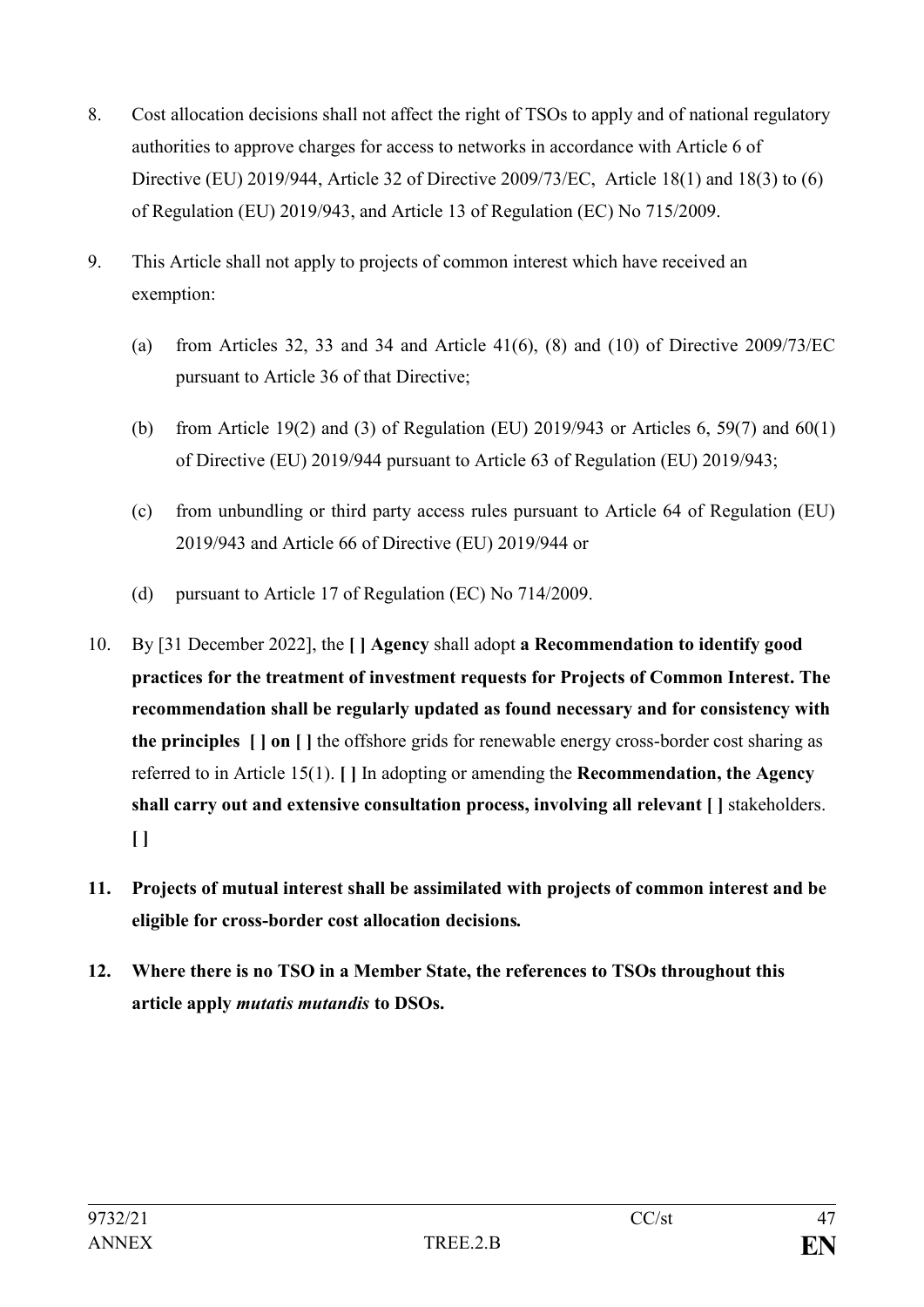8. Cost allocation decisions shall not affect the right of TSOs to apply and of national regulatory authorities to approve charges for access to networks in accordance with Article 6 of Directive (EU) 2019/944, Article 32 of Directive 2009/73/EC, Article 18(1) and 18(3) to (6) of Regulation (EU) 2019/943, and Article 13 of Regulation (EC) No 715/2009.

9. This Article shall not apply to projects of common interest which have received an exemption:

   (a) from Articles 32, 33 and 34 and Article 41(6), (8) and (10) of Directive 2009/73/EC pursuant to Article 36 of that Directive;

   (b) from Article 19(2) and (3) of Regulation (EU) 2019/943 or Articles 6, 59(7) and 60(1) of Directive (EU) 2019/944 pursuant to Article 63 of Regulation (EU) 2019/943;

   (c) from unbundling or third party access rules pursuant to Article 64 of Regulation (EU) 2019/943 and Article 66 of Directive (EU) 2019/944 or

   (d) pursuant to Article 17 of Regulation (EC) No 714/2009.

10. By [31 December 2022], the **[ ] Agency** shall adopt **a Recommendation to identify good practices for the treatment of investment requests for Projects of Common Interest. The recommendation shall be regularly updated as found necessary and for consistency with the principles [ ] on [ ]** the offshore grids for renewable energy cross-border cost sharing as referred to in Article 15(1). **[ ]** In adopting or amending the **Recommendation, the Agency shall carry out and extensive consultation process, involving all relevant [ ]** stakeholders. **[ ]**

**11. Projects of mutual interest shall be assimilated with projects of common interest and be eligible for cross-border cost allocation decisions.**

**12. Where there is no TSO in a Member State, the references to TSOs throughout this article apply *mutatis mutandis* to DSOs.**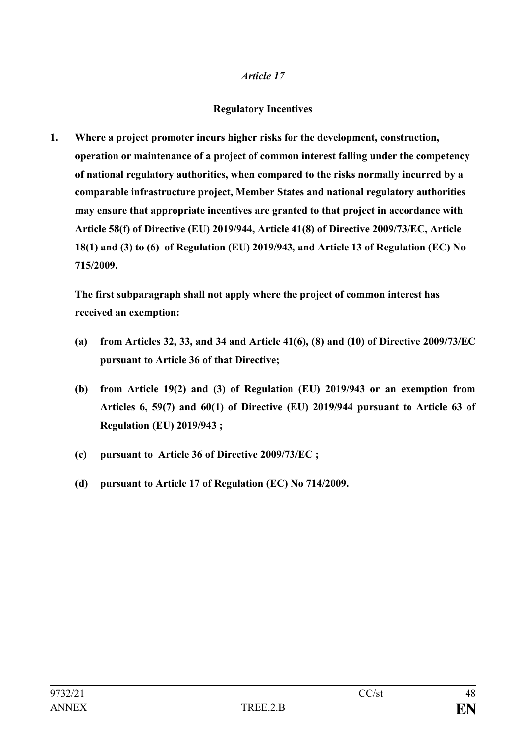*Article 17*

**Regulatory Incentives**

**1. Where a project promoter incurs higher risks for the development, construction, operation or maintenance of a project of common interest falling under the competency of national regulatory authorities, when compared to the risks normally incurred by a comparable infrastructure project, Member States and national regulatory authorities may ensure that appropriate incentives are granted to that project in accordance with Article 58(f) of Directive (EU) 2019/944, Article 41(8) of Directive 2009/73/EC, Article 18(1) and (3) to (6) of Regulation (EU) 2019/943, and Article 13 of Regulation (EC) No 715/2009.**

**The first subparagraph shall not apply where the project of common interest has received an exemption:**

**(a) from Articles 32, 33, and 34 and Article 41(6), (8) and (10) of Directive 2009/73/EC pursuant to Article 36 of that Directive;**

**(b) from Article 19(2) and (3) of Regulation (EU) 2019/943 or an exemption from Articles 6, 59(7) and 60(1) of Directive (EU) 2019/944 pursuant to Article 63 of Regulation (EU) 2019/943 ;**

**(c) pursuant to Article 36 of Directive 2009/73/EC ;**

**(d) pursuant to Article 17 of Regulation (EC) No 714/2009.**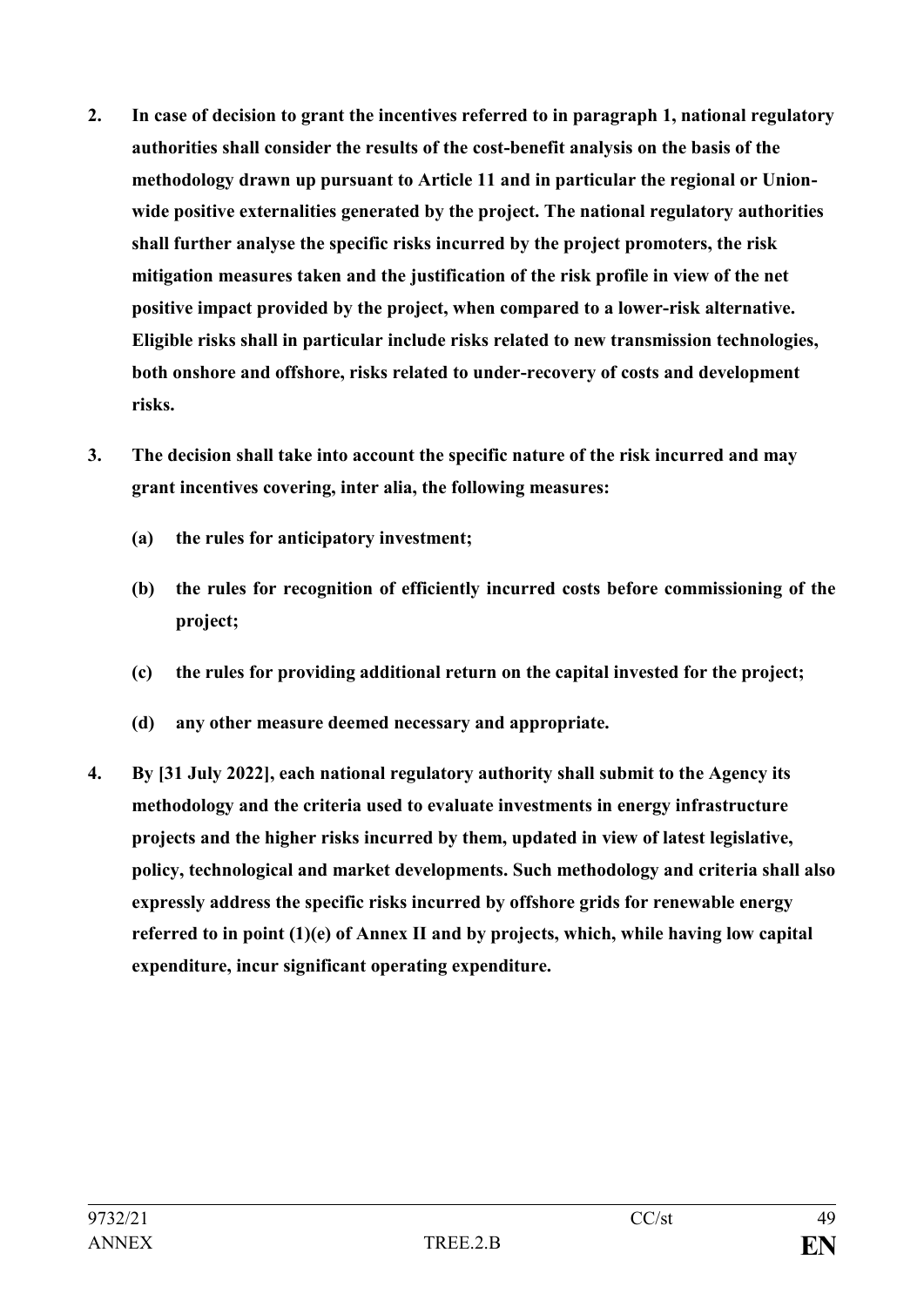**2. In case of decision to grant the incentives referred to in paragraph 1, national regulatory authorities shall consider the results of the cost-benefit analysis on the basis of the methodology drawn up pursuant to Article 11 and in particular the regional or Union-wide positive externalities generated by the project. The national regulatory authorities shall further analyse the specific risks incurred by the project promoters, the risk mitigation measures taken and the justification of the risk profile in view of the net positive impact provided by the project, when compared to a lower-risk alternative. Eligible risks shall in particular include risks related to new transmission technologies, both onshore and offshore, risks related to under-recovery of costs and development risks.**

**3. The decision shall take into account the specific nature of the risk incurred and may grant incentives covering, inter alia, the following measures:**

**(a) the rules for anticipatory investment;**

**(b) the rules for recognition of efficiently incurred costs before commissioning of the project;**

**(c) the rules for providing additional return on the capital invested for the project;**

**(d) any other measure deemed necessary and appropriate.**

**4. By [31 July 2022], each national regulatory authority shall submit to the Agency its methodology and the criteria used to evaluate investments in energy infrastructure projects and the higher risks incurred by them, updated in view of latest legislative, policy, technological and market developments. Such methodology and criteria shall also expressly address the specific risks incurred by offshore grids for renewable energy referred to in point (1)(e) of Annex II and by projects, which, while having low capital expenditure, incur significant operating expenditure.**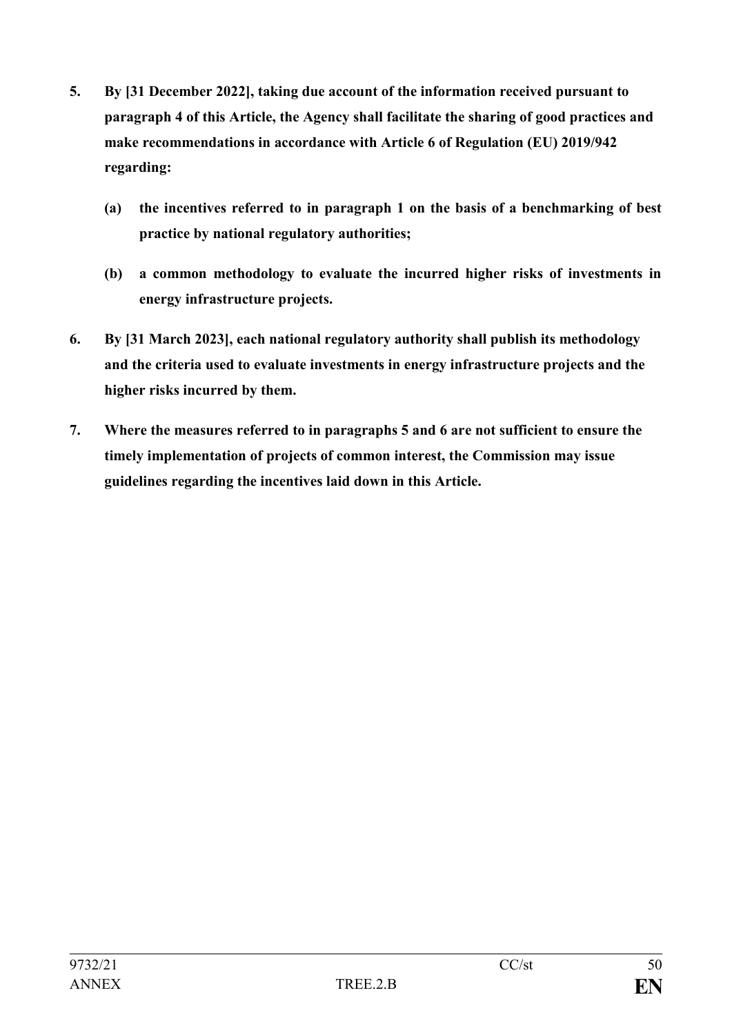**5. By [31 December 2022], taking due account of the information received pursuant to paragraph 4 of this Article, the Agency shall facilitate the sharing of good practices and make recommendations in accordance with Article 6 of Regulation (EU) 2019/942 regarding:**

**(a) the incentives referred to in paragraph 1 on the basis of a benchmarking of best practice by national regulatory authorities;**

**(b) a common methodology to evaluate the incurred higher risks of investments in energy infrastructure projects.**

**6. By [31 March 2023], each national regulatory authority shall publish its methodology and the criteria used to evaluate investments in energy infrastructure projects and the higher risks incurred by them.**

**7. Where the measures referred to in paragraphs 5 and 6 are not sufficient to ensure the timely implementation of projects of common interest, the Commission may issue guidelines regarding the incentives laid down in this Article.**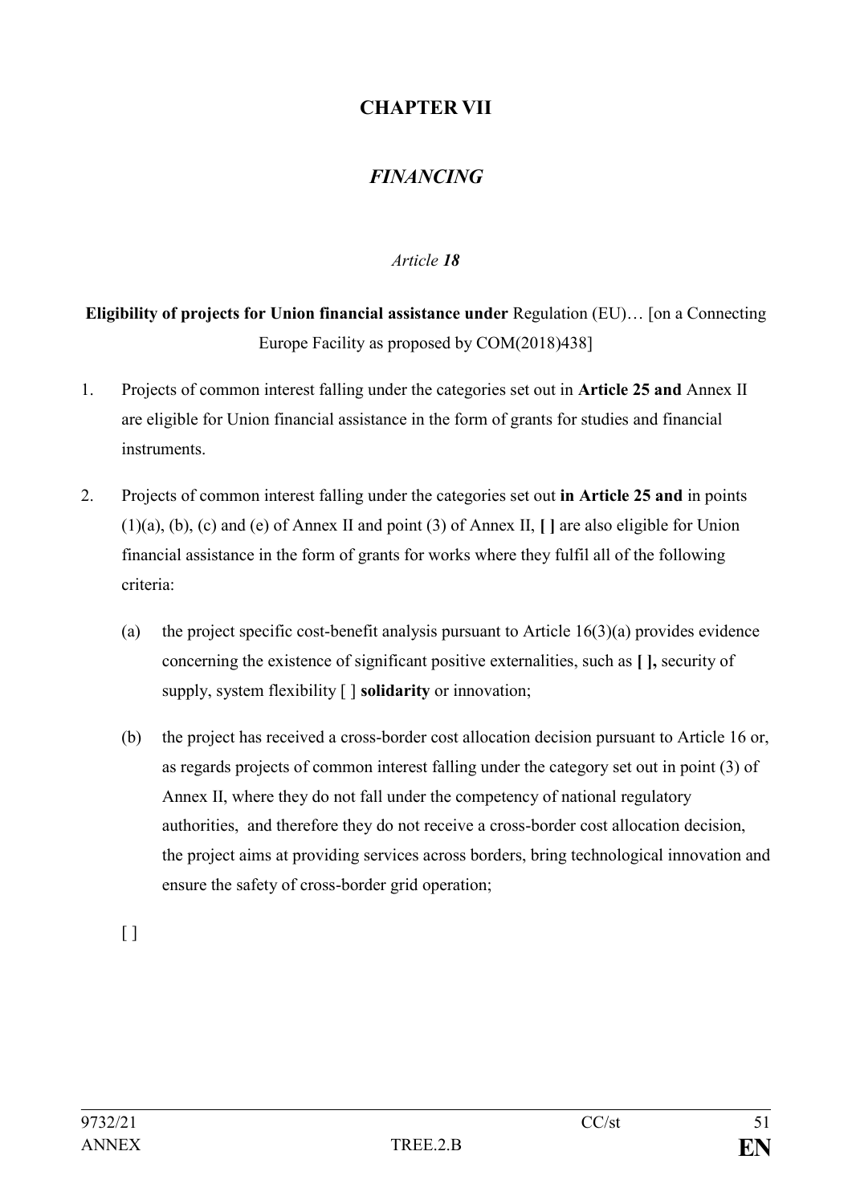# CHAPTER VII

## *FINANCING*

*Article **18***

**Eligibility of projects for Union financial assistance under** Regulation (EU)… [on a Connecting Europe Facility as proposed by COM(2018)438]

1. Projects of common interest falling under the categories set out in **Article 25 and** Annex II are eligible for Union financial assistance in the form of grants for studies and financial instruments.

2. Projects of common interest falling under the categories set out **in Article 25 and** in points (1)(a), (b), (c) and (e) of Annex II and point (3) of Annex II, **[ ]** are also eligible for Union financial assistance in the form of grants for works where they fulfil all of the following criteria:

   (a) the project specific cost-benefit analysis pursuant to Article 16(3)(a) provides evidence concerning the existence of significant positive externalities, such as **[ ],** security of supply, system flexibility [ ] **solidarity** or innovation;

   (b) the project has received a cross-border cost allocation decision pursuant to Article 16 or, as regards projects of common interest falling under the category set out in point (3) of Annex II, where they do not fall under the competency of national regulatory authorities, and therefore they do not receive a cross-border cost allocation decision, the project aims at providing services across borders, bring technological innovation and ensure the safety of cross-border grid operation;

   [ ]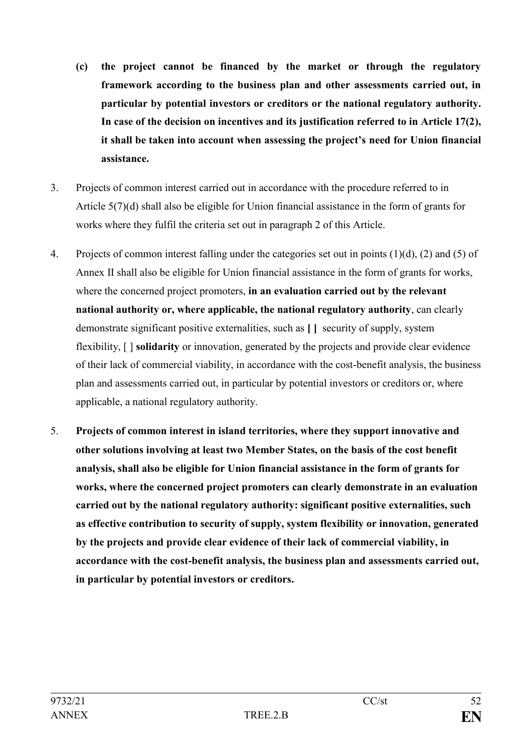**(c) the project cannot be financed by the market or through the regulatory framework according to the business plan and other assessments carried out, in particular by potential investors or creditors or the national regulatory authority. In case of the decision on incentives and its justification referred to in Article 17(2), it shall be taken into account when assessing the project's need for Union financial assistance.**

3. Projects of common interest carried out in accordance with the procedure referred to in Article 5(7)(d) shall also be eligible for Union financial assistance in the form of grants for works where they fulfil the criteria set out in paragraph 2 of this Article.

4. Projects of common interest falling under the categories set out in points (1)(d), (2) and (5) of Annex II shall also be eligible for Union financial assistance in the form of grants for works, where the concerned project promoters, **in an evaluation carried out by the relevant national authority or, where applicable, the national regulatory authority**, can clearly demonstrate significant positive externalities, such as **[ ]** security of supply, system flexibility, [ ] **solidarity** or innovation, generated by the projects and provide clear evidence of their lack of commercial viability, in accordance with the cost-benefit analysis, the business plan and assessments carried out, in particular by potential investors or creditors or, where applicable, a national regulatory authority.

5. **Projects of common interest in island territories, where they support innovative and other solutions involving at least two Member States, on the basis of the cost benefit analysis, shall also be eligible for Union financial assistance in the form of grants for works, where the concerned project promoters can clearly demonstrate in an evaluation carried out by the national regulatory authority: significant positive externalities, such as effective contribution to security of supply, system flexibility or innovation, generated by the projects and provide clear evidence of their lack of commercial viability, in accordance with the cost-benefit analysis, the business plan and assessments carried out, in particular by potential investors or creditors.**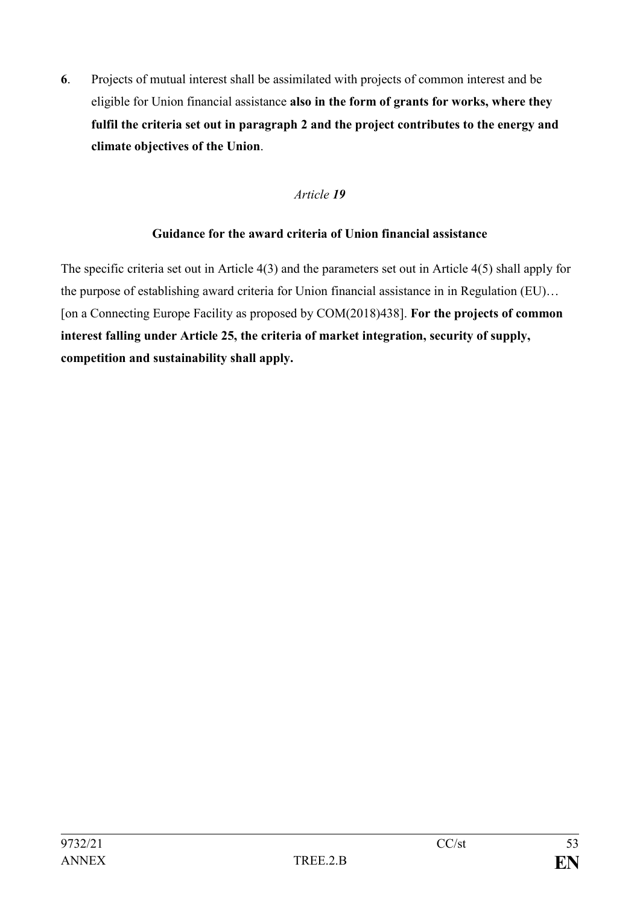**6**. Projects of mutual interest shall be assimilated with projects of common interest and be eligible for Union financial assistance **also in the form of grants for works, where they fulfil the criteria set out in paragraph 2 and the project contributes to the energy and climate objectives of the Union**.

*Article* ***19***

**Guidance for the award criteria of Union financial assistance**

The specific criteria set out in Article 4(3) and the parameters set out in Article 4(5) shall apply for the purpose of establishing award criteria for Union financial assistance in in Regulation (EU)… [on a Connecting Europe Facility as proposed by COM(2018)438]. **For the projects of common interest falling under Article 25, the criteria of market integration, security of supply, competition and sustainability shall apply.**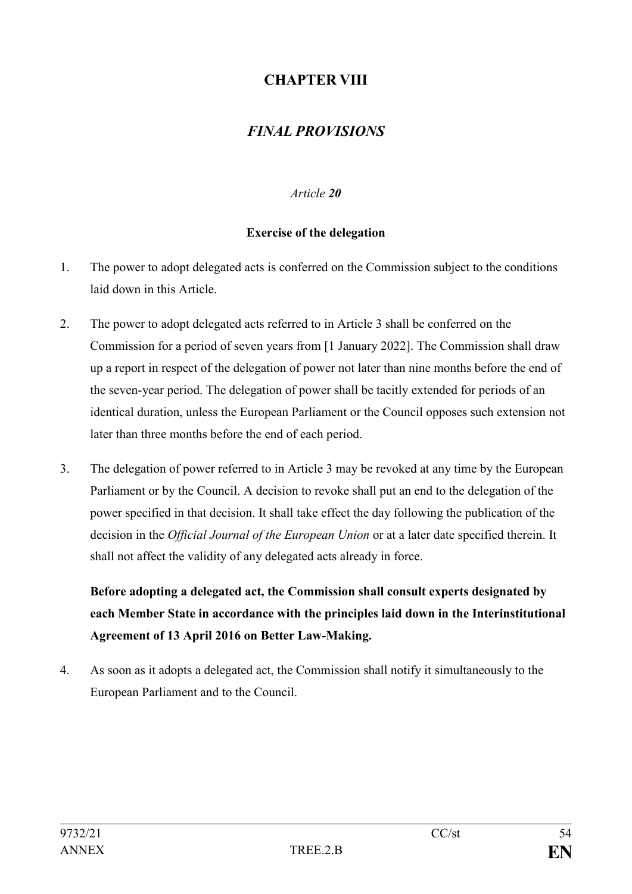# CHAPTER VIII

## *FINAL PROVISIONS*

*Article **20***

**Exercise of the delegation**

1. The power to adopt delegated acts is conferred on the Commission subject to the conditions laid down in this Article.

2. The power to adopt delegated acts referred to in Article 3 shall be conferred on the Commission for a period of seven years from [1 January 2022]. The Commission shall draw up a report in respect of the delegation of power not later than nine months before the end of the seven-year period. The delegation of power shall be tacitly extended for periods of an identical duration, unless the European Parliament or the Council opposes such extension not later than three months before the end of each period.

3. The delegation of power referred to in Article 3 may be revoked at any time by the European Parliament or by the Council. A decision to revoke shall put an end to the delegation of the power specified in that decision. It shall take effect the day following the publication of the decision in the *Official Journal of the European Union* or at a later date specified therein. It shall not affect the validity of any delegated acts already in force.

   **Before adopting a delegated act, the Commission shall consult experts designated by each Member State in accordance with the principles laid down in the Interinstitutional Agreement of 13 April 2016 on Better Law-Making.**

4. As soon as it adopts a delegated act, the Commission shall notify it simultaneously to the European Parliament and to the Council.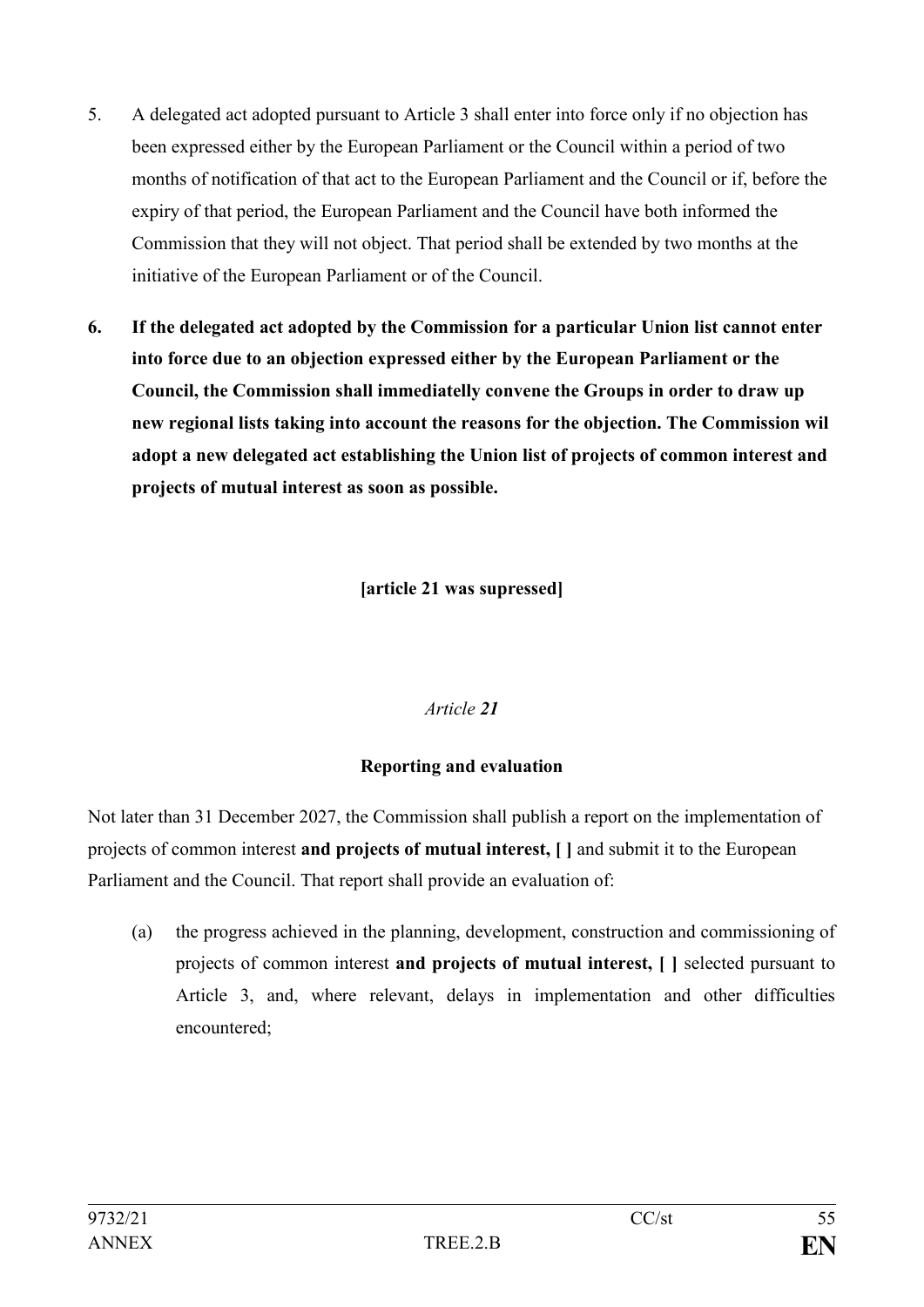5. A delegated act adopted pursuant to Article 3 shall enter into force only if no objection has been expressed either by the European Parliament or the Council within a period of two months of notification of that act to the European Parliament and the Council or if, before the expiry of that period, the European Parliament and the Council have both informed the Commission that they will not object. That period shall be extended by two months at the initiative of the European Parliament or of the Council.

**6. If the delegated act adopted by the Commission for a particular Union list cannot enter into force due to an objection expressed either by the European Parliament or the Council, the Commission shall immediatelly convene the Groups in order to draw up new regional lists taking into account the reasons for the objection. The Commission wil adopt a new delegated act establishing the Union list of projects of common interest and projects of mutual interest as soon as possible.**

**[article 21 was supressed]**

*Article **21***

**Reporting and evaluation**

Not later than 31 December 2027, the Commission shall publish a report on the implementation of projects of common interest **and projects of mutual interest, [ ]** and submit it to the European Parliament and the Council. That report shall provide an evaluation of:

(a) the progress achieved in the planning, development, construction and commissioning of projects of common interest **and projects of mutual interest, [ ]** selected pursuant to Article 3, and, where relevant, delays in implementation and other difficulties encountered;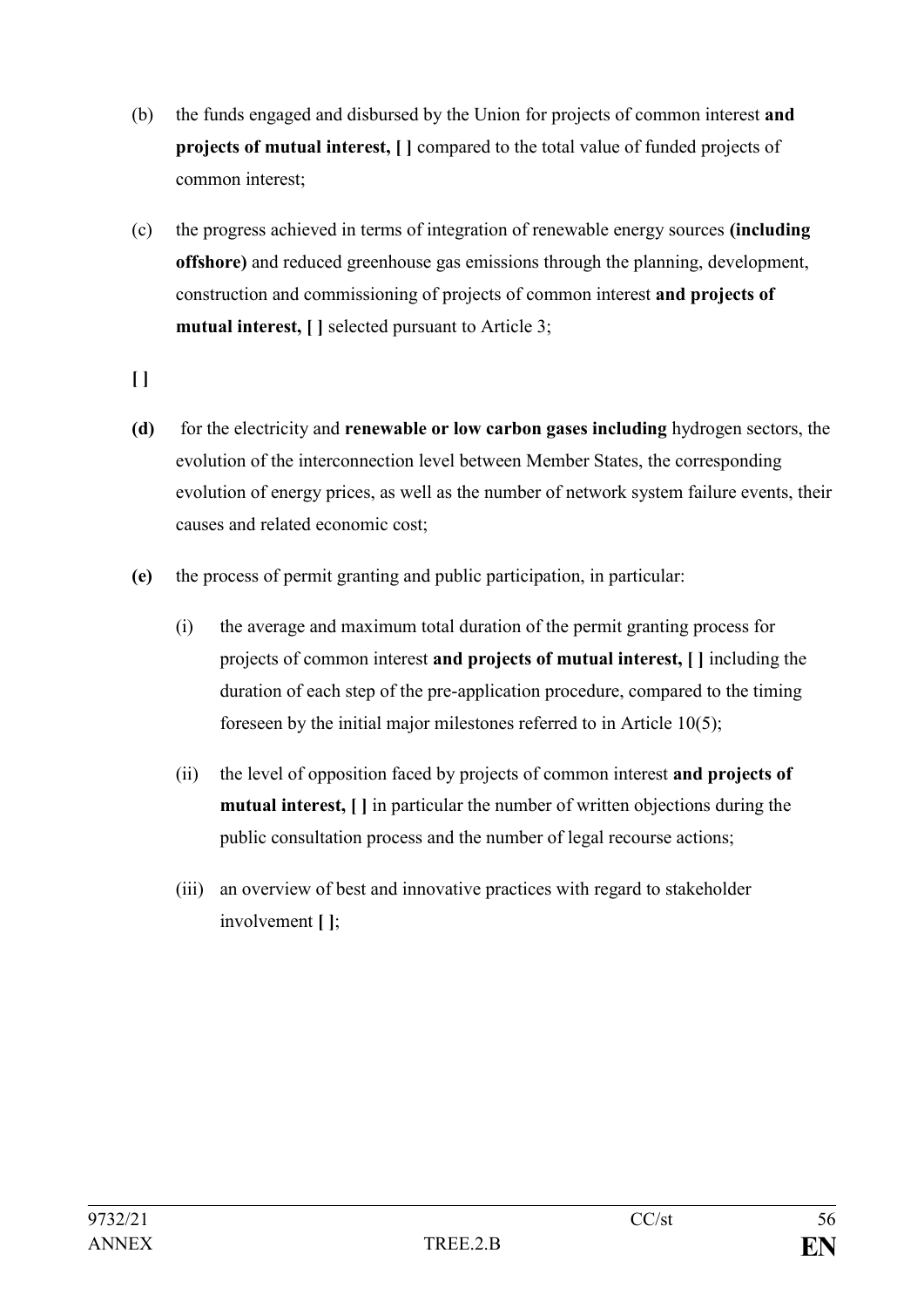(b) the funds engaged and disbursed by the Union for projects of common interest **and projects of mutual interest, [ ]** compared to the total value of funded projects of common interest;

(c) the progress achieved in terms of integration of renewable energy sources **(including offshore)** and reduced greenhouse gas emissions through the planning, development, construction and commissioning of projects of common interest **and projects of mutual interest, [ ]** selected pursuant to Article 3;

**[ ]**

**(d)** for the electricity and **renewable or low carbon gases including** hydrogen sectors, the evolution of the interconnection level between Member States, the corresponding evolution of energy prices, as well as the number of network system failure events, their causes and related economic cost;

**(e)** the process of permit granting and public participation, in particular:

(i) the average and maximum total duration of the permit granting process for projects of common interest **and projects of mutual interest, [ ]** including the duration of each step of the pre-application procedure, compared to the timing foreseen by the initial major milestones referred to in Article 10(5);

(ii) the level of opposition faced by projects of common interest **and projects of mutual interest, [ ]** in particular the number of written objections during the public consultation process and the number of legal recourse actions;

(iii) an overview of best and innovative practices with regard to stakeholder involvement **[ ]**;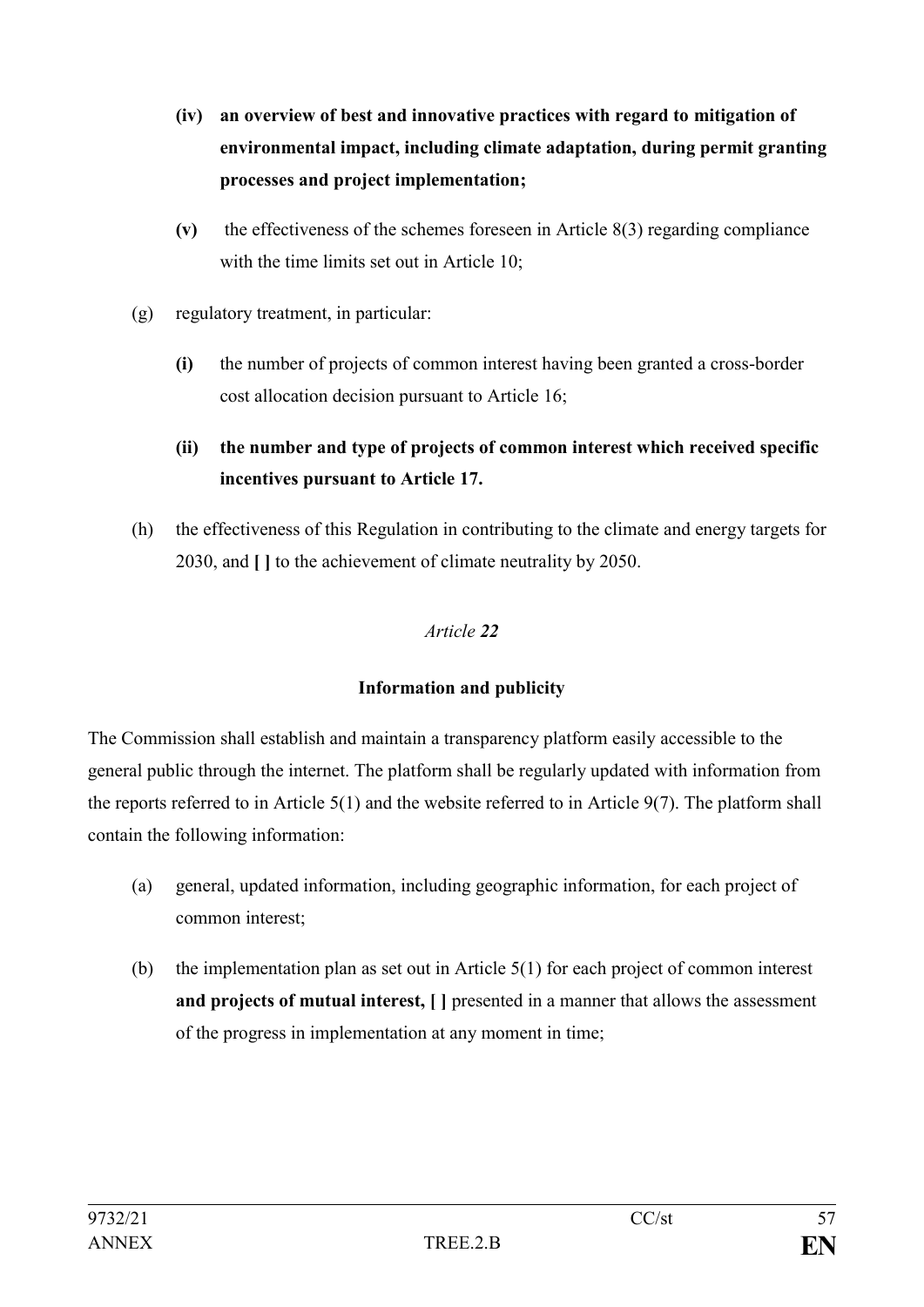- **(iv) an overview of best and innovative practices with regard to mitigation of environmental impact, including climate adaptation, during permit granting processes and project implementation;**
- **(v)** the effectiveness of the schemes foreseen in Article 8(3) regarding compliance with the time limits set out in Article 10;

(g) regulatory treatment, in particular:

- **(i)** the number of projects of common interest having been granted a cross-border cost allocation decision pursuant to Article 16;
- **(ii) the number and type of projects of common interest which received specific incentives pursuant to Article 17.**

(h) the effectiveness of this Regulation in contributing to the climate and energy targets for 2030, and **[ ]** to the achievement of climate neutrality by 2050.

*Article **22***

**Information and publicity**

The Commission shall establish and maintain a transparency platform easily accessible to the general public through the internet. The platform shall be regularly updated with information from the reports referred to in Article 5(1) and the website referred to in Article 9(7). The platform shall contain the following information:

(a) general, updated information, including geographic information, for each project of common interest;

(b) the implementation plan as set out in Article 5(1) for each project of common interest **and projects of mutual interest, [ ]** presented in a manner that allows the assessment of the progress in implementation at any moment in time;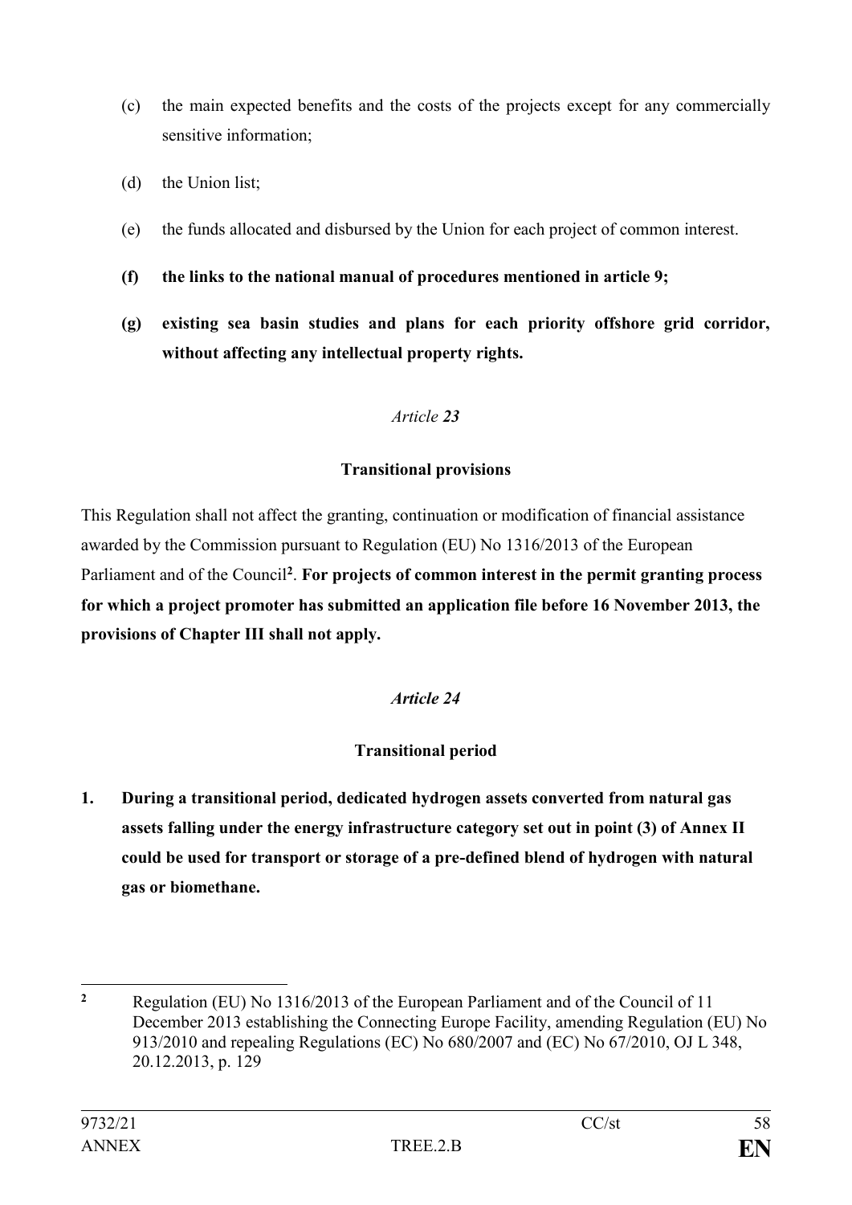(c) the main expected benefits and the costs of the projects except for any commercially sensitive information;

(d) the Union list;

(e) the funds allocated and disbursed by the Union for each project of common interest.

**(f) the links to the national manual of procedures mentioned in article 9;**

**(g) existing sea basin studies and plans for each priority offshore grid corridor, without affecting any intellectual property rights.**

*Article* ***23***

**Transitional provisions**

This Regulation shall not affect the granting, continuation or modification of financial assistance awarded by the Commission pursuant to Regulation (EU) No 1316/2013 of the European Parliament and of the Council[2]. **For projects of common interest in the permit granting process for which a project promoter has submitted an application file before 16 November 2013, the provisions of Chapter III shall not apply.**

***Article 24***

**Transitional period**

**1. During a transitional period, dedicated hydrogen assets converted from natural gas assets falling under the energy infrastructure category set out in point (3) of Annex II could be used for transport or storage of a pre-defined blend of hydrogen with natural gas or biomethane.**

---

[2] Regulation (EU) No 1316/2013 of the European Parliament and of the Council of 11 December 2013 establishing the Connecting Europe Facility, amending Regulation (EU) No 913/2010 and repealing Regulations (EC) No 680/2007 and (EC) No 67/2010, OJ L 348, 20.12.2013, p. 129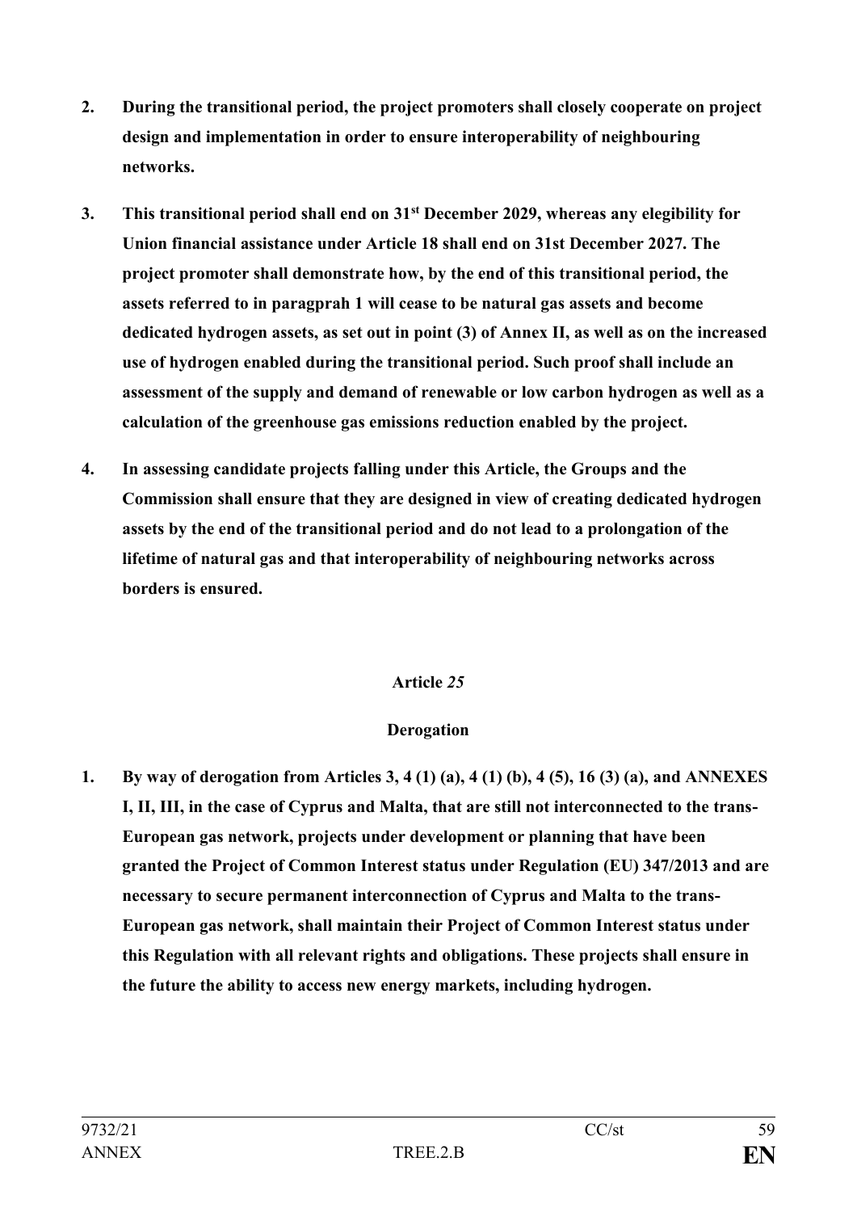**2. During the transitional period, the project promoters shall closely cooperate on project design and implementation in order to ensure interoperability of neighbouring networks.**

**3. This transitional period shall end on 31st December 2029, whereas any elegibility for Union financial assistance under Article 18 shall end on 31st December 2027. The project promoter shall demonstrate how, by the end of this transitional period, the assets referred to in paragprah 1 will cease to be natural gas assets and become dedicated hydrogen assets, as set out in point (3) of Annex II, as well as on the increased use of hydrogen enabled during the transitional period. Such proof shall include an assessment of the supply and demand of renewable or low carbon hydrogen as well as a calculation of the greenhouse gas emissions reduction enabled by the project.**

**4. In assessing candidate projects falling under this Article, the Groups and the Commission shall ensure that they are designed in view of creating dedicated hydrogen assets by the end of the transitional period and do not lead to a prolongation of the lifetime of natural gas and that interoperability of neighbouring networks across borders is ensured.**

**Article *25***

**Derogation**

**1. By way of derogation from Articles 3, 4 (1) (a), 4 (1) (b), 4 (5), 16 (3) (a), and ANNEXES I, II, III, in the case of Cyprus and Malta, that are still not interconnected to the trans-European gas network, projects under development or planning that have been granted the Project of Common Interest status under Regulation (EU) 347/2013 and are necessary to secure permanent interconnection of Cyprus and Malta to the trans-European gas network, shall maintain their Project of Common Interest status under this Regulation with all relevant rights and obligations. These projects shall ensure in the future the ability to access new energy markets, including hydrogen.**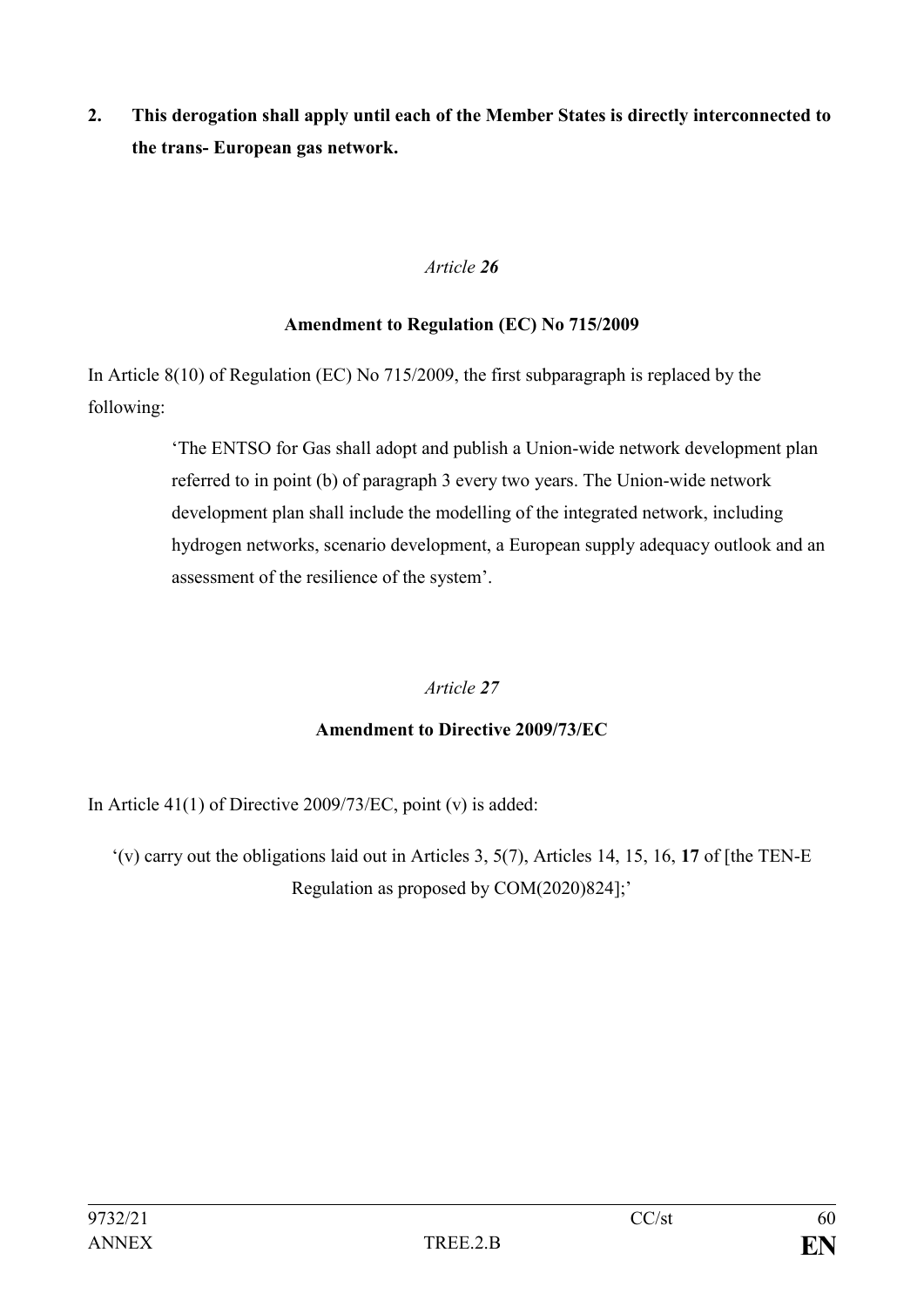**2. This derogation shall apply until each of the Member States is directly interconnected to the trans- European gas network.**

*Article **26***

**Amendment to Regulation (EC) No 715/2009**

In Article 8(10) of Regulation (EC) No 715/2009, the first subparagraph is replaced by the following:

> 'The ENTSO for Gas shall adopt and publish a Union-wide network development plan referred to in point (b) of paragraph 3 every two years. The Union-wide network development plan shall include the modelling of the integrated network, including hydrogen networks, scenario development, a European supply adequacy outlook and an assessment of the resilience of the system'.

*Article **27***

**Amendment to Directive 2009/73/EC**

In Article 41(1) of Directive 2009/73/EC, point (v) is added:

'(v) carry out the obligations laid out in Articles 3, 5(7), Articles 14, 15, 16, **17** of [the TEN-E Regulation as proposed by COM(2020)824];'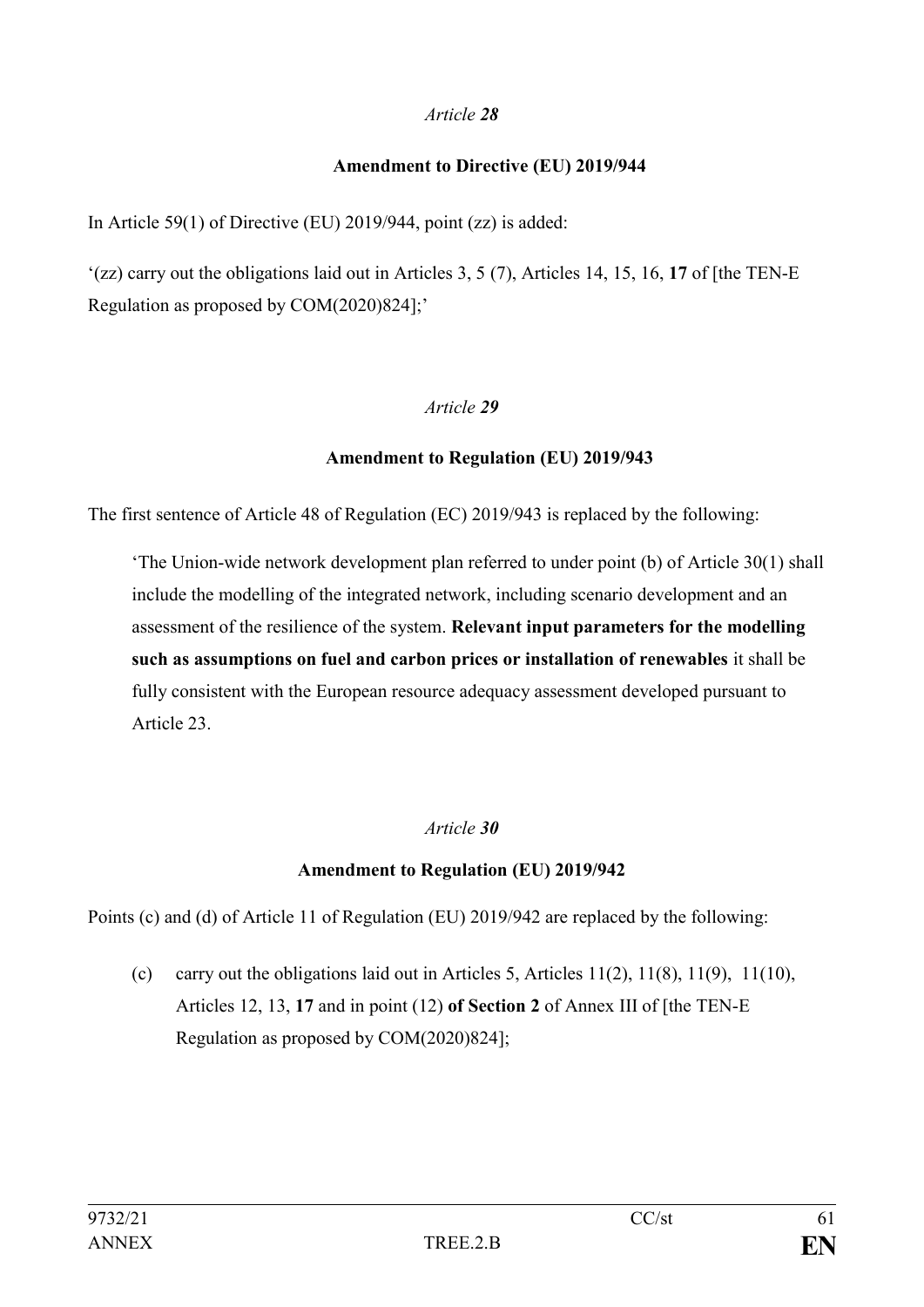*Article **28***

**Amendment to Directive (EU) 2019/944**

In Article 59(1) of Directive (EU) 2019/944, point (zz) is added:

'(zz) carry out the obligations laid out in Articles 3, 5 (7), Articles 14, 15, 16, **17** of [the TEN-E Regulation as proposed by COM(2020)824];'

*Article **29***

**Amendment to Regulation (EU) 2019/943**

The first sentence of Article 48 of Regulation (EC) 2019/943 is replaced by the following:

> 'The Union-wide network development plan referred to under point (b) of Article 30(1) shall include the modelling of the integrated network, including scenario development and an assessment of the resilience of the system. **Relevant input parameters for the modelling such as assumptions on fuel and carbon prices or installation of renewables** it shall be fully consistent with the European resource adequacy assessment developed pursuant to Article 23.

*Article **30***

**Amendment to Regulation (EU) 2019/942**

Points (c) and (d) of Article 11 of Regulation (EU) 2019/942 are replaced by the following:

> (c) carry out the obligations laid out in Articles 5, Articles 11(2), 11(8), 11(9), 11(10), Articles 12, 13, **17** and in point (12) **of Section 2** of Annex III of [the TEN-E Regulation as proposed by COM(2020)824];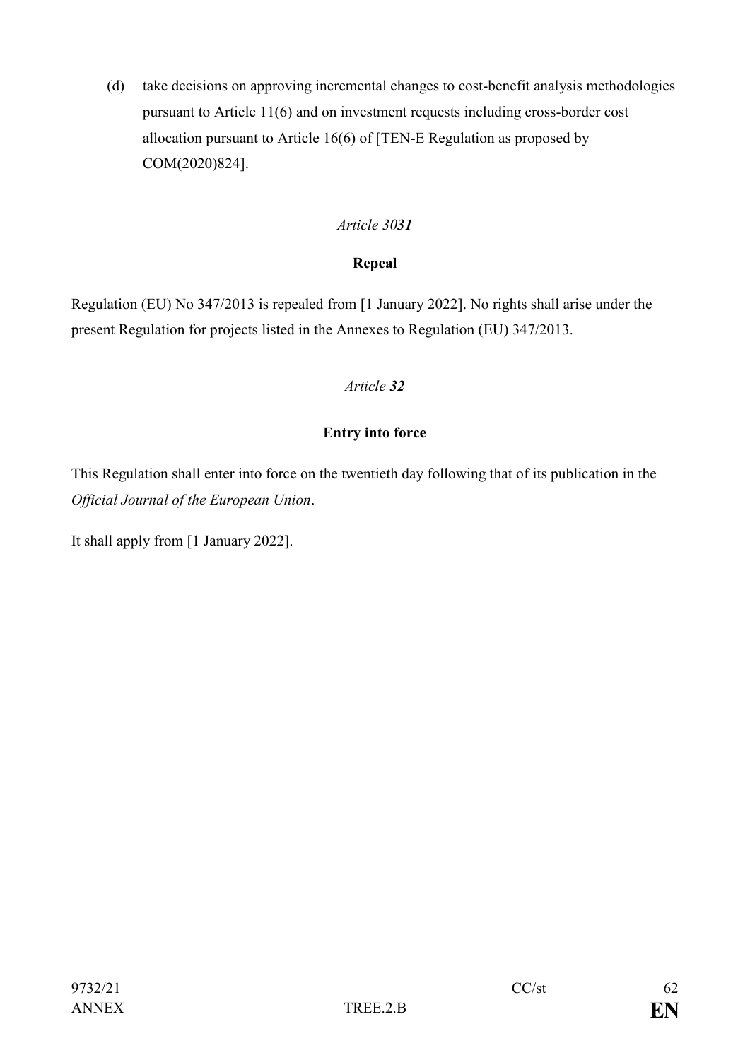(d) take decisions on approving incremental changes to cost-benefit analysis methodologies pursuant to Article 11(6) and on investment requests including cross-border cost allocation pursuant to Article 16(6) of [TEN-E Regulation as proposed by COM(2020)824].

*Article 30**31***

**Repeal**

Regulation (EU) No 347/2013 is repealed from [1 January 2022]. No rights shall arise under the present Regulation for projects listed in the Annexes to Regulation (EU) 347/2013.

*Article **32***

**Entry into force**

This Regulation shall enter into force on the twentieth day following that of its publication in the *Official Journal of the European Union*.

It shall apply from [1 January 2022].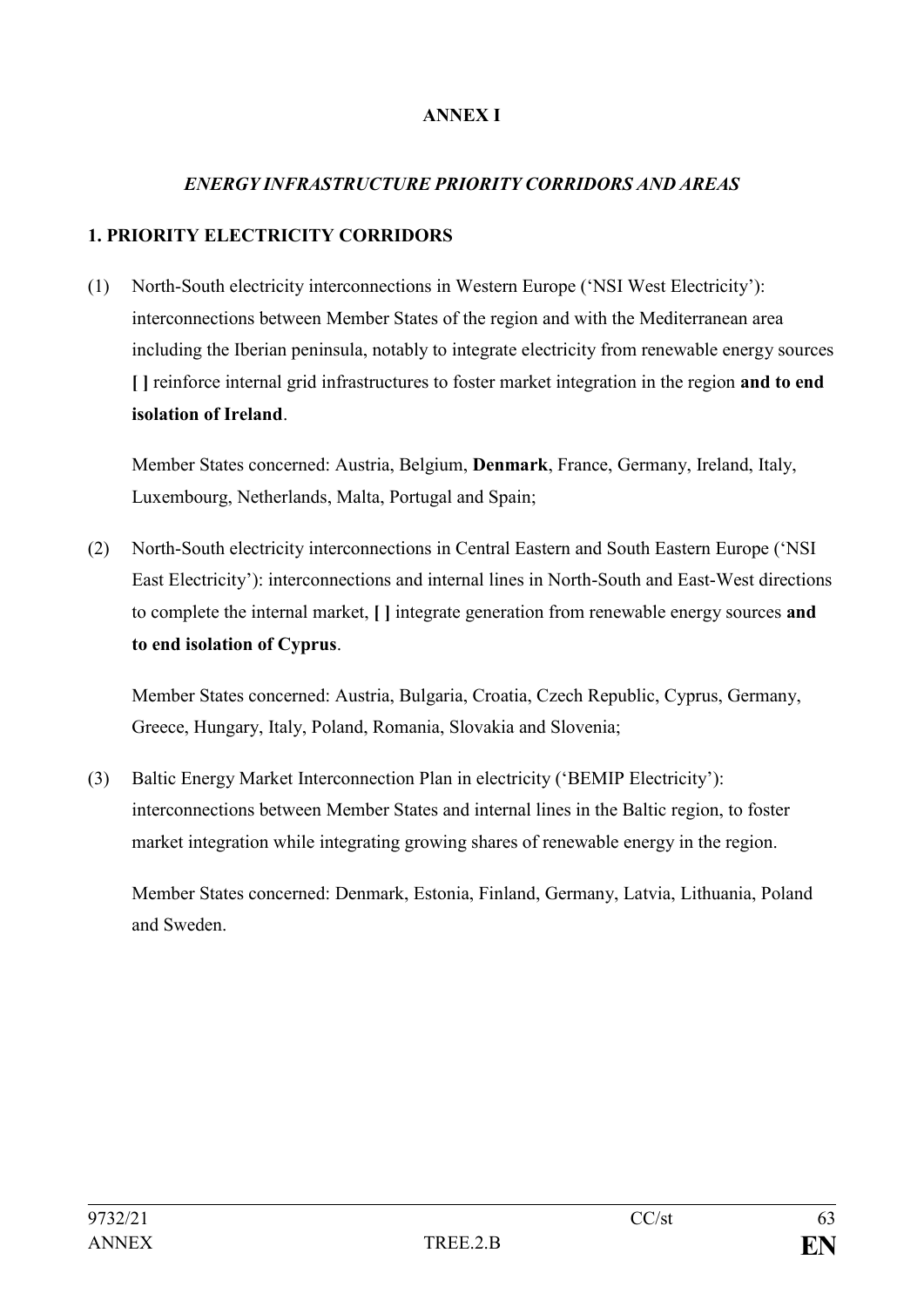**ANNEX I**

***ENERGY INFRASTRUCTURE PRIORITY CORRIDORS AND AREAS***

**1. PRIORITY ELECTRICITY CORRIDORS**

(1) North-South electricity interconnections in Western Europe ('NSI West Electricity'): interconnections between Member States of the region and with the Mediterranean area including the Iberian peninsula, notably to integrate electricity from renewable energy sources **[ ]** reinforce internal grid infrastructures to foster market integration in the region **and to end isolation of Ireland**.

Member States concerned: Austria, Belgium, **Denmark**, France, Germany, Ireland, Italy, Luxembourg, Netherlands, Malta, Portugal and Spain;

(2) North-South electricity interconnections in Central Eastern and South Eastern Europe ('NSI East Electricity'): interconnections and internal lines in North-South and East-West directions to complete the internal market, **[ ]** integrate generation from renewable energy sources **and to end isolation of Cyprus**.

Member States concerned: Austria, Bulgaria, Croatia, Czech Republic, Cyprus, Germany, Greece, Hungary, Italy, Poland, Romania, Slovakia and Slovenia;

(3) Baltic Energy Market Interconnection Plan in electricity ('BEMIP Electricity'): interconnections between Member States and internal lines in the Baltic region, to foster market integration while integrating growing shares of renewable energy in the region.

Member States concerned: Denmark, Estonia, Finland, Germany, Latvia, Lithuania, Poland and Sweden.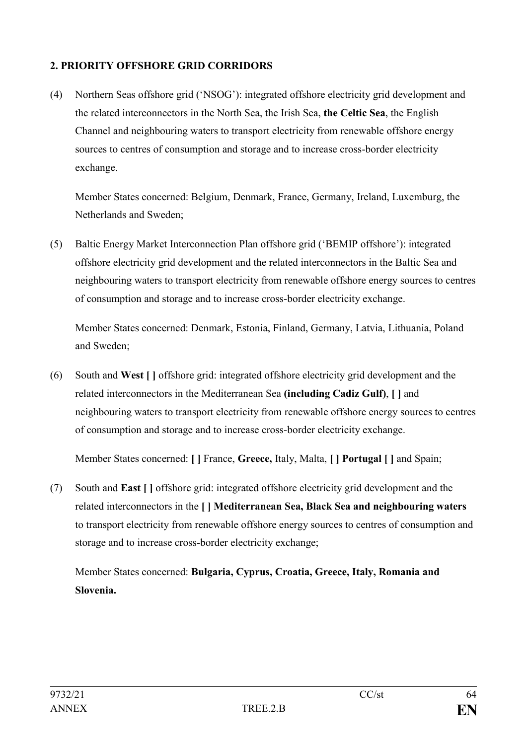## 2. PRIORITY OFFSHORE GRID CORRIDORS

(4) Northern Seas offshore grid ('NSOG'): integrated offshore electricity grid development and the related interconnectors in the North Sea, the Irish Sea, **the Celtic Sea**, the English Channel and neighbouring waters to transport electricity from renewable offshore energy sources to centres of consumption and storage and to increase cross-border electricity exchange.

Member States concerned: Belgium, Denmark, France, Germany, Ireland, Luxemburg, the Netherlands and Sweden;

(5) Baltic Energy Market Interconnection Plan offshore grid ('BEMIP offshore'): integrated offshore electricity grid development and the related interconnectors in the Baltic Sea and neighbouring waters to transport electricity from renewable offshore energy sources to centres of consumption and storage and to increase cross-border electricity exchange.

Member States concerned: Denmark, Estonia, Finland, Germany, Latvia, Lithuania, Poland and Sweden;

(6) South and **West [ ]** offshore grid: integrated offshore electricity grid development and the related interconnectors in the Mediterranean Sea **(including Cadiz Gulf)**, **[ ]** and neighbouring waters to transport electricity from renewable offshore energy sources to centres of consumption and storage and to increase cross-border electricity exchange.

Member States concerned: **[ ]** France, **Greece,** Italy, Malta, **[ ] Portugal [ ]** and Spain;

(7) South and **East [ ]** offshore grid: integrated offshore electricity grid development and the related interconnectors in the **[ ] Mediterranean Sea, Black Sea and neighbouring waters** to transport electricity from renewable offshore energy sources to centres of consumption and storage and to increase cross-border electricity exchange;

Member States concerned: **Bulgaria, Cyprus, Croatia, Greece, Italy, Romania and Slovenia.**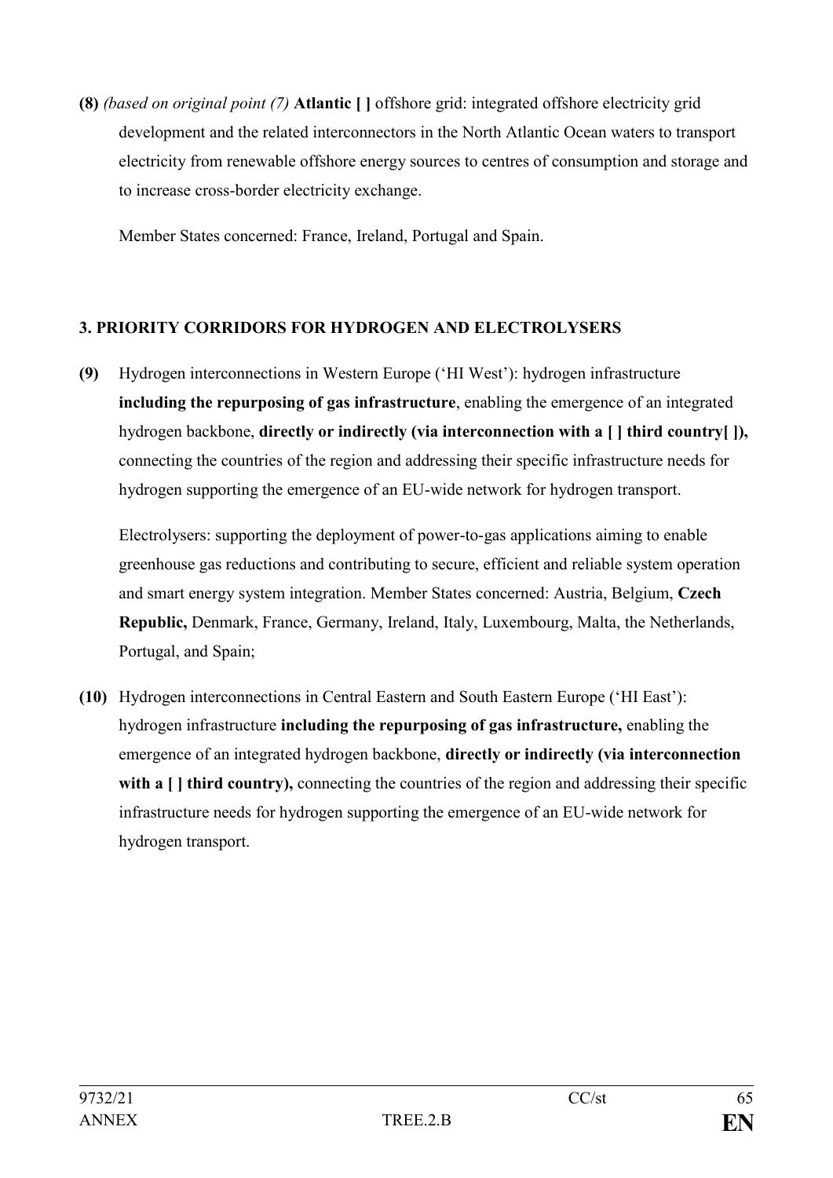**(8)** *(based on original point (7)* **Atlantic [ ]** offshore grid: integrated offshore electricity grid development and the related interconnectors in the North Atlantic Ocean waters to transport electricity from renewable offshore energy sources to centres of consumption and storage and to increase cross-border electricity exchange.

Member States concerned: France, Ireland, Portugal and Spain.

**3. PRIORITY CORRIDORS FOR HYDROGEN AND ELECTROLYSERS**

**(9)** Hydrogen interconnections in Western Europe ('HI West'): hydrogen infrastructure **including the repurposing of gas infrastructure**, enabling the emergence of an integrated hydrogen backbone, **directly or indirectly (via interconnection with a [ ] third country[ ]),** connecting the countries of the region and addressing their specific infrastructure needs for hydrogen supporting the emergence of an EU-wide network for hydrogen transport.

Electrolysers: supporting the deployment of power-to-gas applications aiming to enable greenhouse gas reductions and contributing to secure, efficient and reliable system operation and smart energy system integration. Member States concerned: Austria, Belgium, **Czech Republic,** Denmark, France, Germany, Ireland, Italy, Luxembourg, Malta, the Netherlands, Portugal, and Spain;

**(10)** Hydrogen interconnections in Central Eastern and South Eastern Europe ('HI East'): hydrogen infrastructure **including the repurposing of gas infrastructure,** enabling the emergence of an integrated hydrogen backbone, **directly or indirectly (via interconnection with a [ ] third country),** connecting the countries of the region and addressing their specific infrastructure needs for hydrogen supporting the emergence of an EU-wide network for hydrogen transport.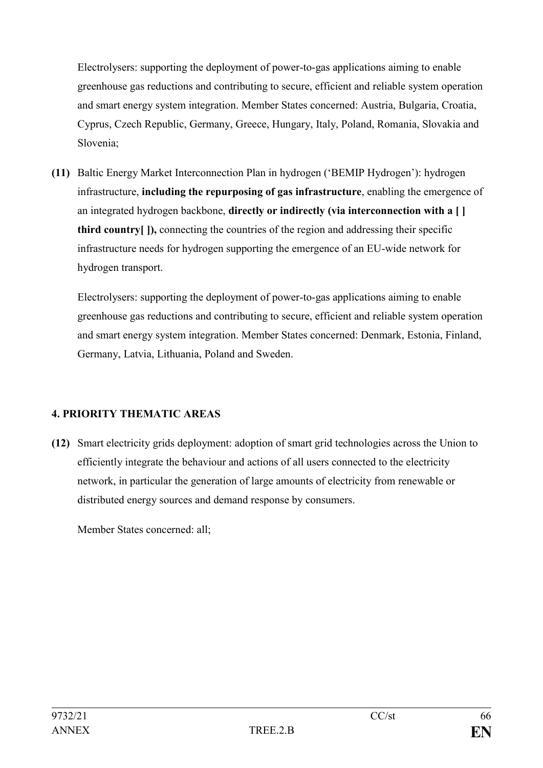Electrolysers: supporting the deployment of power-to-gas applications aiming to enable greenhouse gas reductions and contributing to secure, efficient and reliable system operation and smart energy system integration. Member States concerned: Austria, Bulgaria, Croatia, Cyprus, Czech Republic, Germany, Greece, Hungary, Italy, Poland, Romania, Slovakia and Slovenia;

**(11)** Baltic Energy Market Interconnection Plan in hydrogen ('BEMIP Hydrogen'): hydrogen infrastructure, **including the repurposing of gas infrastructure**, enabling the emergence of an integrated hydrogen backbone, **directly or indirectly (via interconnection with a [ ] third country[ ]),** connecting the countries of the region and addressing their specific infrastructure needs for hydrogen supporting the emergence of an EU-wide network for hydrogen transport.

Electrolysers: supporting the deployment of power-to-gas applications aiming to enable greenhouse gas reductions and contributing to secure, efficient and reliable system operation and smart energy system integration. Member States concerned: Denmark, Estonia, Finland, Germany, Latvia, Lithuania, Poland and Sweden.

## 4. PRIORITY THEMATIC AREAS

**(12)** Smart electricity grids deployment: adoption of smart grid technologies across the Union to efficiently integrate the behaviour and actions of all users connected to the electricity network, in particular the generation of large amounts of electricity from renewable or distributed energy sources and demand response by consumers.

Member States concerned: all;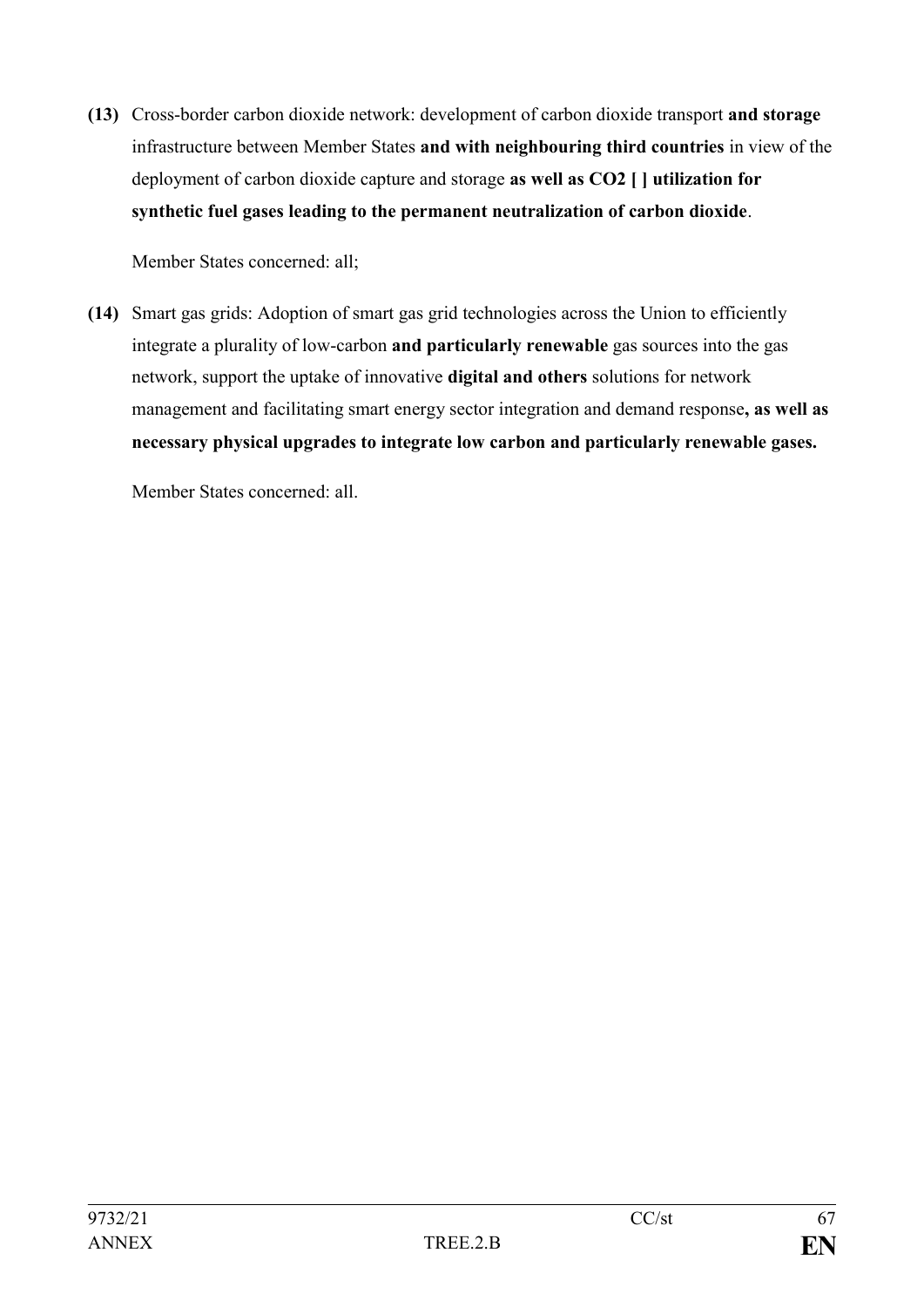**(13)** Cross-border carbon dioxide network: development of carbon dioxide transport **and storage** infrastructure between Member States **and with neighbouring third countries** in view of the deployment of carbon dioxide capture and storage **as well as $CO_2$ [ ] utilization for synthetic fuel gases leading to the permanent neutralization of carbon dioxide**.

Member States concerned: all;

**(14)** Smart gas grids: Adoption of smart gas grid technologies across the Union to efficiently integrate a plurality of low-carbon **and particularly renewable** gas sources into the gas network, support the uptake of innovative **digital and others** solutions for network management and facilitating smart energy sector integration and demand response**, as well as necessary physical upgrades to integrate low carbon and particularly renewable gases.**

Member States concerned: all.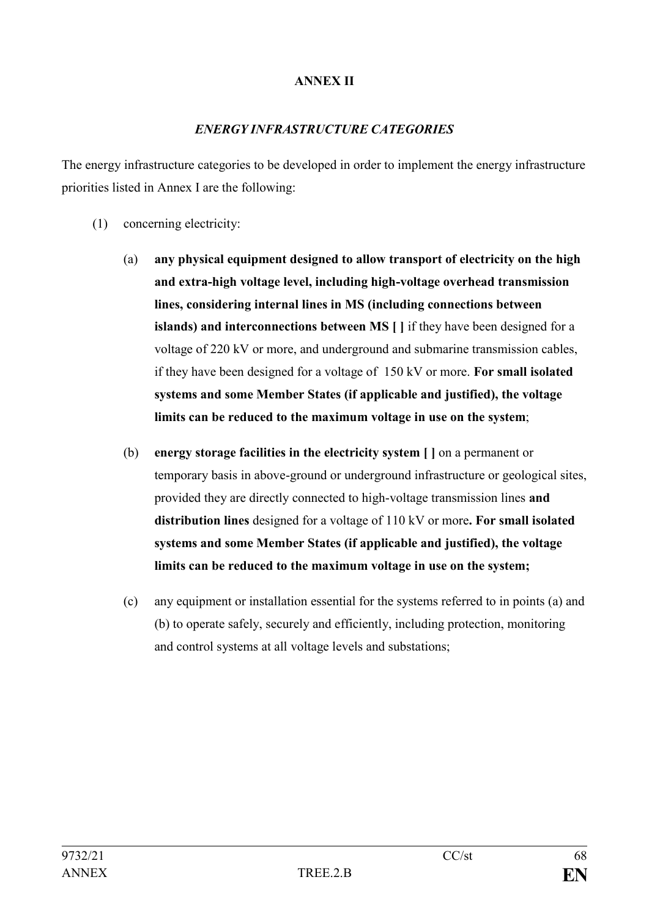**ANNEX II**

***ENERGY INFRASTRUCTURE CATEGORIES***

The energy infrastructure categories to be developed in order to implement the energy infrastructure priorities listed in Annex I are the following:

(1) concerning electricity:

(a) **any physical equipment designed to allow transport of electricity on the high and extra-high voltage level, including high-voltage overhead transmission lines, considering internal lines in MS (including connections between islands) and interconnections between MS [ ]** if they have been designed for a voltage of 220 kV or more, and underground and submarine transmission cables, if they have been designed for a voltage of 150 kV or more. **For small isolated systems and some Member States (if applicable and justified), the voltage limits can be reduced to the maximum voltage in use on the system**;

(b) **energy storage facilities in the electricity system [ ]** on a permanent or temporary basis in above-ground or underground infrastructure or geological sites, provided they are directly connected to high-voltage transmission lines **and distribution lines** designed for a voltage of 110 kV or more**. For small isolated systems and some Member States (if applicable and justified), the voltage limits can be reduced to the maximum voltage in use on the system;**

(c) any equipment or installation essential for the systems referred to in points (a) and (b) to operate safely, securely and efficiently, including protection, monitoring and control systems at all voltage levels and substations;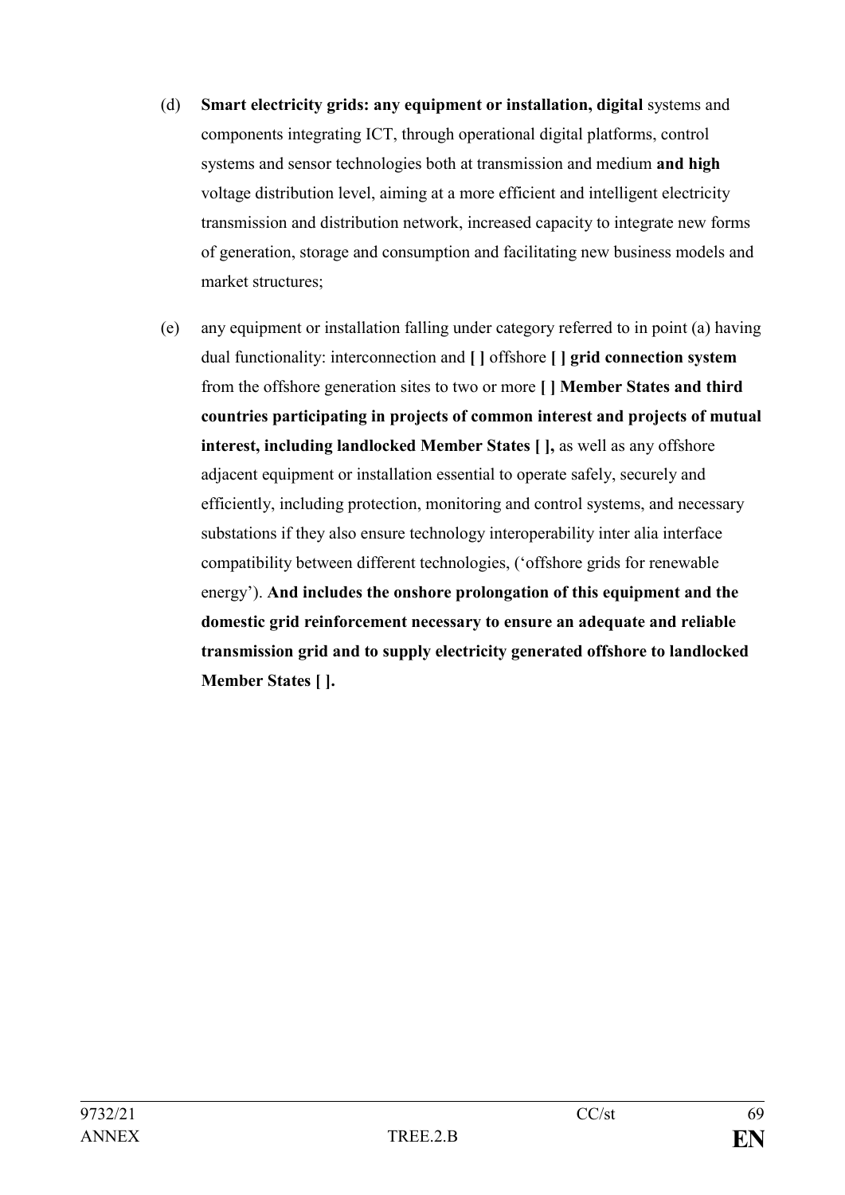(d) **Smart electricity grids: any equipment or installation, digital** systems and components integrating ICT, through operational digital platforms, control systems and sensor technologies both at transmission and medium **and high** voltage distribution level, aiming at a more efficient and intelligent electricity transmission and distribution network, increased capacity to integrate new forms of generation, storage and consumption and facilitating new business models and market structures;

(e) any equipment or installation falling under category referred to in point (a) having dual functionality: interconnection and **[ ]** offshore **[ ] grid connection system** from the offshore generation sites to two or more **[ ] Member States and third countries participating in projects of common interest and projects of mutual interest, including landlocked Member States [ ],** as well as any offshore adjacent equipment or installation essential to operate safely, securely and efficiently, including protection, monitoring and control systems, and necessary substations if they also ensure technology interoperability inter alia interface compatibility between different technologies, ('offshore grids for renewable energy'). **And includes the onshore prolongation of this equipment and the domestic grid reinforcement necessary to ensure an adequate and reliable transmission grid and to supply electricity generated offshore to landlocked Member States [ ].**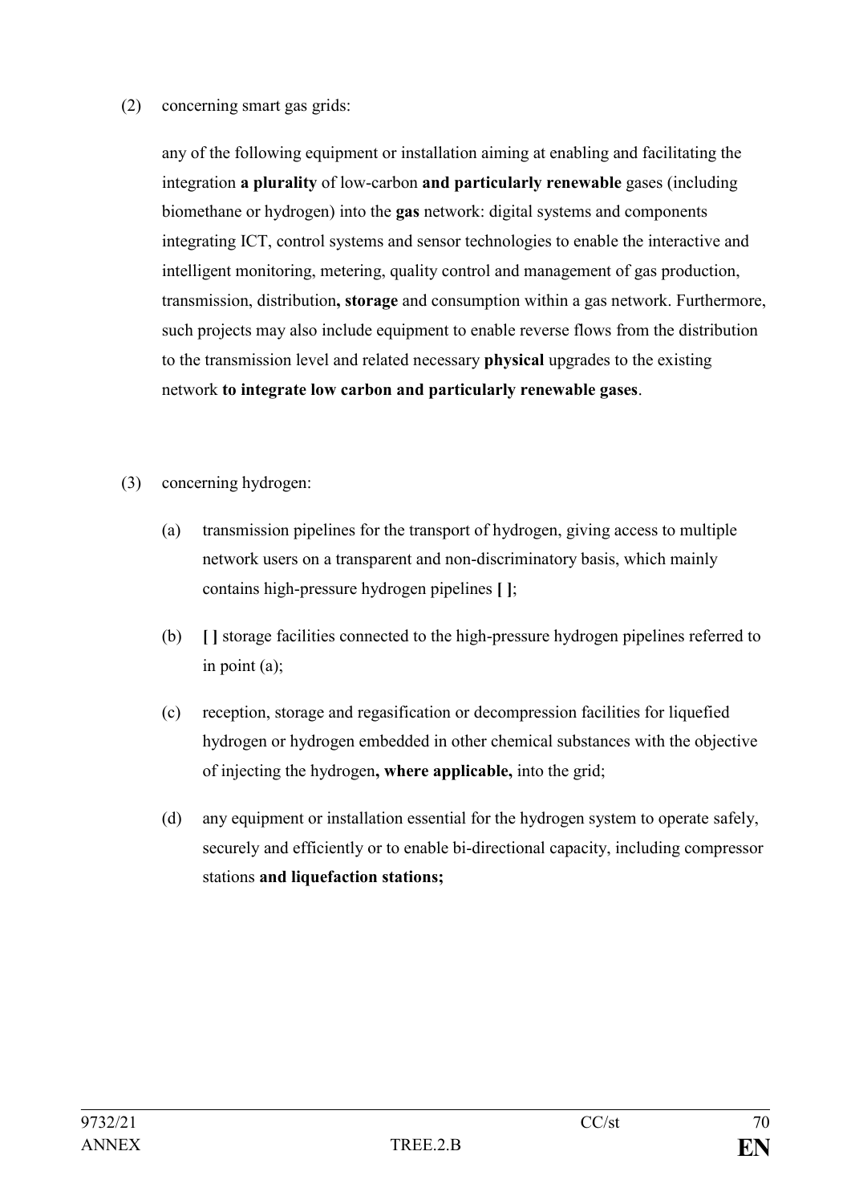(2) concerning smart gas grids:

any of the following equipment or installation aiming at enabling and facilitating the integration **a plurality** of low-carbon **and particularly renewable** gases (including biomethane or hydrogen) into the **gas** network: digital systems and components integrating ICT, control systems and sensor technologies to enable the interactive and intelligent monitoring, metering, quality control and management of gas production, transmission, distribution**, storage** and consumption within a gas network. Furthermore, such projects may also include equipment to enable reverse flows from the distribution to the transmission level and related necessary **physical** upgrades to the existing network **to integrate low carbon and particularly renewable gases**.

(3) concerning hydrogen:

(a) transmission pipelines for the transport of hydrogen, giving access to multiple network users on a transparent and non-discriminatory basis, which mainly contains high-pressure hydrogen pipelines **[ ]**;

(b) **[ ]** storage facilities connected to the high-pressure hydrogen pipelines referred to in point (a);

(c) reception, storage and regasification or decompression facilities for liquefied hydrogen or hydrogen embedded in other chemical substances with the objective of injecting the hydrogen**, where applicable,** into the grid;

(d) any equipment or installation essential for the hydrogen system to operate safely, securely and efficiently or to enable bi-directional capacity, including compressor stations **and liquefaction stations;**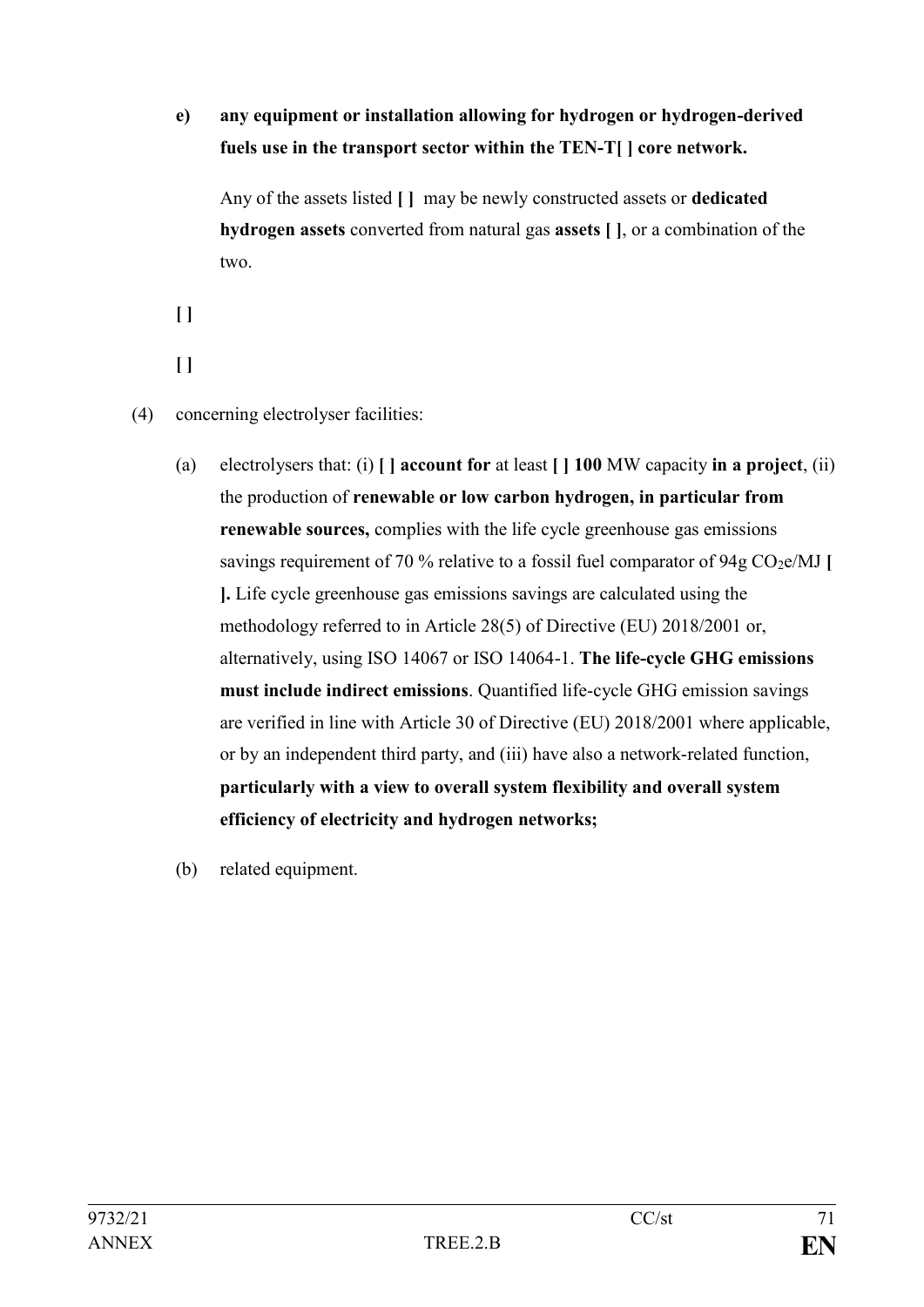**e) any equipment or installation allowing for hydrogen or hydrogen-derived fuels use in the transport sector within the TEN-T[ ] core network.**

Any of the assets listed **[ ]** may be newly constructed assets or **dedicated hydrogen assets** converted from natural gas **assets [ ]**, or a combination of the two.

**[ ]**

**[ ]**

(4) concerning electrolyser facilities:

(a) electrolysers that: (i) **[ ] account for** at least **[ ] 100** MW capacity **in a project**, (ii) the production of **renewable or low carbon hydrogen, in particular from renewable sources,** complies with the life cycle greenhouse gas emissions savings requirement of 70 % relative to a fossil fuel comparator of 94g $CO_2e$/MJ **[ ].** Life cycle greenhouse gas emissions savings are calculated using the methodology referred to in Article 28(5) of Directive (EU) 2018/2001 or, alternatively, using ISO 14067 or ISO 14064-1. **The life-cycle GHG emissions must include indirect emissions**. Quantified life-cycle GHG emission savings are verified in line with Article 30 of Directive (EU) 2018/2001 where applicable, or by an independent third party, and (iii) have also a network-related function, **particularly with a view to overall system flexibility and overall system efficiency of electricity and hydrogen networks;**

(b) related equipment.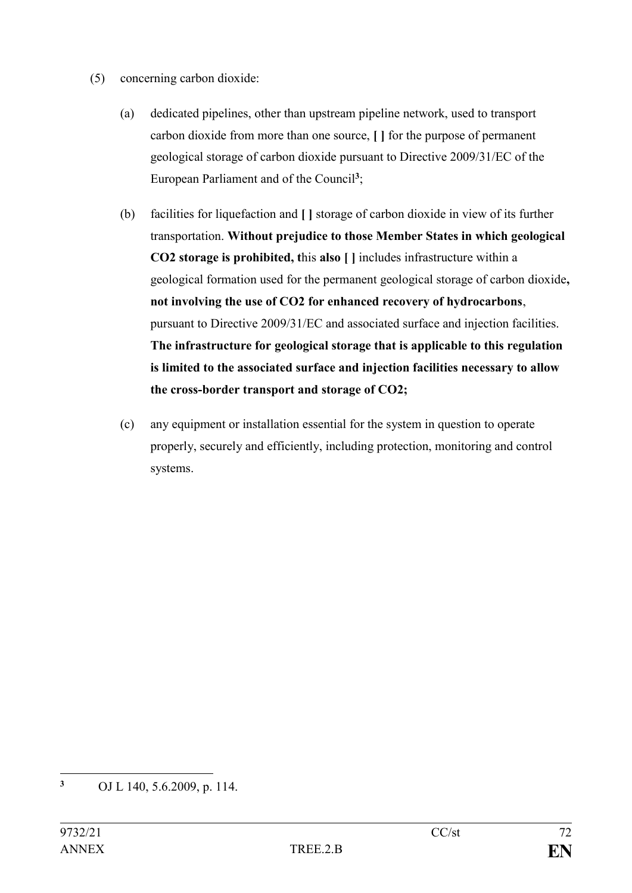(5) concerning carbon dioxide:

(a) dedicated pipelines, other than upstream pipeline network, used to transport carbon dioxide from more than one source, **[ ]** for the purpose of permanent geological storage of carbon dioxide pursuant to Directive 2009/31/EC of the European Parliament and of the Council[3];

(b) facilities for liquefaction and **[ ]** storage of carbon dioxide in view of its further transportation. **Without prejudice to those Member States in which geological CO2 storage is prohibited, t**his **also [ ]** includes infrastructure within a geological formation used for the permanent geological storage of carbon dioxide**, not involving the use of CO2 for enhanced recovery of hydrocarbons**, pursuant to Directive 2009/31/EC and associated surface and injection facilities. **The infrastructure for geological storage that is applicable to this regulation is limited to the associated surface and injection facilities necessary to allow the cross-border transport and storage of CO2;**

(c) any equipment or installation essential for the system in question to operate properly, securely and efficiently, including protection, monitoring and control systems.

---

[3] OJ L 140, 5.6.2009, p. 114.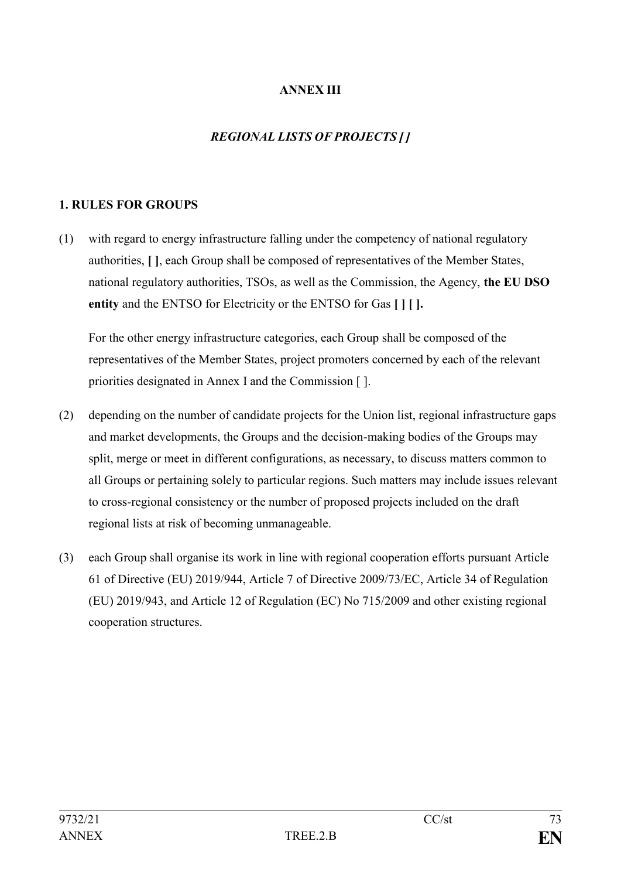**ANNEX III**

***REGIONAL LISTS OF PROJECTS [ ]***

**1. RULES FOR GROUPS**

(1) with regard to energy infrastructure falling under the competency of national regulatory authorities, **[ ]**, each Group shall be composed of representatives of the Member States, national regulatory authorities, TSOs, as well as the Commission, the Agency, **the EU DSO entity** and the ENTSO for Electricity or the ENTSO for Gas **[ ] [ ].**

For the other energy infrastructure categories, each Group shall be composed of the representatives of the Member States, project promoters concerned by each of the relevant priorities designated in Annex I and the Commission [ ].

(2) depending on the number of candidate projects for the Union list, regional infrastructure gaps and market developments, the Groups and the decision-making bodies of the Groups may split, merge or meet in different configurations, as necessary, to discuss matters common to all Groups or pertaining solely to particular regions. Such matters may include issues relevant to cross-regional consistency or the number of proposed projects included on the draft regional lists at risk of becoming unmanageable.

(3) each Group shall organise its work in line with regional cooperation efforts pursuant Article 61 of Directive (EU) 2019/944, Article 7 of Directive 2009/73/EC, Article 34 of Regulation (EU) 2019/943, and Article 12 of Regulation (EC) No 715/2009 and other existing regional cooperation structures.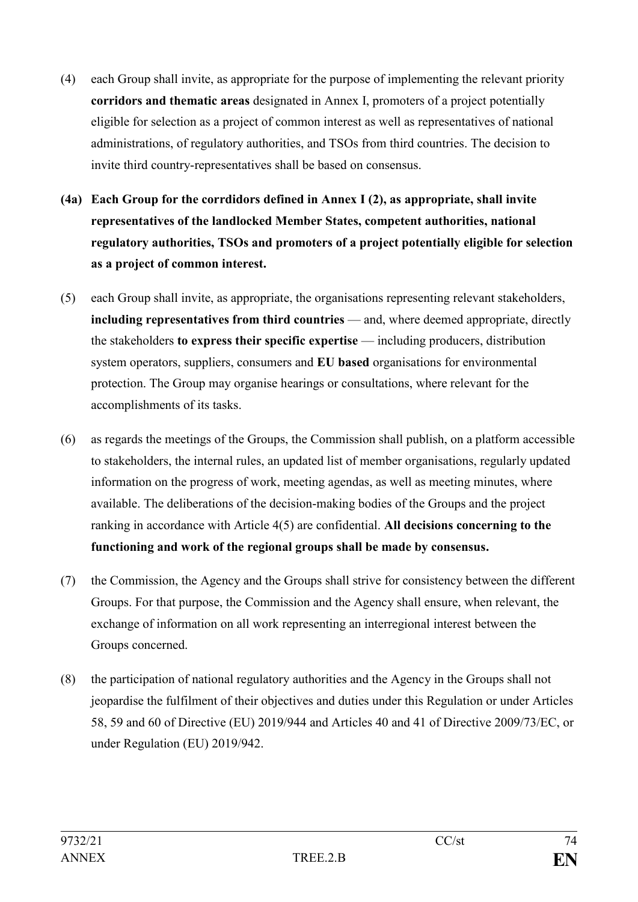(4) each Group shall invite, as appropriate for the purpose of implementing the relevant priority **corridors and thematic areas** designated in Annex I, promoters of a project potentially eligible for selection as a project of common interest as well as representatives of national administrations, of regulatory authorities, and TSOs from third countries. The decision to invite third country-representatives shall be based on consensus.

**(4a) Each Group for the corrdidors defined in Annex I (2), as appropriate, shall invite representatives of the landlocked Member States, competent authorities, national regulatory authorities, TSOs and promoters of a project potentially eligible for selection as a project of common interest.**

(5) each Group shall invite, as appropriate, the organisations representing relevant stakeholders, **including representatives from third countries** — and, where deemed appropriate, directly the stakeholders **to express their specific expertise** — including producers, distribution system operators, suppliers, consumers and **EU based** organisations for environmental protection. The Group may organise hearings or consultations, where relevant for the accomplishments of its tasks.

(6) as regards the meetings of the Groups, the Commission shall publish, on a platform accessible to stakeholders, the internal rules, an updated list of member organisations, regularly updated information on the progress of work, meeting agendas, as well as meeting minutes, where available. The deliberations of the decision-making bodies of the Groups and the project ranking in accordance with Article 4(5) are confidential. **All decisions concerning to the functioning and work of the regional groups shall be made by consensus.**

(7) the Commission, the Agency and the Groups shall strive for consistency between the different Groups. For that purpose, the Commission and the Agency shall ensure, when relevant, the exchange of information on all work representing an interregional interest between the Groups concerned.

(8) the participation of national regulatory authorities and the Agency in the Groups shall not jeopardise the fulfilment of their objectives and duties under this Regulation or under Articles 58, 59 and 60 of Directive (EU) 2019/944 and Articles 40 and 41 of Directive 2009/73/EC, or under Regulation (EU) 2019/942.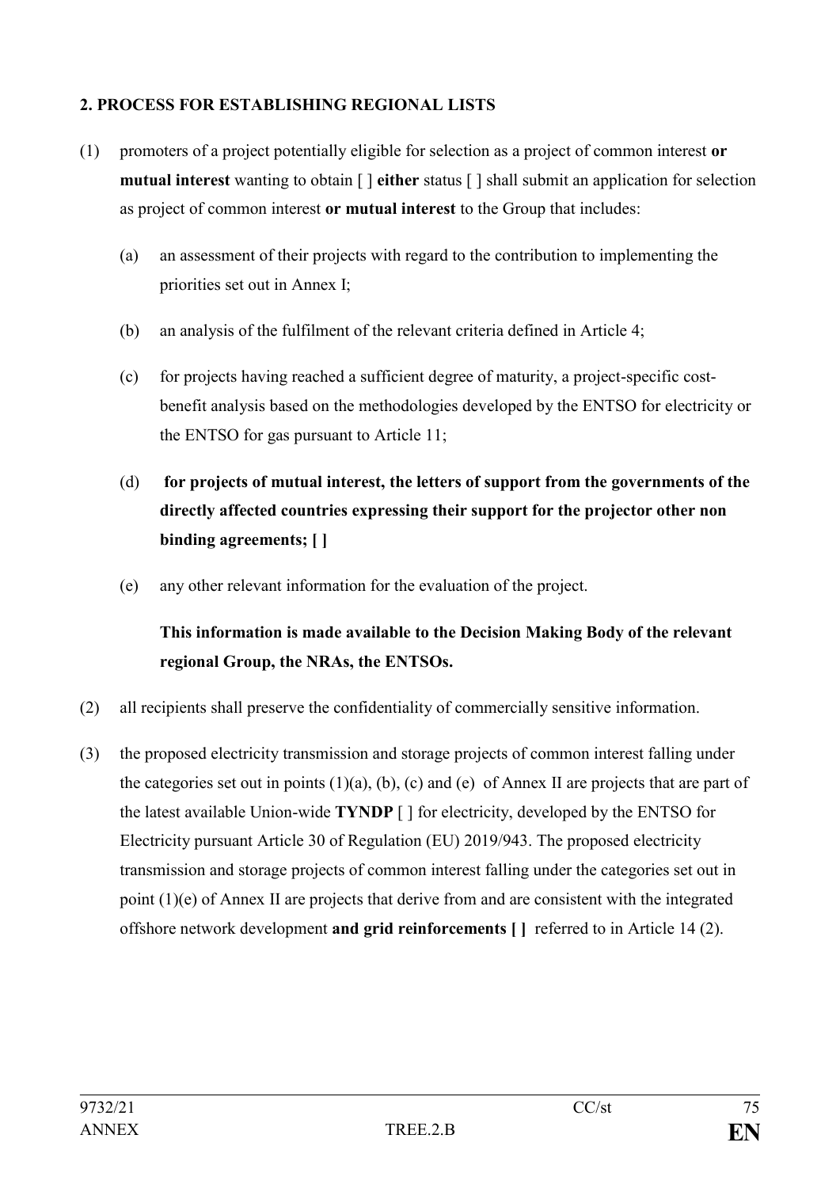**2. PROCESS FOR ESTABLISHING REGIONAL LISTS**

(1) promoters of a project potentially eligible for selection as a project of common interest **or mutual interest** wanting to obtain [ ] **either** status [ ] shall submit an application for selection as project of common interest **or mutual interest** to the Group that includes:

(a) an assessment of their projects with regard to the contribution to implementing the priorities set out in Annex I;

(b) an analysis of the fulfilment of the relevant criteria defined in Article 4;

(c) for projects having reached a sufficient degree of maturity, a project-specific cost-benefit analysis based on the methodologies developed by the ENTSO for electricity or the ENTSO for gas pursuant to Article 11;

(d) **for projects of mutual interest, the letters of support from the governments of the directly affected countries expressing their support for the projector other non binding agreements; [ ]**

(e) any other relevant information for the evaluation of the project.

**This information is made available to the Decision Making Body of the relevant regional Group, the NRAs, the ENTSOs.**

(2) all recipients shall preserve the confidentiality of commercially sensitive information.

(3) the proposed electricity transmission and storage projects of common interest falling under the categories set out in points (1)(a), (b), (c) and (e) of Annex II are projects that are part of the latest available Union-wide **TYNDP** [ ] for electricity, developed by the ENTSO for Electricity pursuant Article 30 of Regulation (EU) 2019/943. The proposed electricity transmission and storage projects of common interest falling under the categories set out in point (1)(e) of Annex II are projects that derive from and are consistent with the integrated offshore network development **and grid reinforcements [ ]** referred to in Article 14 (2).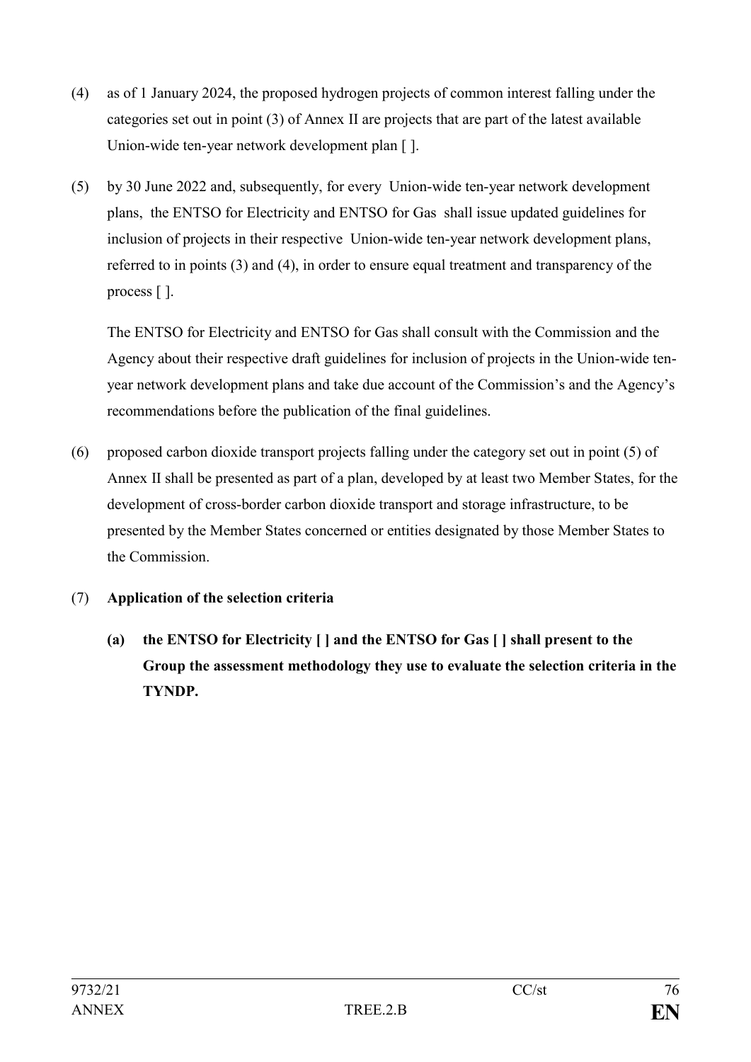(4) as of 1 January 2024, the proposed hydrogen projects of common interest falling under the categories set out in point (3) of Annex II are projects that are part of the latest available Union-wide ten-year network development plan [ ].

(5) by 30 June 2022 and, subsequently, for every Union-wide ten-year network development plans, the ENTSO for Electricity and ENTSO for Gas shall issue updated guidelines for inclusion of projects in their respective Union-wide ten-year network development plans, referred to in points (3) and (4), in order to ensure equal treatment and transparency of the process [ ].

The ENTSO for Electricity and ENTSO for Gas shall consult with the Commission and the Agency about their respective draft guidelines for inclusion of projects in the Union-wide ten-year network development plans and take due account of the Commission's and the Agency's recommendations before the publication of the final guidelines.

(6) proposed carbon dioxide transport projects falling under the category set out in point (5) of Annex II shall be presented as part of a plan, developed by at least two Member States, for the development of cross-border carbon dioxide transport and storage infrastructure, to be presented by the Member States concerned or entities designated by those Member States to the Commission.

(7) **Application of the selection criteria**

**(a) the ENTSO for Electricity [ ] and the ENTSO for Gas [ ] shall present to the Group the assessment methodology they use to evaluate the selection criteria in the TYNDP.**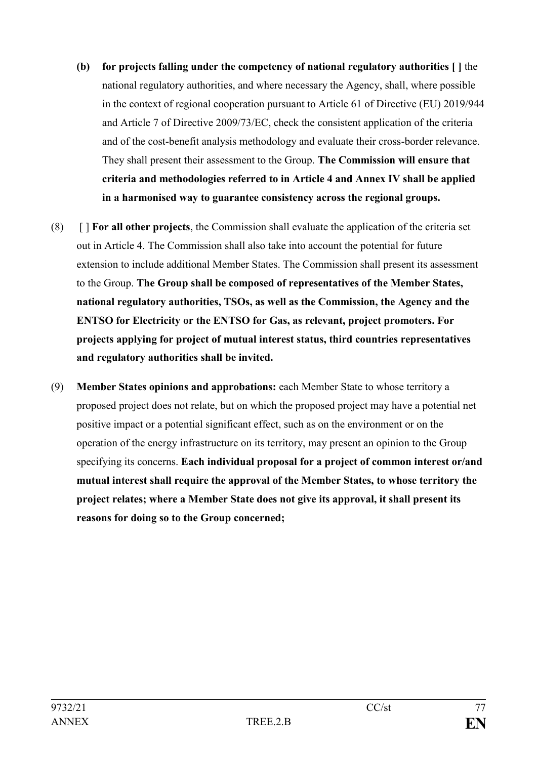(b) **for projects falling under the competency of national regulatory authorities [ ]** the national regulatory authorities, and where necessary the Agency, shall, where possible in the context of regional cooperation pursuant to Article 61 of Directive (EU) 2019/944 and Article 7 of Directive 2009/73/EC, check the consistent application of the criteria and of the cost-benefit analysis methodology and evaluate their cross-border relevance. They shall present their assessment to the Group. **The Commission will ensure that criteria and methodologies referred to in Article 4 and Annex IV shall be applied in a harmonised way to guarantee consistency across the regional groups.**

(8) [ ] **For all other projects**, the Commission shall evaluate the application of the criteria set out in Article 4. The Commission shall also take into account the potential for future extension to include additional Member States. The Commission shall present its assessment to the Group. **The Group shall be composed of representatives of the Member States, national regulatory authorities, TSOs, as well as the Commission, the Agency and the ENTSO for Electricity or the ENTSO for Gas, as relevant, project promoters. For projects applying for project of mutual interest status, third countries representatives and regulatory authorities shall be invited.**

(9) **Member States opinions and approbations:** each Member State to whose territory a proposed project does not relate, but on which the proposed project may have a potential net positive impact or a potential significant effect, such as on the environment or on the operation of the energy infrastructure on its territory, may present an opinion to the Group specifying its concerns. **Each individual proposal for a project of common interest or/and mutual interest shall require the approval of the Member States, to whose territory the project relates; where a Member State does not give its approval, it shall present its reasons for doing so to the Group concerned;**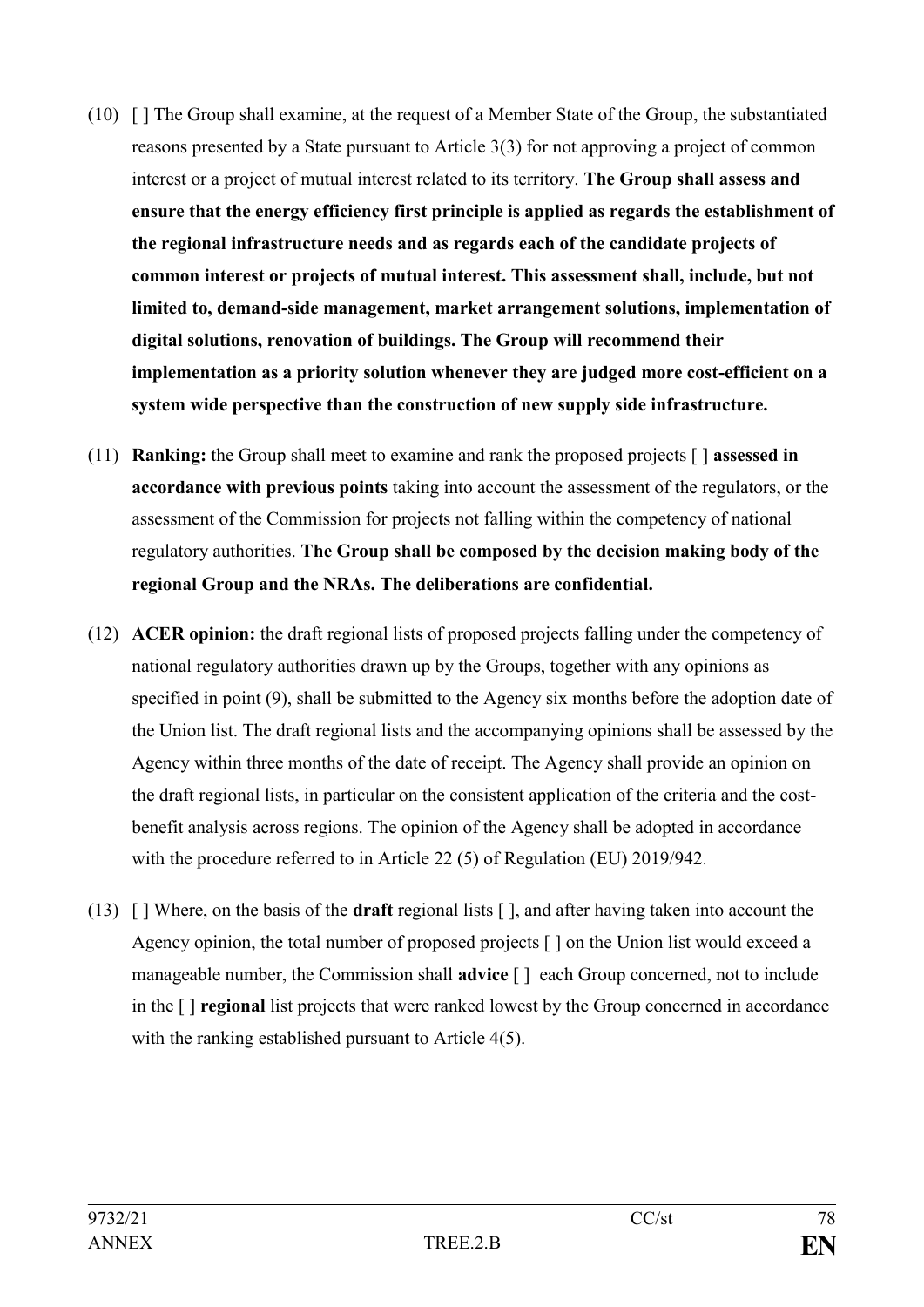(10) [ ] The Group shall examine, at the request of a Member State of the Group, the substantiated reasons presented by a State pursuant to Article 3(3) for not approving a project of common interest or a project of mutual interest related to its territory. **The Group shall assess and ensure that the energy efficiency first principle is applied as regards the establishment of the regional infrastructure needs and as regards each of the candidate projects of common interest or projects of mutual interest. This assessment shall, include, but not limited to, demand-side management, market arrangement solutions, implementation of digital solutions, renovation of buildings. The Group will recommend their implementation as a priority solution whenever they are judged more cost-efficient on a system wide perspective than the construction of new supply side infrastructure.**

(11) **Ranking:** the Group shall meet to examine and rank the proposed projects [ ] **assessed in accordance with previous points** taking into account the assessment of the regulators, or the assessment of the Commission for projects not falling within the competency of national regulatory authorities. **The Group shall be composed by the decision making body of the regional Group and the NRAs. The deliberations are confidential.**

(12) **ACER opinion:** the draft regional lists of proposed projects falling under the competency of national regulatory authorities drawn up by the Groups, together with any opinions as specified in point (9), shall be submitted to the Agency six months before the adoption date of the Union list. The draft regional lists and the accompanying opinions shall be assessed by the Agency within three months of the date of receipt. The Agency shall provide an opinion on the draft regional lists, in particular on the consistent application of the criteria and the cost-benefit analysis across regions. The opinion of the Agency shall be adopted in accordance with the procedure referred to in Article 22 (5) of Regulation (EU) 2019/942.

(13) [ ] Where, on the basis of the **draft** regional lists [ ], and after having taken into account the Agency opinion, the total number of proposed projects [ ] on the Union list would exceed a manageable number, the Commission shall **advice** [ ] each Group concerned, not to include in the [ ] **regional** list projects that were ranked lowest by the Group concerned in accordance with the ranking established pursuant to Article 4(5).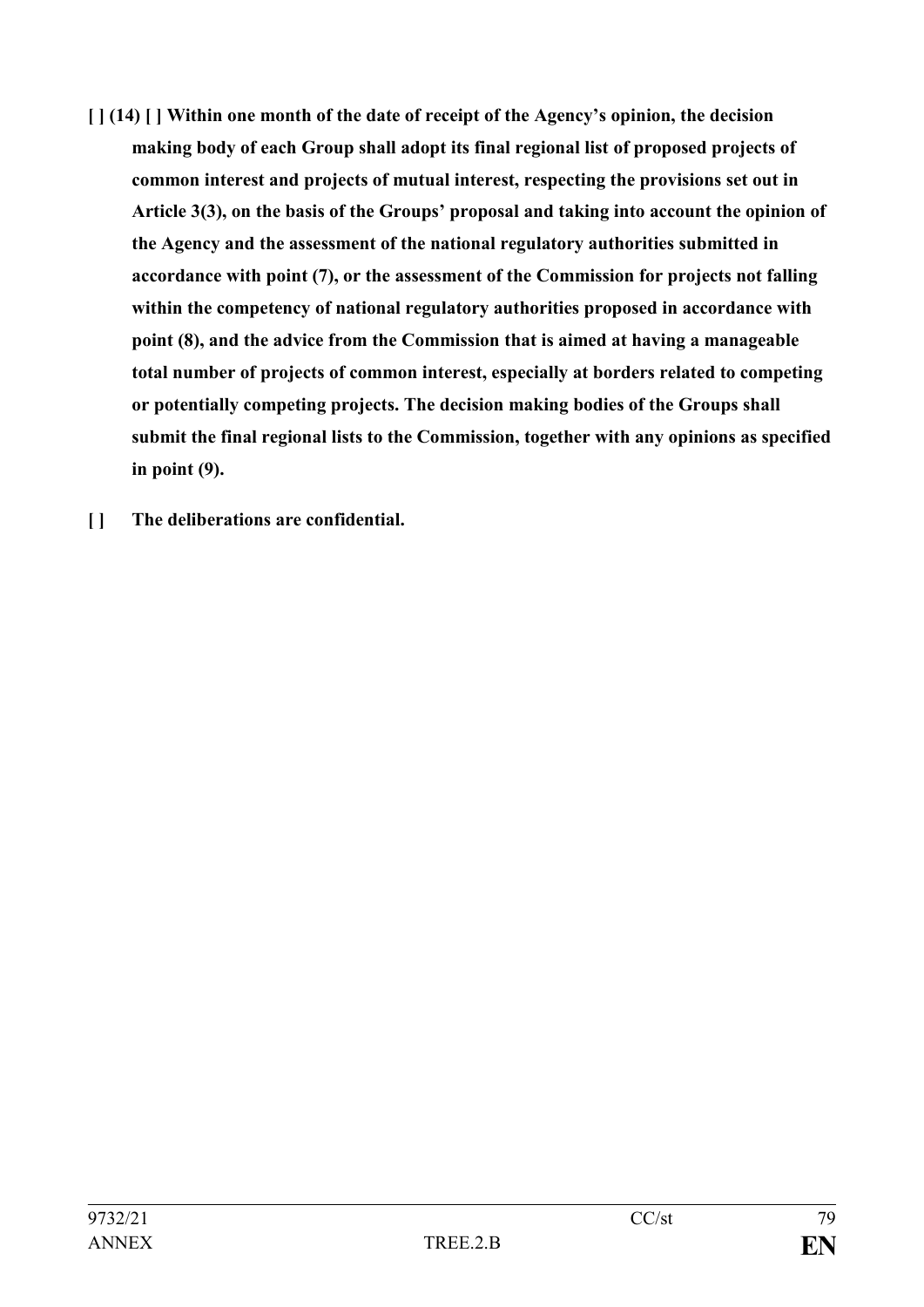**[ ] (14) [ ] Within one month of the date of receipt of the Agency's opinion, the decision making body of each Group shall adopt its final regional list of proposed projects of common interest and projects of mutual interest, respecting the provisions set out in Article 3(3), on the basis of the Groups' proposal and taking into account the opinion of the Agency and the assessment of the national regulatory authorities submitted in accordance with point (7), or the assessment of the Commission for projects not falling within the competency of national regulatory authorities proposed in accordance with point (8), and the advice from the Commission that is aimed at having a manageable total number of projects of common interest, especially at borders related to competing or potentially competing projects. The decision making bodies of the Groups shall submit the final regional lists to the Commission, together with any opinions as specified in point (9).**

**[ ] The deliberations are confidential.**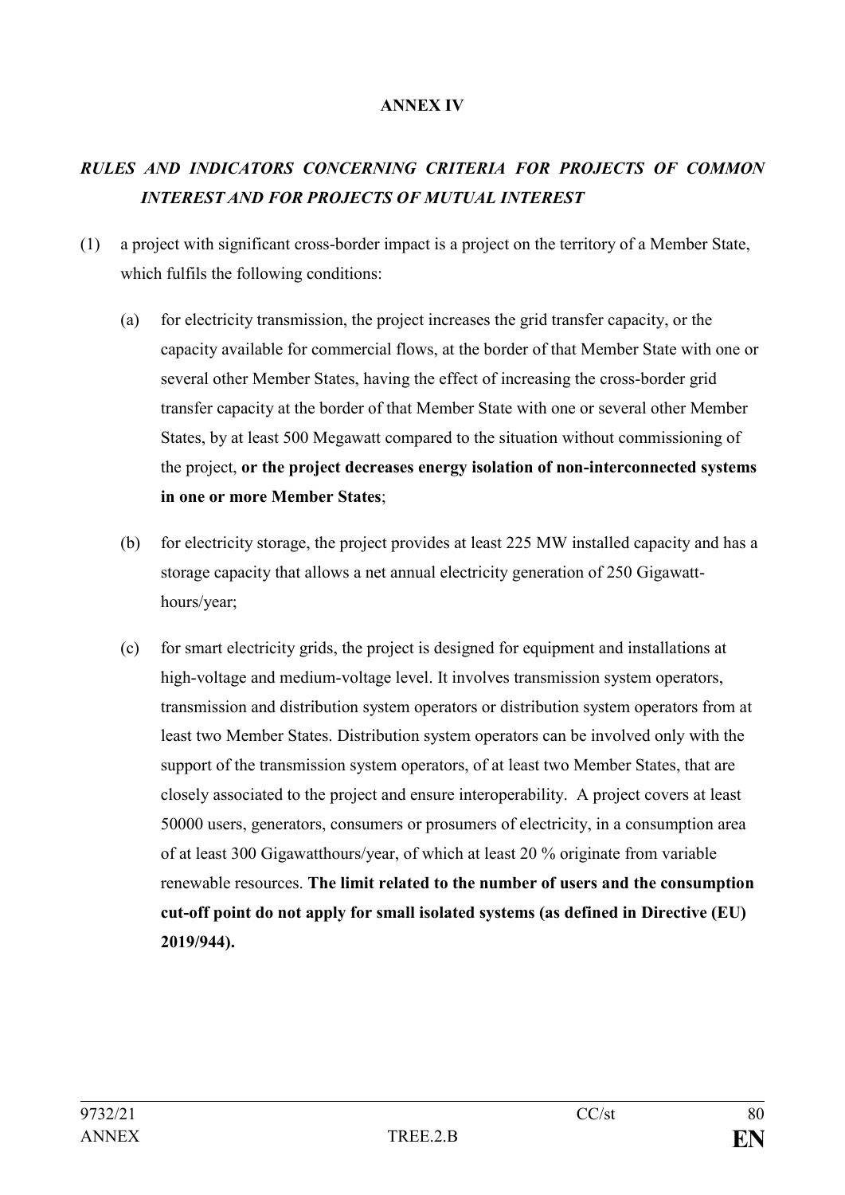**ANNEX IV**

***RULES AND INDICATORS CONCERNING CRITERIA FOR PROJECTS OF COMMON INTEREST AND FOR PROJECTS OF MUTUAL INTEREST***

(1) a project with significant cross-border impact is a project on the territory of a Member State, which fulfils the following conditions:

   (a) for electricity transmission, the project increases the grid transfer capacity, or the capacity available for commercial flows, at the border of that Member State with one or several other Member States, having the effect of increasing the cross-border grid transfer capacity at the border of that Member State with one or several other Member States, by at least 500 Megawatt compared to the situation without commissioning of the project, **or the project decreases energy isolation of non-interconnected systems in one or more Member States**;

   (b) for electricity storage, the project provides at least 225 MW installed capacity and has a storage capacity that allows a net annual electricity generation of 250 Gigawatt-hours/year;

   (c) for smart electricity grids, the project is designed for equipment and installations at high-voltage and medium-voltage level. It involves transmission system operators, transmission and distribution system operators or distribution system operators from at least two Member States. Distribution system operators can be involved only with the support of the transmission system operators, of at least two Member States, that are closely associated to the project and ensure interoperability. A project covers at least 50000 users, generators, consumers or prosumers of electricity, in a consumption area of at least 300 Gigawatthours/year, of which at least 20 % originate from variable renewable resources. **The limit related to the number of users and the consumption cut-off point do not apply for small isolated systems (as defined in Directive (EU) 2019/944).**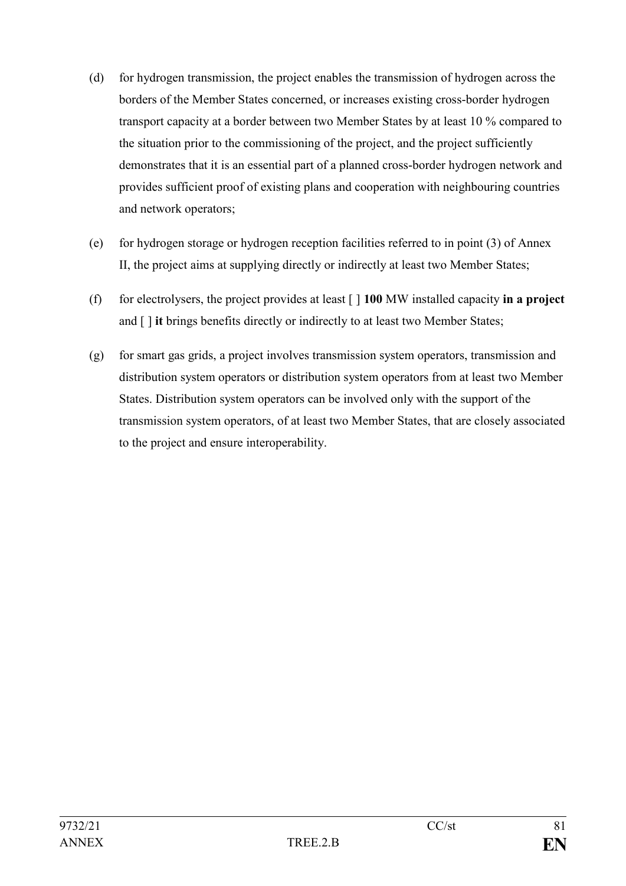(d) for hydrogen transmission, the project enables the transmission of hydrogen across the borders of the Member States concerned, or increases existing cross-border hydrogen transport capacity at a border between two Member States by at least 10 % compared to the situation prior to the commissioning of the project, and the project sufficiently demonstrates that it is an essential part of a planned cross-border hydrogen network and provides sufficient proof of existing plans and cooperation with neighbouring countries and network operators;

(e) for hydrogen storage or hydrogen reception facilities referred to in point (3) of Annex II, the project aims at supplying directly or indirectly at least two Member States;

(f) for electrolysers, the project provides at least [ ] **100** MW installed capacity **in a project** and [ ] **it** brings benefits directly or indirectly to at least two Member States;

(g) for smart gas grids, a project involves transmission system operators, transmission and distribution system operators or distribution system operators from at least two Member States. Distribution system operators can be involved only with the support of the transmission system operators, of at least two Member States, that are closely associated to the project and ensure interoperability.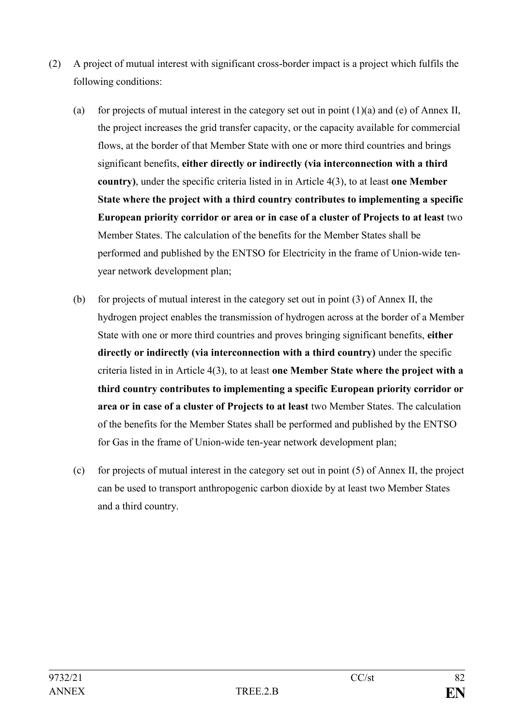(2) A project of mutual interest with significant cross-border impact is a project which fulfils the following conditions:

(a) for projects of mutual interest in the category set out in point (1)(a) and (e) of Annex II, the project increases the grid transfer capacity, or the capacity available for commercial flows, at the border of that Member State with one or more third countries and brings significant benefits, **either directly or indirectly (via interconnection with a third country)**, under the specific criteria listed in in Article 4(3), to at least **one Member State where the project with a third country contributes to implementing a specific European priority corridor or area or in case of a cluster of Projects to at least** two Member States. The calculation of the benefits for the Member States shall be performed and published by the ENTSO for Electricity in the frame of Union-wide ten-year network development plan;

(b) for projects of mutual interest in the category set out in point (3) of Annex II, the hydrogen project enables the transmission of hydrogen across at the border of a Member State with one or more third countries and proves bringing significant benefits, **either directly or indirectly (via interconnection with a third country)** under the specific criteria listed in in Article 4(3), to at least **one Member State where the project with a third country contributes to implementing a specific European priority corridor or area or in case of a cluster of Projects to at least** two Member States. The calculation of the benefits for the Member States shall be performed and published by the ENTSO for Gas in the frame of Union-wide ten-year network development plan;

(c) for projects of mutual interest in the category set out in point (5) of Annex II, the project can be used to transport anthropogenic carbon dioxide by at least two Member States and a third country.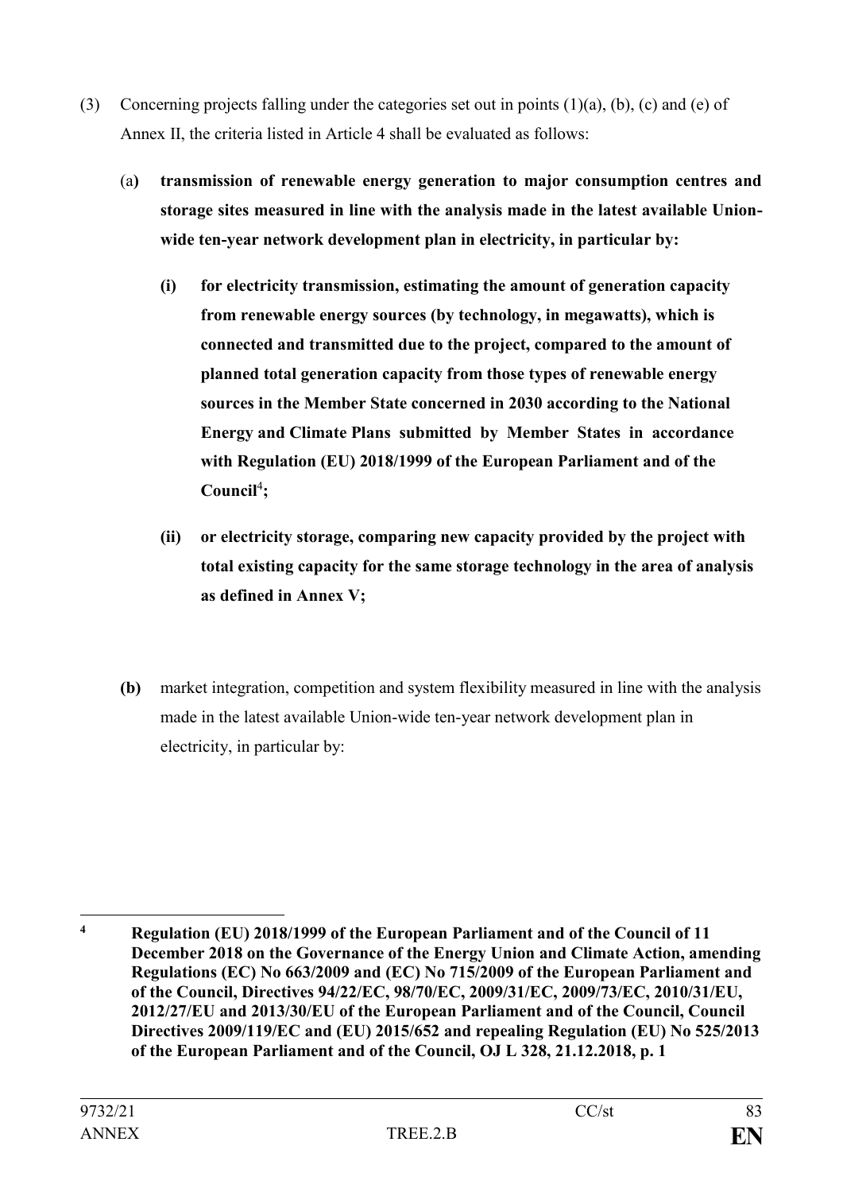(3) Concerning projects falling under the categories set out in points (1)(a), (b), (c) and (e) of Annex II, the criteria listed in Article 4 shall be evaluated as follows:

(a) **transmission of renewable energy generation to major consumption centres and storage sites measured in line with the analysis made in the latest available Union-wide ten-year network development plan in electricity, in particular by:**

**(i) for electricity transmission, estimating the amount of generation capacity from renewable energy sources (by technology, in megawatts), which is connected and transmitted due to the project, compared to the amount of planned total generation capacity from those types of renewable energy sources in the Member State concerned in 2030 according to the National Energy and Climate Plans submitted by Member States in accordance with Regulation (EU) 2018/1999 of the European Parliament and of the Council[4];**

**(ii) or electricity storage, comparing new capacity provided by the project with total existing capacity for the same storage technology in the area of analysis as defined in Annex V;**

**(b)** market integration, competition and system flexibility measured in line with the analysis made in the latest available Union-wide ten-year network development plan in electricity, in particular by:

---

**[4] Regulation (EU) 2018/1999 of the European Parliament and of the Council of 11 December 2018 on the Governance of the Energy Union and Climate Action, amending Regulations (EC) No 663/2009 and (EC) No 715/2009 of the European Parliament and of the Council, Directives 94/22/EC, 98/70/EC, 2009/31/EC, 2009/73/EC, 2010/31/EU, 2012/27/EU and 2013/30/EU of the European Parliament and of the Council, Council Directives 2009/119/EC and (EU) 2015/652 and repealing Regulation (EU) No 525/2013 of the European Parliament and of the Council, OJ L 328, 21.12.2018, p. 1**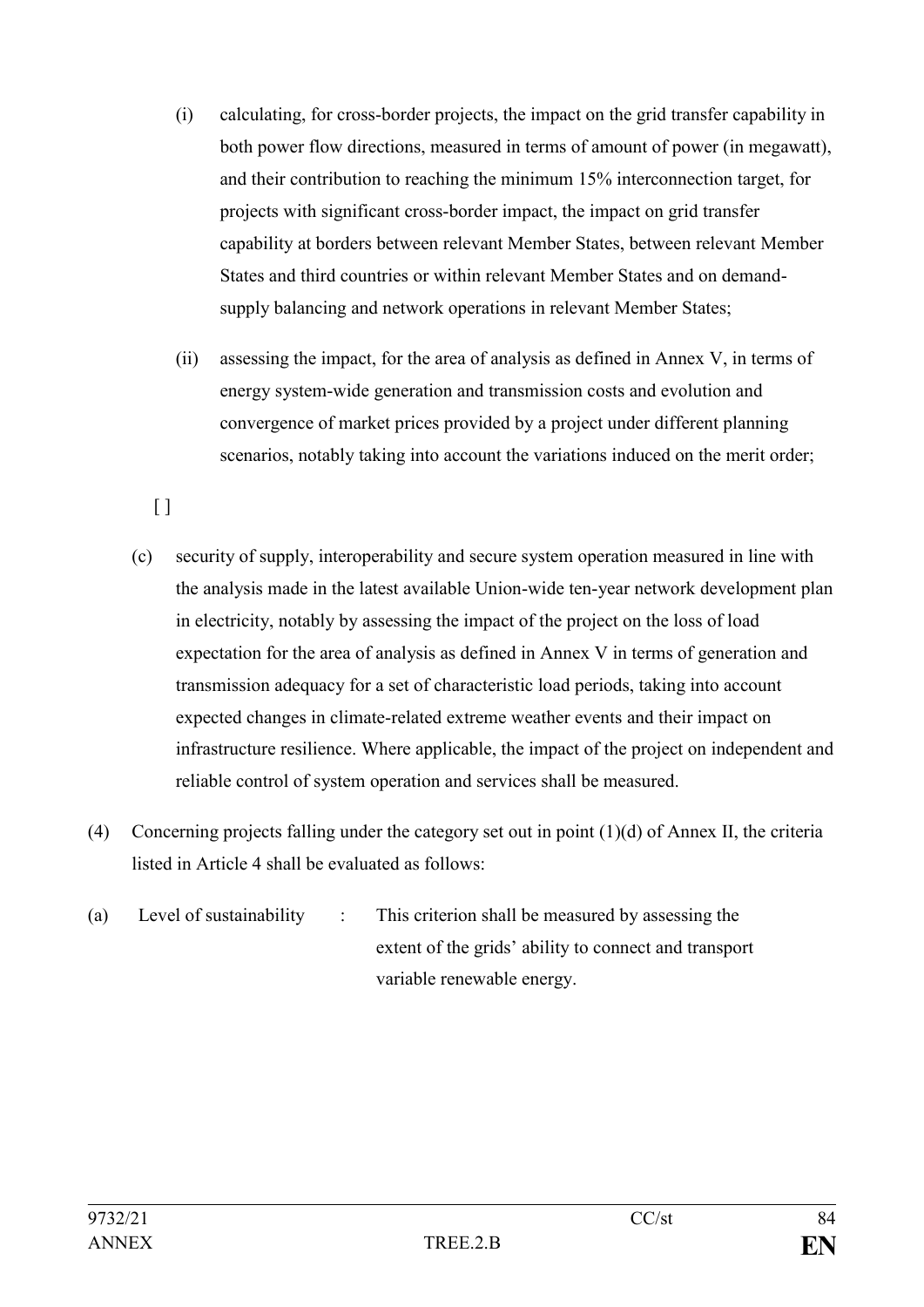(i) calculating, for cross-border projects, the impact on the grid transfer capability in both power flow directions, measured in terms of amount of power (in megawatt), and their contribution to reaching the minimum 15% interconnection target, for projects with significant cross-border impact, the impact on grid transfer capability at borders between relevant Member States, between relevant Member States and third countries or within relevant Member States and on demand-supply balancing and network operations in relevant Member States;

(ii) assessing the impact, for the area of analysis as defined in Annex V, in terms of energy system-wide generation and transmission costs and evolution and convergence of market prices provided by a project under different planning scenarios, notably taking into account the variations induced on the merit order;

[ ]

(c) security of supply, interoperability and secure system operation measured in line with the analysis made in the latest available Union-wide ten-year network development plan in electricity, notably by assessing the impact of the project on the loss of load expectation for the area of analysis as defined in Annex V in terms of generation and transmission adequacy for a set of characteristic load periods, taking into account expected changes in climate-related extreme weather events and their impact on infrastructure resilience. Where applicable, the impact of the project on independent and reliable control of system operation and services shall be measured.

(4) Concerning projects falling under the category set out in point (1)(d) of Annex II, the criteria listed in Article 4 shall be evaluated as follows:

(a) Level of sustainability : This criterion shall be measured by assessing the extent of the grids' ability to connect and transport variable renewable energy.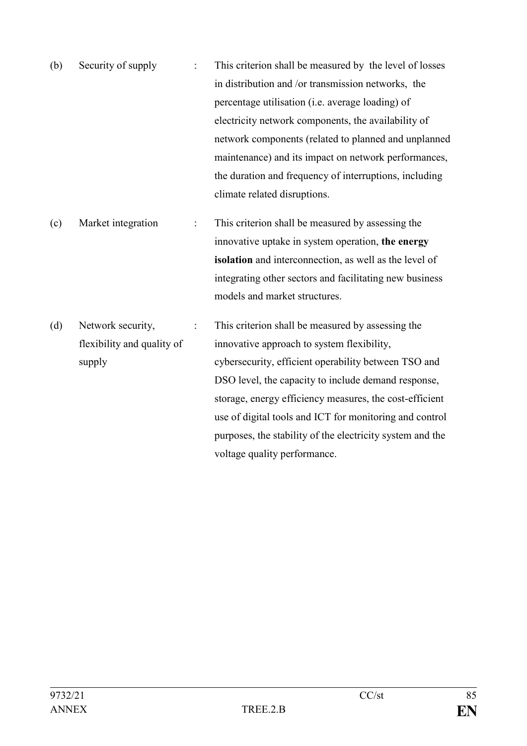| | | | |
|---|---|---|---|
| (b) | Security of supply | : | This criterion shall be measured by the level of losses in distribution and /or transmission networks, the percentage utilisation (i.e. average loading) of electricity network components, the availability of network components (related to planned and unplanned maintenance) and its impact on network performances, the duration and frequency of interruptions, including climate related disruptions. |
| (c) | Market integration | : | This criterion shall be measured by assessing the innovative uptake in system operation, **the energy isolation** and interconnection, as well as the level of integrating other sectors and facilitating new business models and market structures. |
| (d) | Network security, flexibility and quality of supply | : | This criterion shall be measured by assessing the innovative approach to system flexibility, cybersecurity, efficient operability between TSO and DSO level, the capacity to include demand response, storage, energy efficiency measures, the cost-efficient use of digital tools and ICT for monitoring and control purposes, the stability of the electricity system and the voltage quality performance. |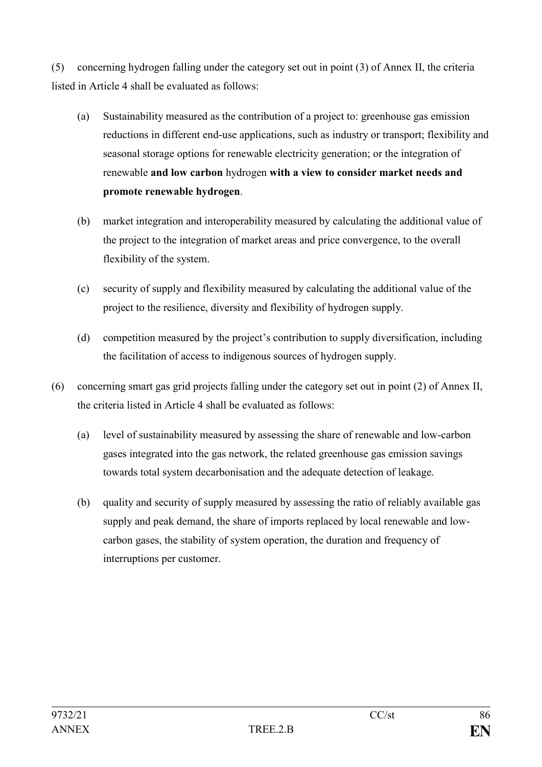(5) concerning hydrogen falling under the category set out in point (3) of Annex II, the criteria listed in Article 4 shall be evaluated as follows:

(a) Sustainability measured as the contribution of a project to: greenhouse gas emission reductions in different end-use applications, such as industry or transport; flexibility and seasonal storage options for renewable electricity generation; or the integration of renewable **and low carbon** hydrogen **with a view to consider market needs and promote renewable hydrogen**.

(b) market integration and interoperability measured by calculating the additional value of the project to the integration of market areas and price convergence, to the overall flexibility of the system.

(c) security of supply and flexibility measured by calculating the additional value of the project to the resilience, diversity and flexibility of hydrogen supply.

(d) competition measured by the project's contribution to supply diversification, including the facilitation of access to indigenous sources of hydrogen supply.

(6) concerning smart gas grid projects falling under the category set out in point (2) of Annex II, the criteria listed in Article 4 shall be evaluated as follows:

(a) level of sustainability measured by assessing the share of renewable and low-carbon gases integrated into the gas network, the related greenhouse gas emission savings towards total system decarbonisation and the adequate detection of leakage.

(b) quality and security of supply measured by assessing the ratio of reliably available gas supply and peak demand, the share of imports replaced by local renewable and low-carbon gases, the stability of system operation, the duration and frequency of interruptions per customer.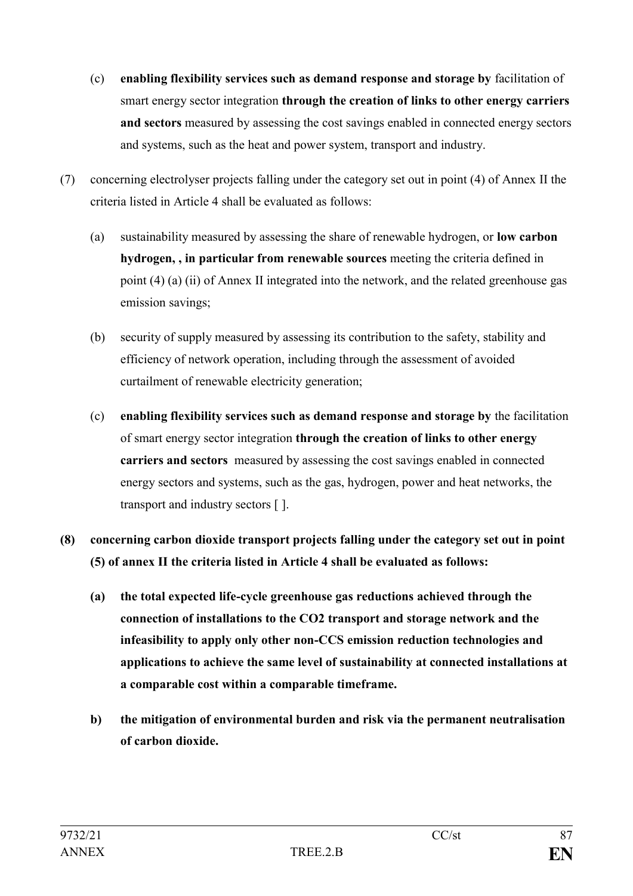(c) **enabling flexibility services such as demand response and storage by** facilitation of smart energy sector integration **through the creation of links to other energy carriers and sectors** measured by assessing the cost savings enabled in connected energy sectors and systems, such as the heat and power system, transport and industry.

(7) concerning electrolyser projects falling under the category set out in point (4) of Annex II the criteria listed in Article 4 shall be evaluated as follows:

(a) sustainability measured by assessing the share of renewable hydrogen, or **low carbon hydrogen, , in particular from renewable sources** meeting the criteria defined in point (4) (a) (ii) of Annex II integrated into the network, and the related greenhouse gas emission savings;

(b) security of supply measured by assessing its contribution to the safety, stability and efficiency of network operation, including through the assessment of avoided curtailment of renewable electricity generation;

(c) **enabling flexibility services such as demand response and storage by** the facilitation of smart energy sector integration **through the creation of links to other energy carriers and sectors** measured by assessing the cost savings enabled in connected energy sectors and systems, such as the gas, hydrogen, power and heat networks, the transport and industry sectors [ ].

**(8) concerning carbon dioxide transport projects falling under the category set out in point (5) of annex II the criteria listed in Article 4 shall be evaluated as follows:**

**(a) the total expected life-cycle greenhouse gas reductions achieved through the connection of installations to the CO2 transport and storage network and the infeasibility to apply only other non-CCS emission reduction technologies and applications to achieve the same level of sustainability at connected installations at a comparable cost within a comparable timeframe.**

**b) the mitigation of environmental burden and risk via the permanent neutralisation of carbon dioxide.**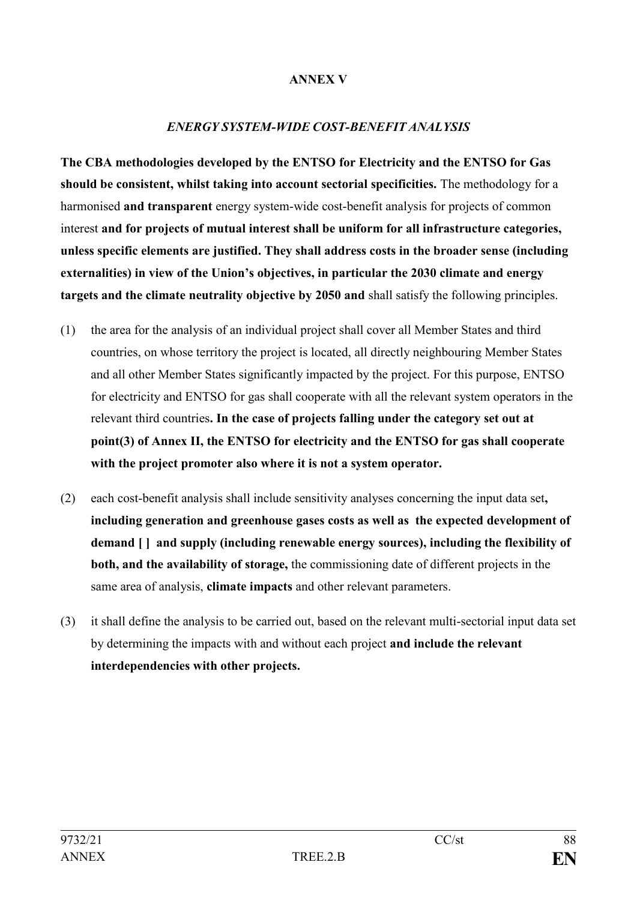**ANNEX V**

***ENERGY SYSTEM-WIDE COST-BENEFIT ANALYSIS***

**The CBA methodologies developed by the ENTSO for Electricity and the ENTSO for Gas should be consistent, whilst taking into account sectorial specificities.** The methodology for a harmonised **and transparent** energy system-wide cost-benefit analysis for projects of common interest **and for projects of mutual interest shall be uniform for all infrastructure categories, unless specific elements are justified. They shall address costs in the broader sense (including externalities) in view of the Union's objectives, in particular the 2030 climate and energy targets and the climate neutrality objective by 2050 and** shall satisfy the following principles.

(1) the area for the analysis of an individual project shall cover all Member States and third countries, on whose territory the project is located, all directly neighbouring Member States and all other Member States significantly impacted by the project. For this purpose, ENTSO for electricity and ENTSO for gas shall cooperate with all the relevant system operators in the relevant third countries**. In the case of projects falling under the category set out at point(3) of Annex II, the ENTSO for electricity and the ENTSO for gas shall cooperate with the project promoter also where it is not a system operator.**

(2) each cost-benefit analysis shall include sensitivity analyses concerning the input data set**, including generation and greenhouse gases costs as well as the expected development of demand [ ] and supply (including renewable energy sources), including the flexibility of both, and the availability of storage,** the commissioning date of different projects in the same area of analysis, **climate impacts** and other relevant parameters.

(3) it shall define the analysis to be carried out, based on the relevant multi-sectorial input data set by determining the impacts with and without each project **and include the relevant interdependencies with other projects.**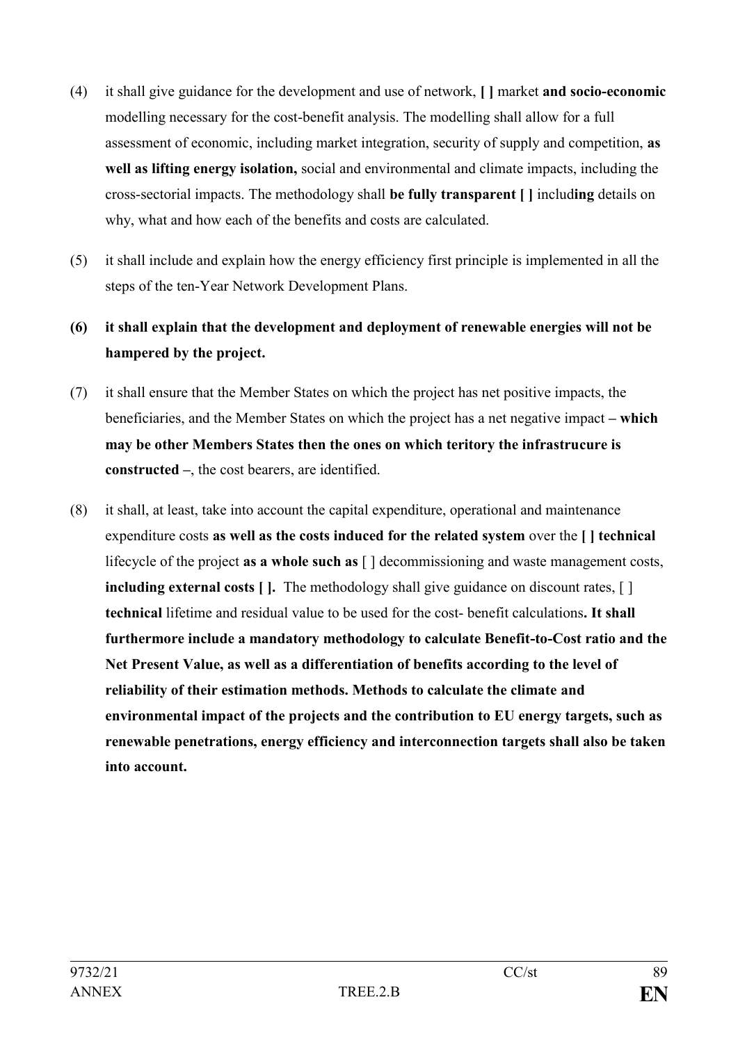(4) it shall give guidance for the development and use of network, **[ ]** market **and socio-economic** modelling necessary for the cost-benefit analysis. The modelling shall allow for a full assessment of economic, including market integration, security of supply and competition, **as well as lifting energy isolation,** social and environmental and climate impacts, including the cross-sectorial impacts. The methodology shall **be fully transparent [ ]** includ**ing** details on why, what and how each of the benefits and costs are calculated.

(5) it shall include and explain how the energy efficiency first principle is implemented in all the steps of the ten-Year Network Development Plans.

**(6) it shall explain that the development and deployment of renewable energies will not be hampered by the project.**

(7) it shall ensure that the Member States on which the project has net positive impacts, the beneficiaries, and the Member States on which the project has a net negative impact **– which may be other Members States then the ones on which teritory the infrastrucure is constructed –**, the cost bearers, are identified.

(8) it shall, at least, take into account the capital expenditure, operational and maintenance expenditure costs **as well as the costs induced for the related system** over the **[ ] technical** lifecycle of the project **as a whole such as** [ ] decommissioning and waste management costs, **including external costs [ ].** The methodology shall give guidance on discount rates, [ ] **technical** lifetime and residual value to be used for the cost- benefit calculations**. It shall furthermore include a mandatory methodology to calculate Benefit-to-Cost ratio and the Net Present Value, as well as a differentiation of benefits according to the level of reliability of their estimation methods. Methods to calculate the climate and environmental impact of the projects and the contribution to EU energy targets, such as renewable penetrations, energy efficiency and interconnection targets shall also be taken into account.**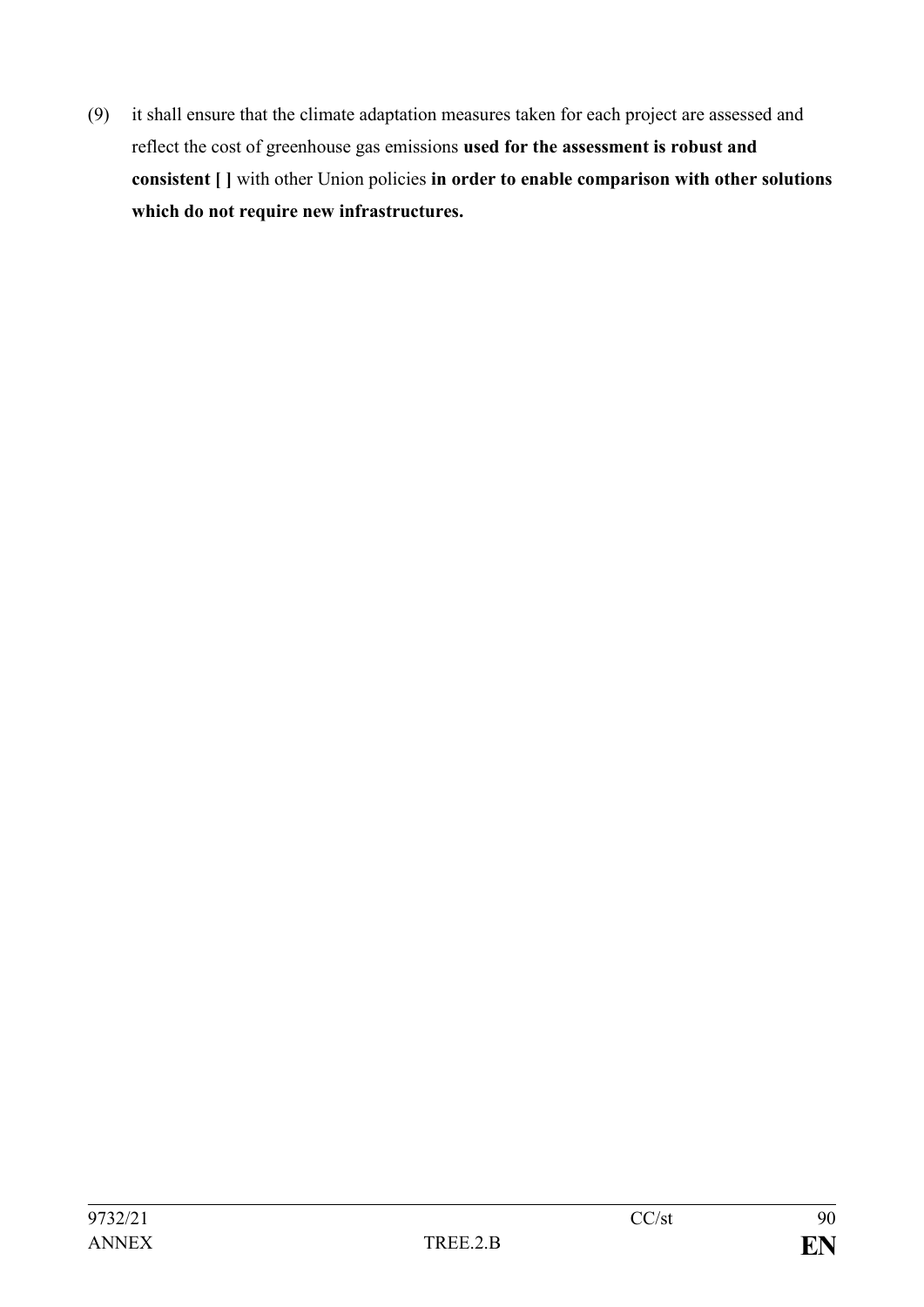(9) it shall ensure that the climate adaptation measures taken for each project are assessed and reflect the cost of greenhouse gas emissions **used for the assessment is robust and consistent [ ]** with other Union policies **in order to enable comparison with other solutions which do not require new infrastructures.**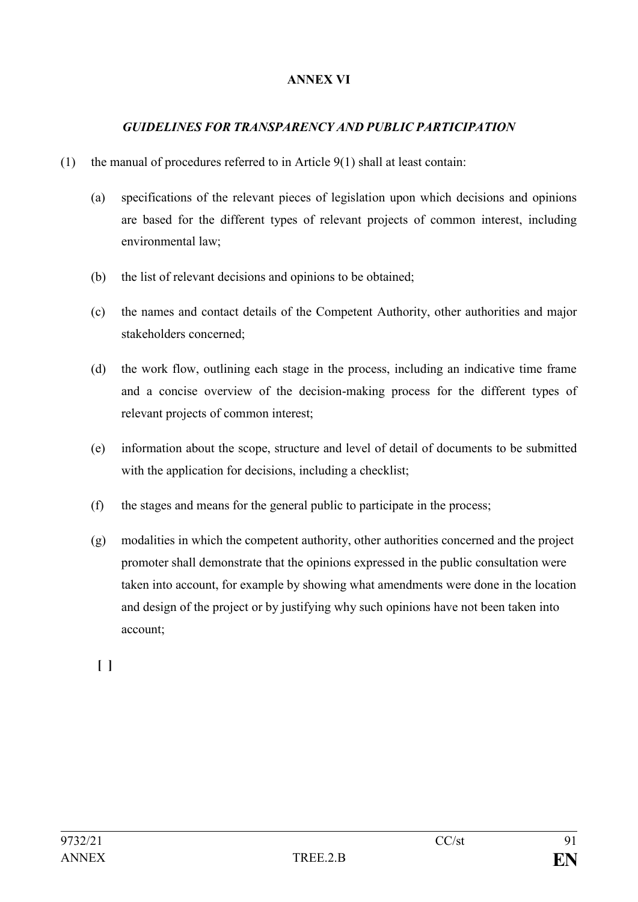**ANNEX VI**

***GUIDELINES FOR TRANSPARENCY AND PUBLIC PARTICIPATION***

(1) the manual of procedures referred to in Article 9(1) shall at least contain:

(a) specifications of the relevant pieces of legislation upon which decisions and opinions are based for the different types of relevant projects of common interest, including environmental law;

(b) the list of relevant decisions and opinions to be obtained;

(c) the names and contact details of the Competent Authority, other authorities and major stakeholders concerned;

(d) the work flow, outlining each stage in the process, including an indicative time frame and a concise overview of the decision-making process for the different types of relevant projects of common interest;

(e) information about the scope, structure and level of detail of documents to be submitted with the application for decisions, including a checklist;

(f) the stages and means for the general public to participate in the process;

(g) modalities in which the competent authority, other authorities concerned and the project promoter shall demonstrate that the opinions expressed in the public consultation were taken into account, for example by showing what amendments were done in the location and design of the project or by justifying why such opinions have not been taken into account;

[ ]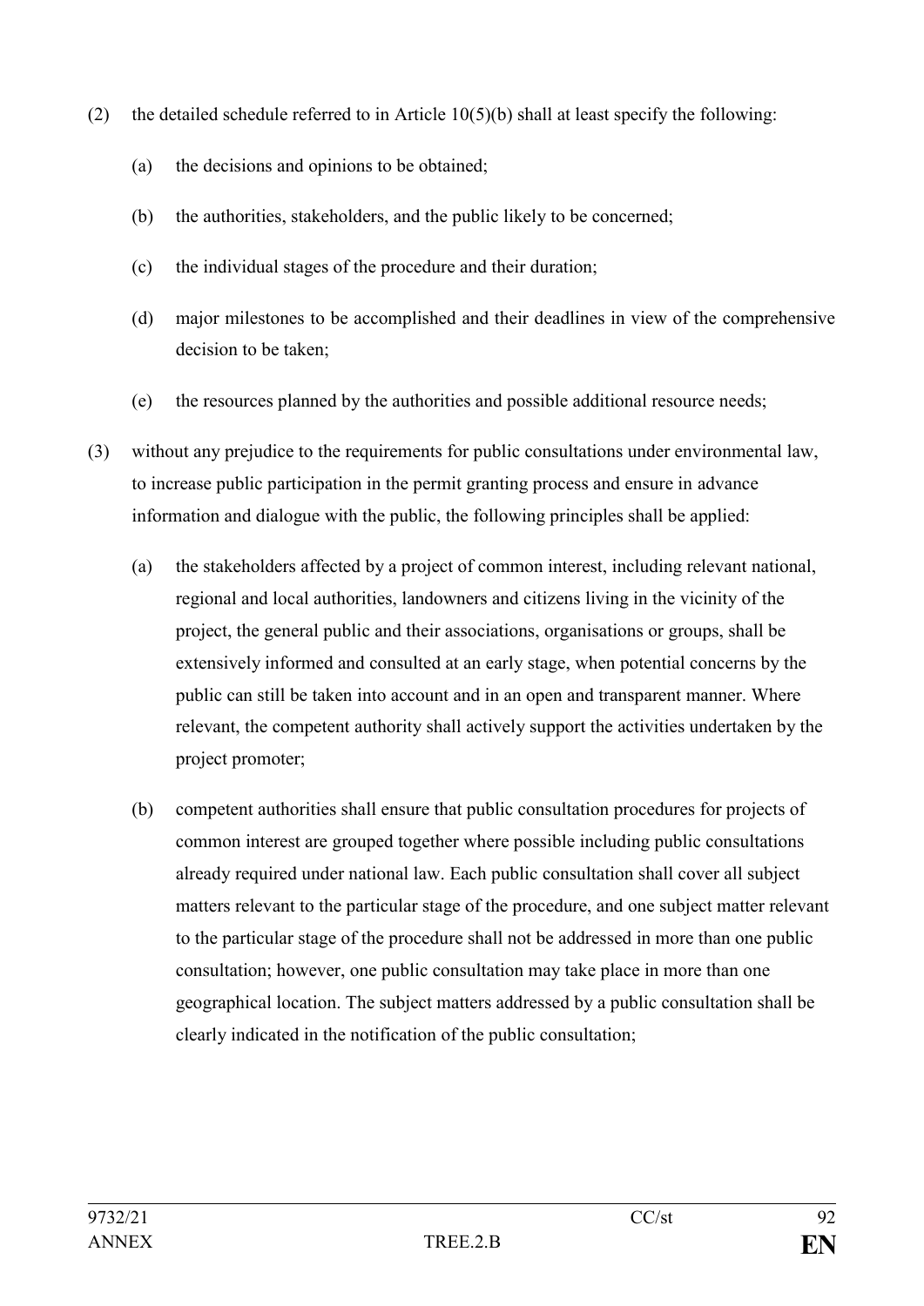(2) the detailed schedule referred to in Article 10(5)(b) shall at least specify the following:

   (a) the decisions and opinions to be obtained;

   (b) the authorities, stakeholders, and the public likely to be concerned;

   (c) the individual stages of the procedure and their duration;

   (d) major milestones to be accomplished and their deadlines in view of the comprehensive decision to be taken;

   (e) the resources planned by the authorities and possible additional resource needs;

(3) without any prejudice to the requirements for public consultations under environmental law, to increase public participation in the permit granting process and ensure in advance information and dialogue with the public, the following principles shall be applied:

   (a) the stakeholders affected by a project of common interest, including relevant national, regional and local authorities, landowners and citizens living in the vicinity of the project, the general public and their associations, organisations or groups, shall be extensively informed and consulted at an early stage, when potential concerns by the public can still be taken into account and in an open and transparent manner. Where relevant, the competent authority shall actively support the activities undertaken by the project promoter;

   (b) competent authorities shall ensure that public consultation procedures for projects of common interest are grouped together where possible including public consultations already required under national law. Each public consultation shall cover all subject matters relevant to the particular stage of the procedure, and one subject matter relevant to the particular stage of the procedure shall not be addressed in more than one public consultation; however, one public consultation may take place in more than one geographical location. The subject matters addressed by a public consultation shall be clearly indicated in the notification of the public consultation;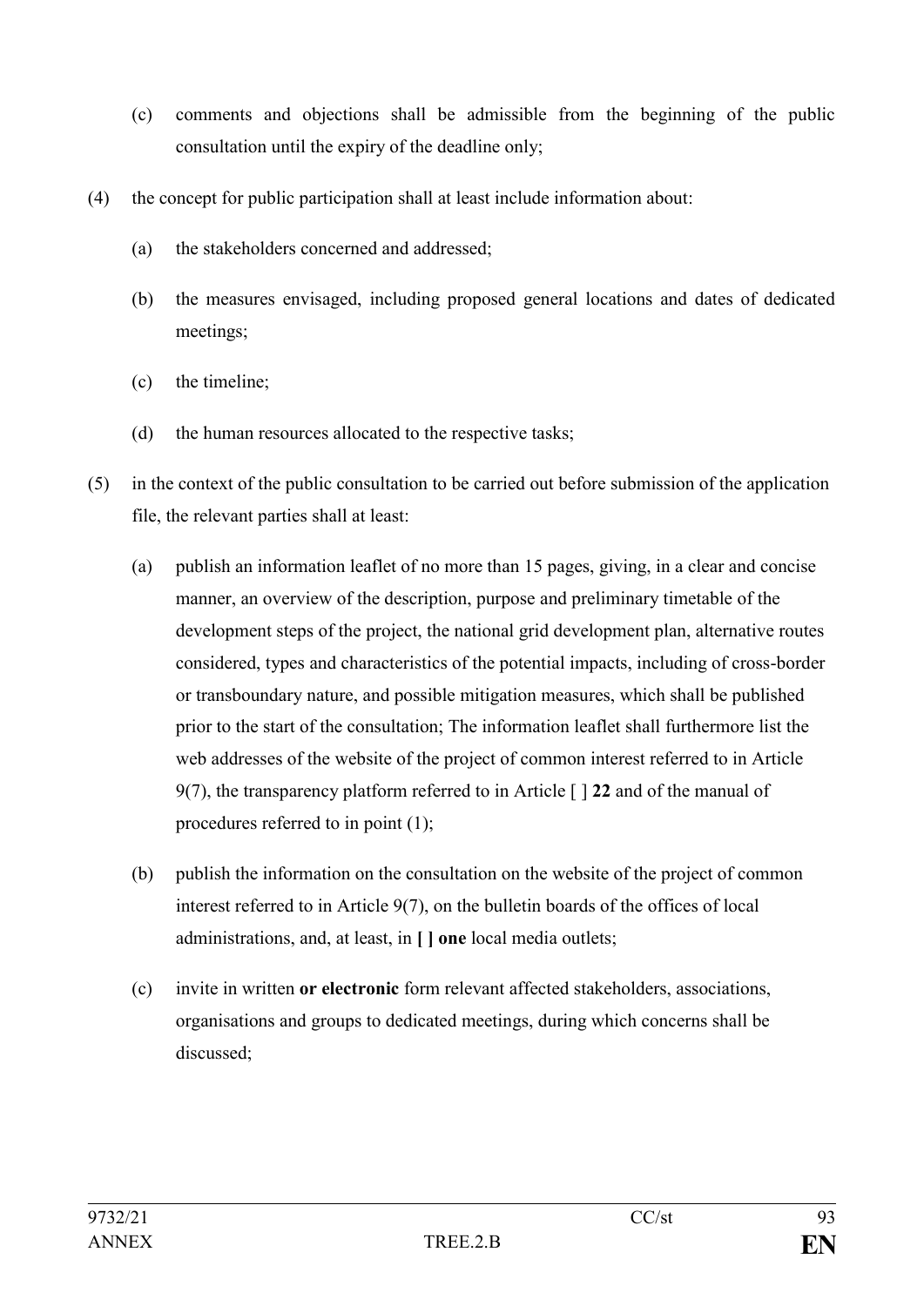(c) comments and objections shall be admissible from the beginning of the public consultation until the expiry of the deadline only;

(4) the concept for public participation shall at least include information about:

(a) the stakeholders concerned and addressed;

(b) the measures envisaged, including proposed general locations and dates of dedicated meetings;

(c) the timeline;

(d) the human resources allocated to the respective tasks;

(5) in the context of the public consultation to be carried out before submission of the application file, the relevant parties shall at least:

(a) publish an information leaflet of no more than 15 pages, giving, in a clear and concise manner, an overview of the description, purpose and preliminary timetable of the development steps of the project, the national grid development plan, alternative routes considered, types and characteristics of the potential impacts, including of cross-border or transboundary nature, and possible mitigation measures, which shall be published prior to the start of the consultation; The information leaflet shall furthermore list the web addresses of the website of the project of common interest referred to in Article 9(7), the transparency platform referred to in Article [ ] **22** and of the manual of procedures referred to in point (1);

(b) publish the information on the consultation on the website of the project of common interest referred to in Article 9(7), on the bulletin boards of the offices of local administrations, and, at least, in **[ ] one** local media outlets;

(c) invite in written **or electronic** form relevant affected stakeholders, associations, organisations and groups to dedicated meetings, during which concerns shall be discussed;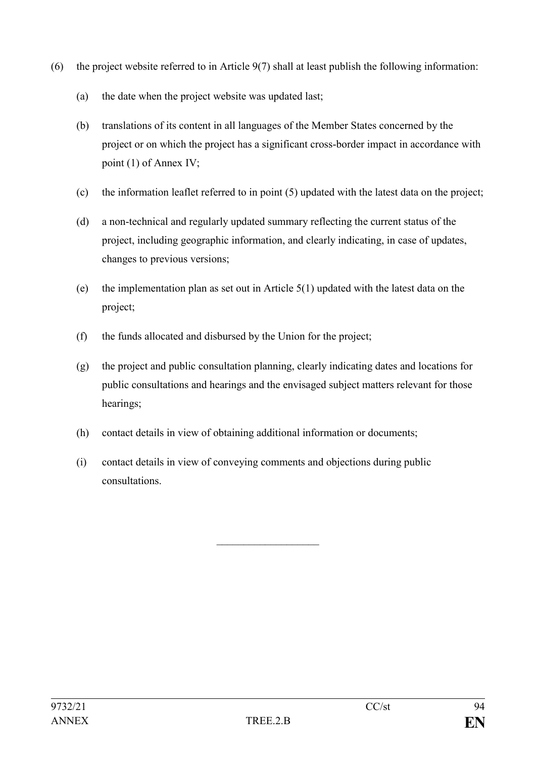(6) the project website referred to in Article 9(7) shall at least publish the following information:

(a) the date when the project website was updated last;

(b) translations of its content in all languages of the Member States concerned by the project or on which the project has a significant cross-border impact in accordance with point (1) of Annex IV;

(c) the information leaflet referred to in point (5) updated with the latest data on the project;

(d) a non-technical and regularly updated summary reflecting the current status of the project, including geographic information, and clearly indicating, in case of updates, changes to previous versions;

(e) the implementation plan as set out in Article 5(1) updated with the latest data on the project;

(f) the funds allocated and disbursed by the Union for the project;

(g) the project and public consultation planning, clearly indicating dates and locations for public consultations and hearings and the envisaged subject matters relevant for those hearings;

(h) contact details in view of obtaining additional information or documents;

(i) contact details in view of conveying comments and objections during public consultations.

---